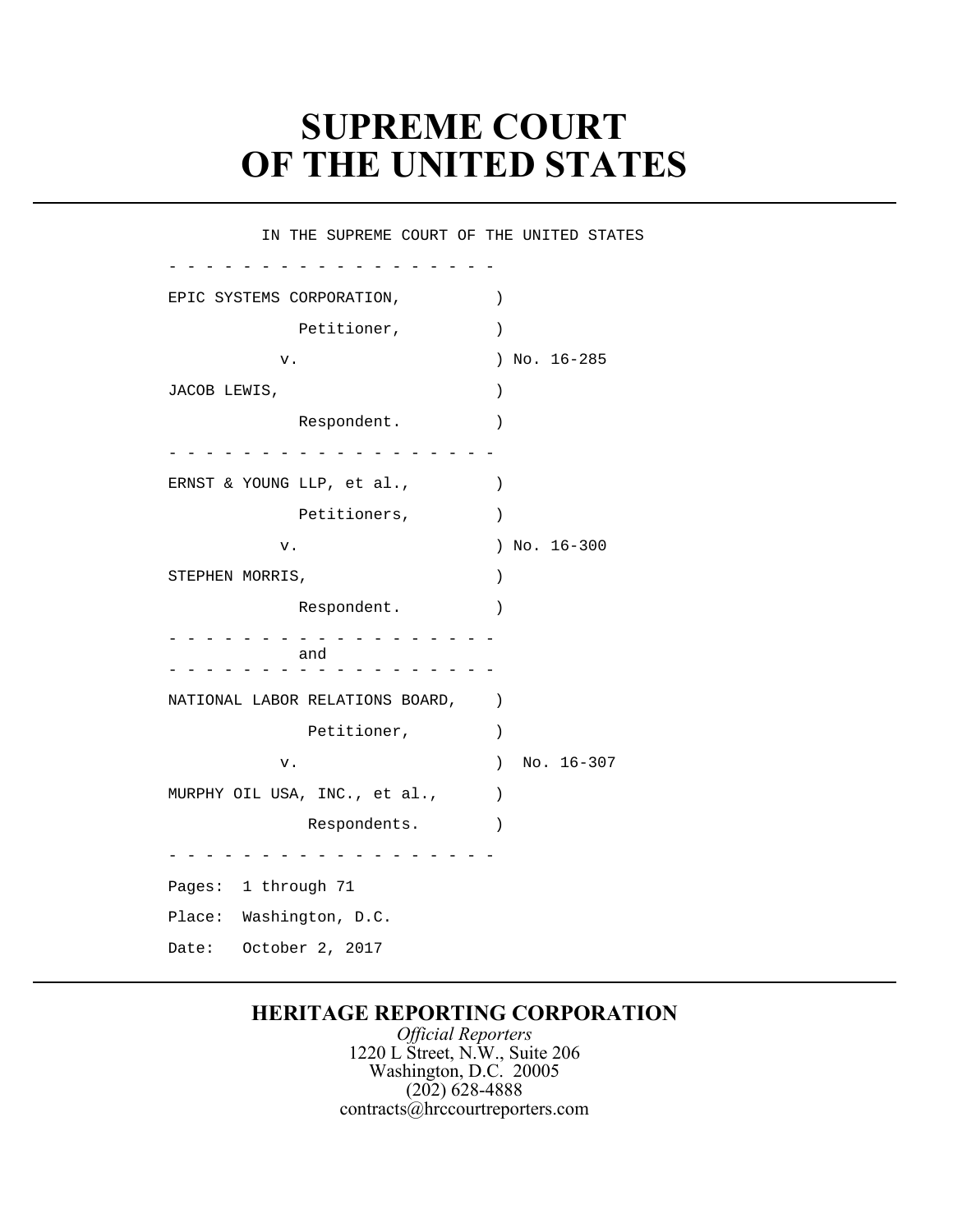# SUPREME COURT OF THE UNITED STATES

IN THE SUPREME COURT OF THE UNITED STATES

- - - - - - - - - - - - - - - - - -

EPIC SYSTEMS CORPORATION, )

Petitioner, )

v. ) No. 16-285

JACOB LEWIS, )

Respondent. )

- - - - - - - - - - - - - - - - - -

ERNST & YOUNG LLP, et al., )

Petitioners, )

v. ) No. 16-300

STEPHEN MORRIS, )

Respondent. )

- - - - - - - - - - - - - - - - - -

and

- - - - - - - - - - - - - - - - - -

NATIONAL LABOR RELATIONS BOARD, )

Petitioner, )

v. ) No. 16-307

MURPHY OIL USA, INC., et al., )

Respondents. )

- - - - - - - - - - - - - - - - - -

Pages: 1 through 71

Place: Washington, D.C.

Date: October 2, 2017

**HERITAGE REPORTING CORPORATION**

*Official Reporters*

1220 L Street, N.W., Suite 206

Washington, D.C. 20005

(202) 628-4888

contracts@hrccourtreporters.com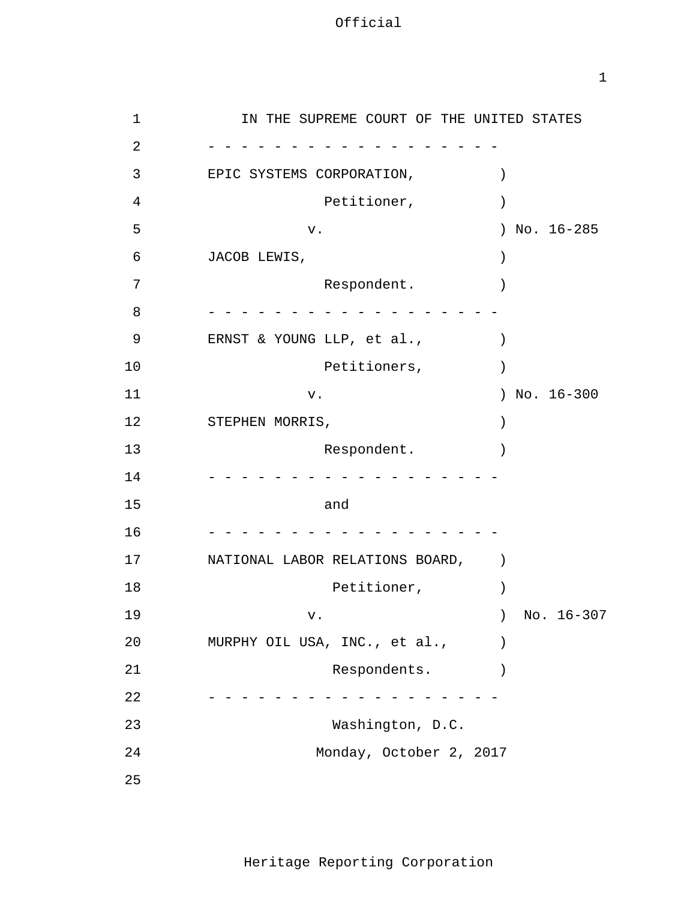IN THE SUPREME COURT OF THE UNITED STATES

- - - - - - - - - - - - - - - - - - -

EPIC SYSTEMS CORPORATION, )
Petitioner, )
v. ) No. 16-285
JACOB LEWIS, )
Respondent. )

- - - - - - - - - - - - - - - - - - -

ERNST & YOUNG LLP, et al., )
Petitioners, )
v. ) No. 16-300
STEPHEN MORRIS, )
Respondent. )

- - - - - - - - - - - - - - - - - - -

and

- - - - - - - - - - - - - - - - - - -

NATIONAL LABOR RELATIONS BOARD, )
Petitioner, )
v. ) No. 16-307
MURPHY OIL USA, INC., et al., )
Respondents. )

- - - - - - - - - - - - - - - - - - -

Washington, D.C.

Monday, October 2, 2017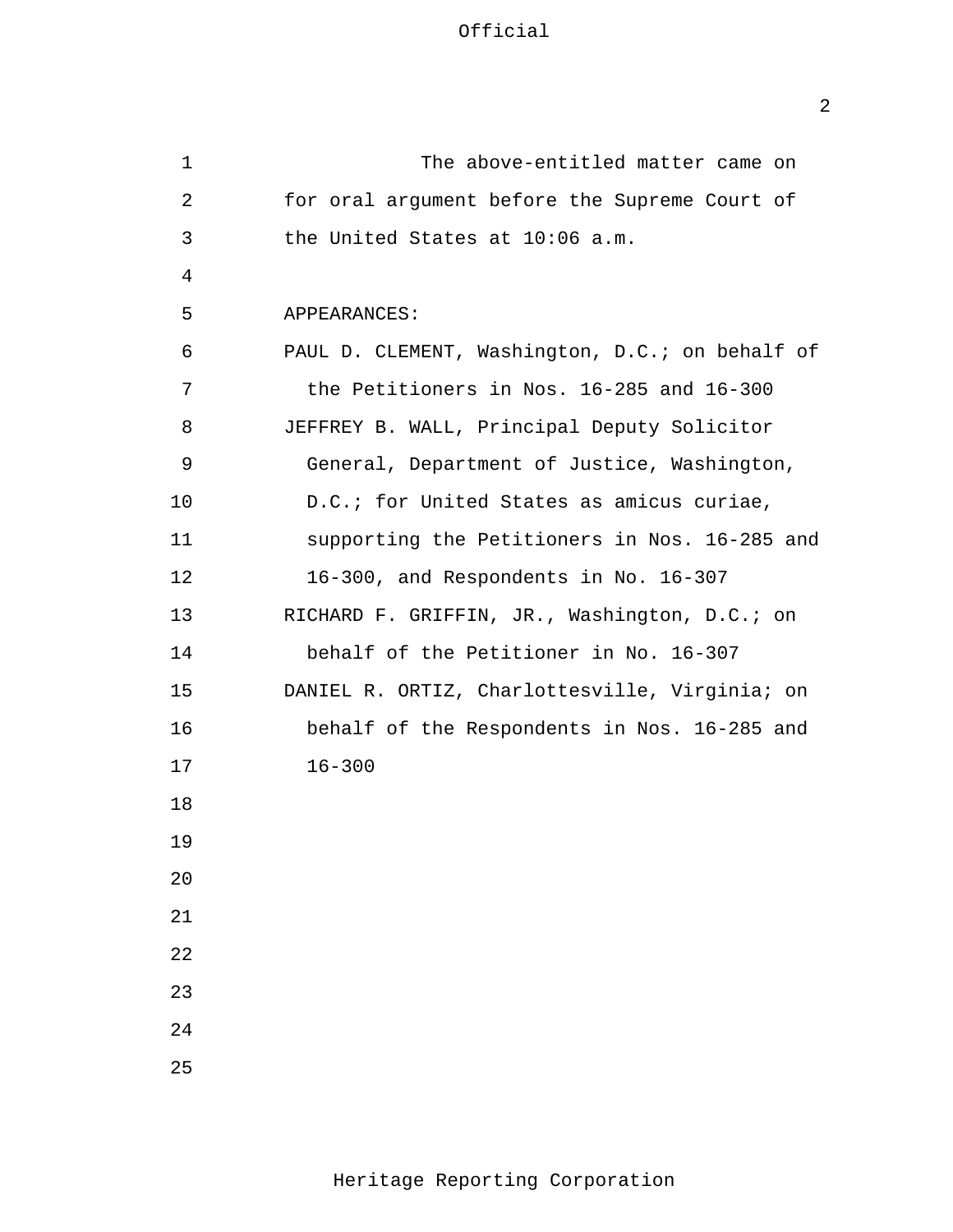The above-entitled matter came on for oral argument before the Supreme Court of the United States at 10:06 a.m.

APPEARANCES:

PAUL D. CLEMENT, Washington, D.C.; on behalf of the Petitioners in Nos. 16-285 and 16-300

JEFFREY B. WALL, Principal Deputy Solicitor General, Department of Justice, Washington, D.C.; for United States as amicus curiae, supporting the Petitioners in Nos. 16-285 and 16-300, and Respondents in No. 16-307

RICHARD F. GRIFFIN, JR., Washington, D.C.; on behalf of the Petitioner in No. 16-307

DANIEL R. ORTIZ, Charlottesville, Virginia; on behalf of the Respondents in Nos. 16-285 and 16-300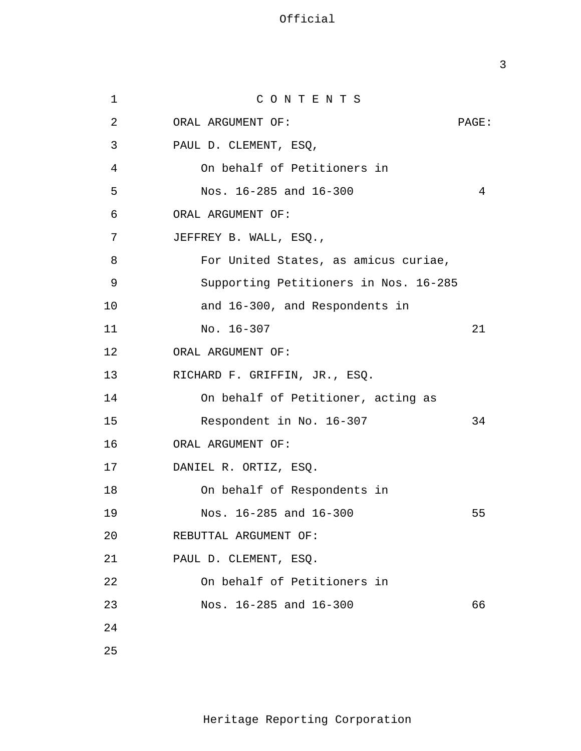# C O N T E N T S

| ORAL ARGUMENT OF: | PAGE: |
|---|---|
| PAUL D. CLEMENT, ESQ, | |
| On behalf of Petitioners in | |
| Nos. 16-285 and 16-300 | 4 |
| ORAL ARGUMENT OF: | |
| JEFFREY B. WALL, ESQ., | |
| For United States, as amicus curiae, | |
| Supporting Petitioners in Nos. 16-285 | |
| and 16-300, and Respondents in | |
| No. 16-307 | 21 |
| ORAL ARGUMENT OF: | |
| RICHARD F. GRIFFIN, JR., ESQ. | |
| On behalf of Petitioner, acting as | |
| Respondent in No. 16-307 | 34 |
| ORAL ARGUMENT OF: | |
| DANIEL R. ORTIZ, ESQ. | |
| On behalf of Respondents in | |
| Nos. 16-285 and 16-300 | 55 |
| REBUTTAL ARGUMENT OF: | |
| PAUL D. CLEMENT, ESQ. | |
| On behalf of Petitioners in | |
| Nos. 16-285 and 16-300 | 66 |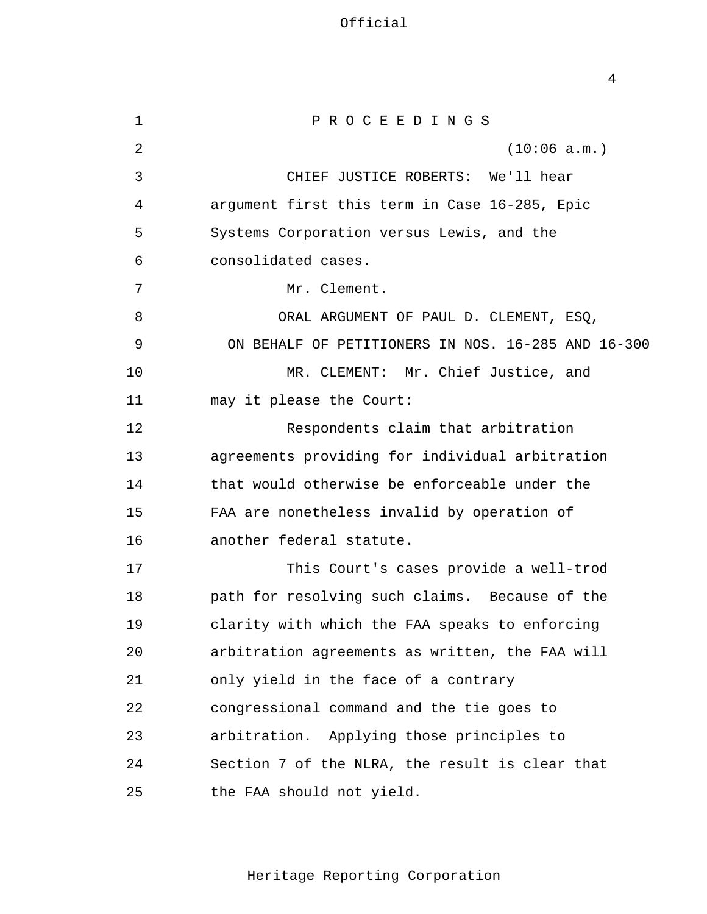P R O C E E D I N G S

(10:06 a.m.)

CHIEF JUSTICE ROBERTS: We'll hear argument first this term in Case 16-285, Epic Systems Corporation versus Lewis, and the consolidated cases.

Mr. Clement.

ORAL ARGUMENT OF PAUL D. CLEMENT, ESQ,
ON BEHALF OF PETITIONERS IN NOS. 16-285 AND 16-300

MR. CLEMENT: Mr. Chief Justice, and may it please the Court:

Respondents claim that arbitration agreements providing for individual arbitration that would otherwise be enforceable under the FAA are nonetheless invalid by operation of another federal statute.

This Court's cases provide a well-trod path for resolving such claims. Because of the clarity with which the FAA speaks to enforcing arbitration agreements as written, the FAA will only yield in the face of a contrary congressional command and the tie goes to arbitration. Applying those principles to Section 7 of the NLRA, the result is clear that the FAA should not yield.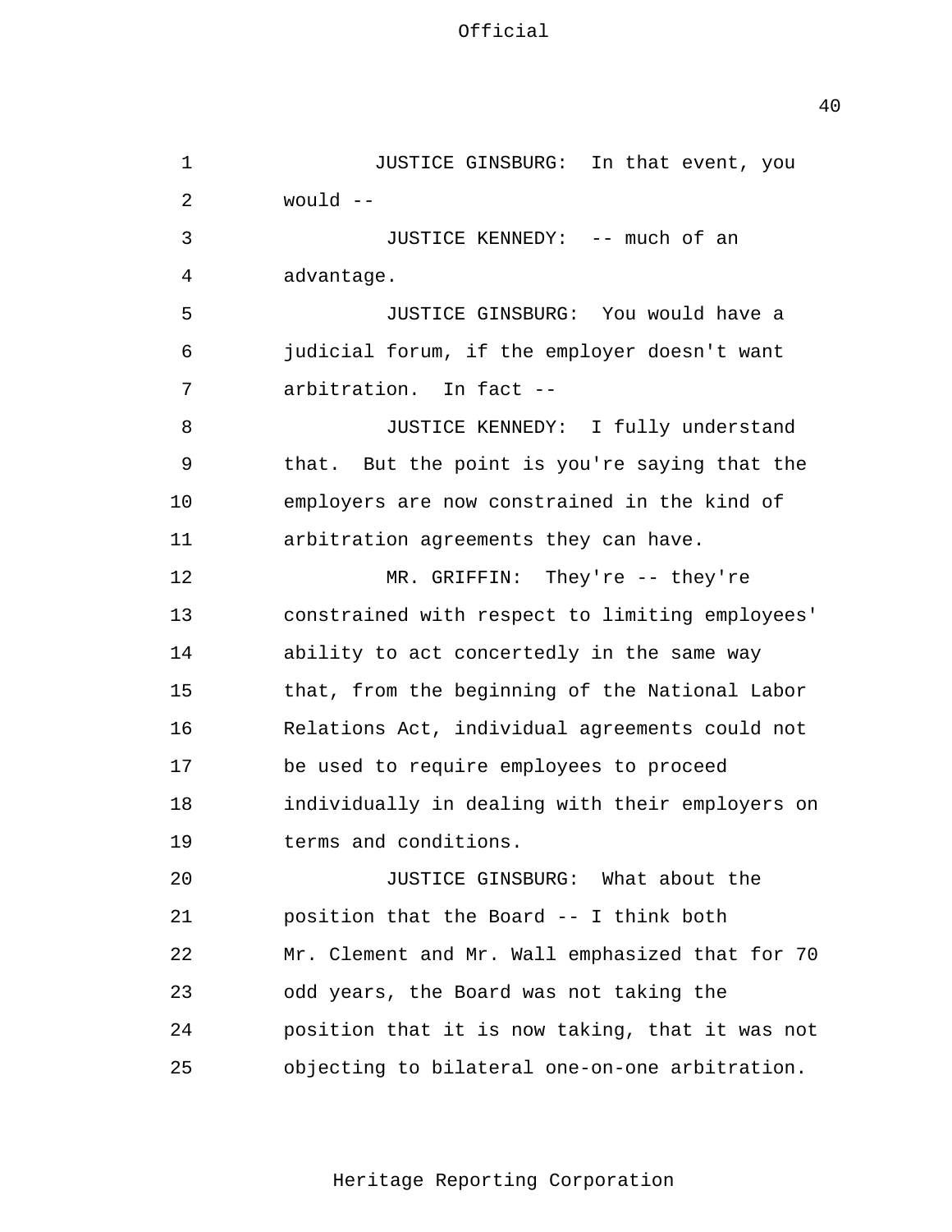JUSTICE GINSBURG: In that event, you would --

JUSTICE KENNEDY: -- much of an advantage.

JUSTICE GINSBURG: You would have a judicial forum, if the employer doesn't want arbitration. In fact --

JUSTICE KENNEDY: I fully understand that. But the point is you're saying that the employers are now constrained in the kind of arbitration agreements they can have.

MR. GRIFFIN: They're -- they're constrained with respect to limiting employees' ability to act concertedly in the same way that, from the beginning of the National Labor Relations Act, individual agreements could not be used to require employees to proceed individually in dealing with their employers on terms and conditions.

JUSTICE GINSBURG: What about the position that the Board -- I think both Mr. Clement and Mr. Wall emphasized that for 70 odd years, the Board was not taking the position that it is now taking, that it was not objecting to bilateral one-on-one arbitration.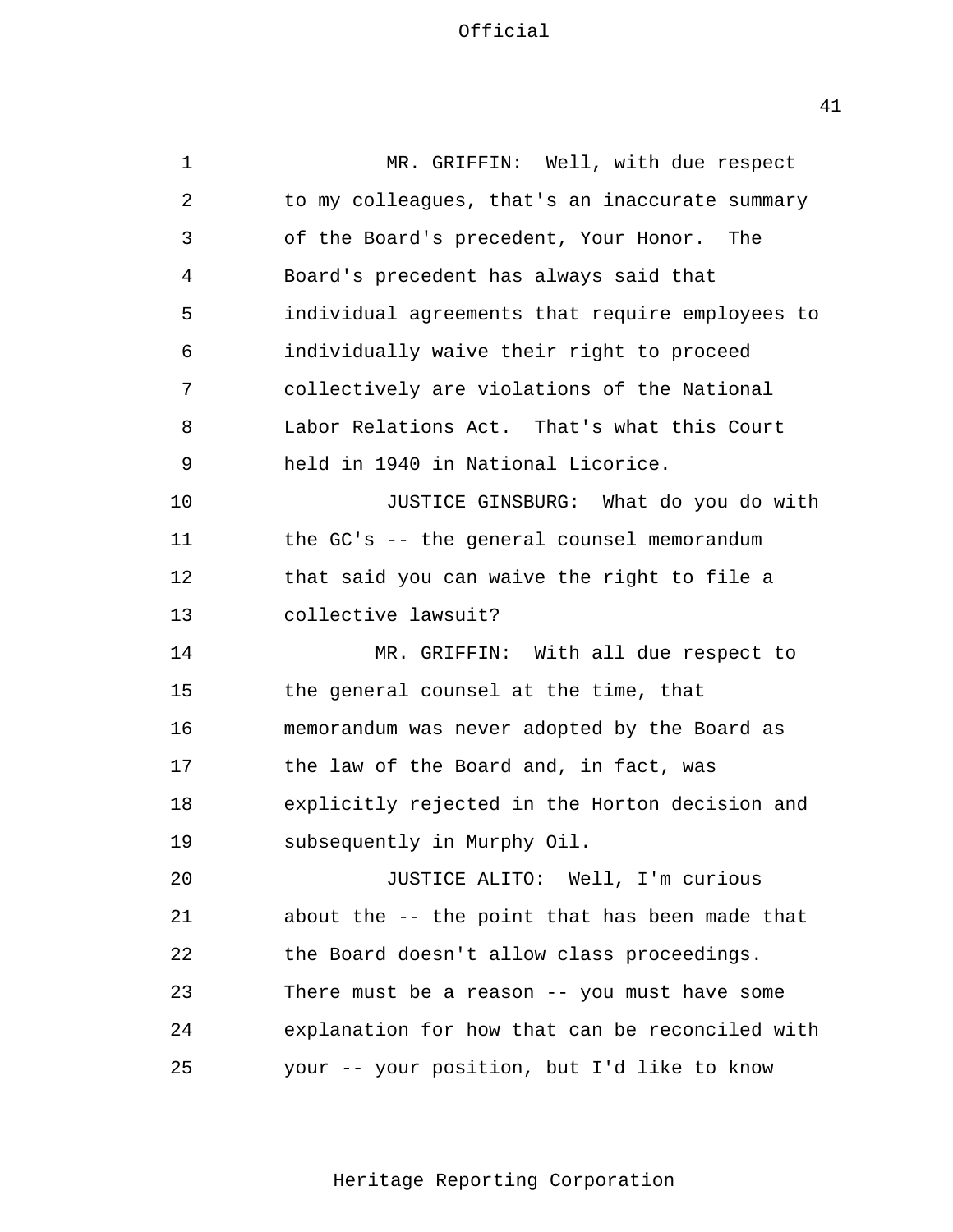MR. GRIFFIN: Well, with due respect to my colleagues, that's an inaccurate summary of the Board's precedent, Your Honor. The Board's precedent has always said that individual agreements that require employees to individually waive their right to proceed collectively are violations of the National Labor Relations Act. That's what this Court held in 1940 in National Licorice.

JUSTICE GINSBURG: What do you do with the GC's -- the general counsel memorandum that said you can waive the right to file a collective lawsuit?

MR. GRIFFIN: With all due respect to the general counsel at the time, that memorandum was never adopted by the Board as the law of the Board and, in fact, was explicitly rejected in the Horton decision and subsequently in Murphy Oil.

JUSTICE ALITO: Well, I'm curious about the -- the point that has been made that the Board doesn't allow class proceedings. There must be a reason -- you must have some explanation for how that can be reconciled with your -- your position, but I'd like to know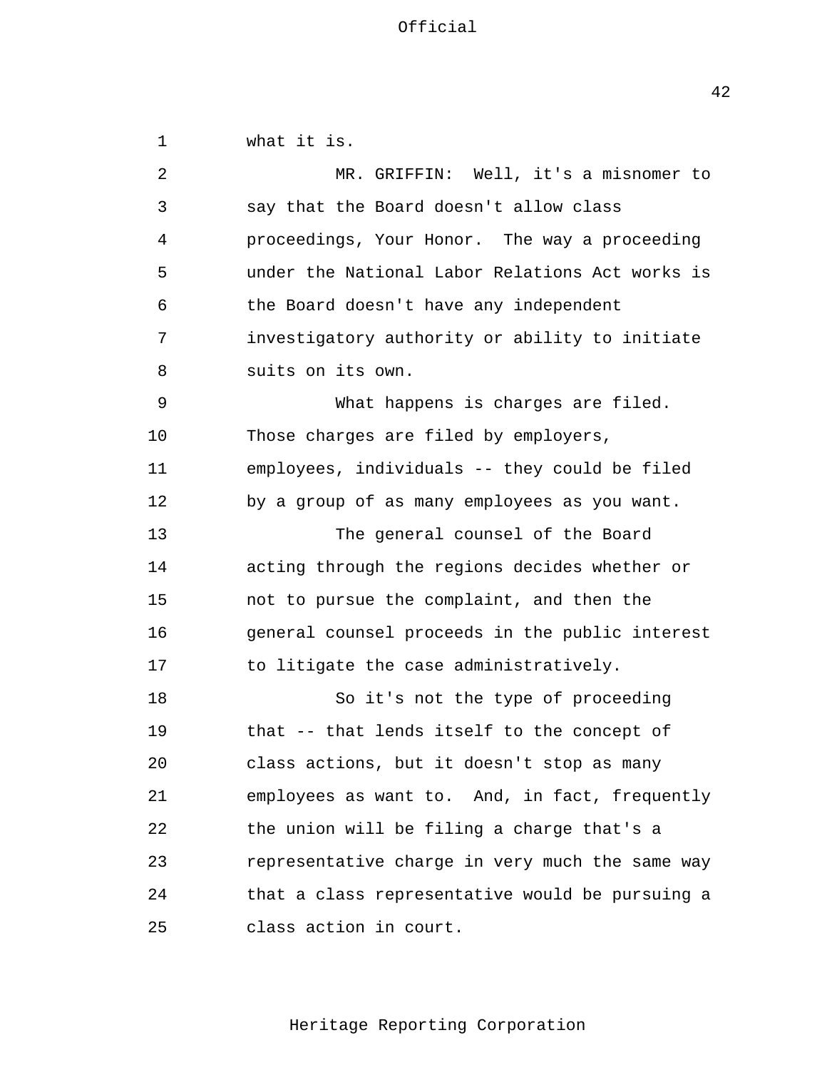what it is.

MR. GRIFFIN: Well, it's a misnomer to say that the Board doesn't allow class proceedings, Your Honor. The way a proceeding under the National Labor Relations Act works is the Board doesn't have any independent investigatory authority or ability to initiate suits on its own.

What happens is charges are filed. Those charges are filed by employers, employees, individuals -- they could be filed by a group of as many employees as you want.

The general counsel of the Board acting through the regions decides whether or not to pursue the complaint, and then the general counsel proceeds in the public interest to litigate the case administratively.

So it's not the type of proceeding that -- that lends itself to the concept of class actions, but it doesn't stop as many employees as want to. And, in fact, frequently the union will be filing a charge that's a representative charge in very much the same way that a class representative would be pursuing a class action in court.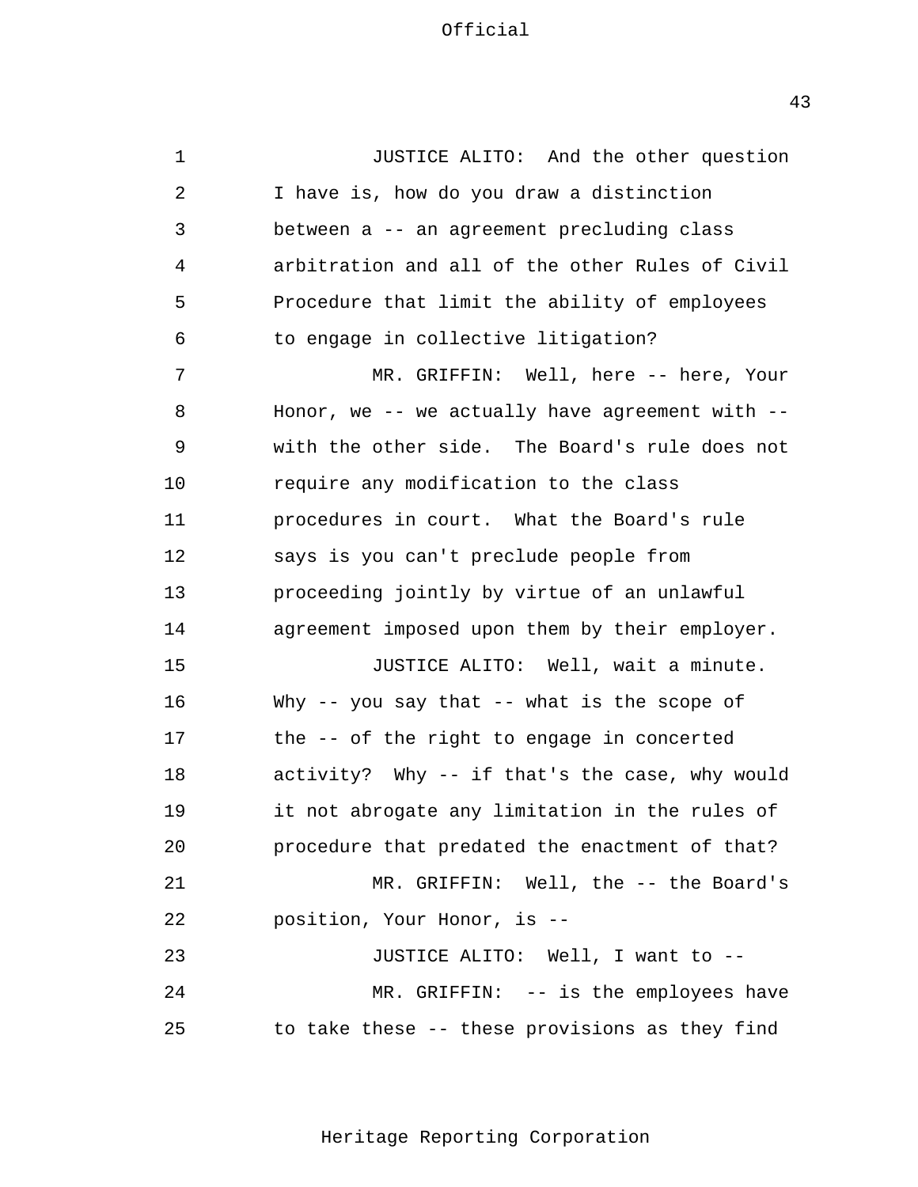JUSTICE ALITO: And the other question I have is, how do you draw a distinction between a -- an agreement precluding class arbitration and all of the other Rules of Civil Procedure that limit the ability of employees to engage in collective litigation?

MR. GRIFFIN: Well, here -- here, Your Honor, we -- we actually have agreement with -- with the other side. The Board's rule does not require any modification to the class procedures in court. What the Board's rule says is you can't preclude people from proceeding jointly by virtue of an unlawful agreement imposed upon them by their employer.

JUSTICE ALITO: Well, wait a minute. Why -- you say that -- what is the scope of the -- of the right to engage in concerted activity? Why -- if that's the case, why would it not abrogate any limitation in the rules of procedure that predated the enactment of that?

MR. GRIFFIN: Well, the -- the Board's position, Your Honor, is --

JUSTICE ALITO: Well, I want to --

MR. GRIFFIN: -- is the employees have to take these -- these provisions as they find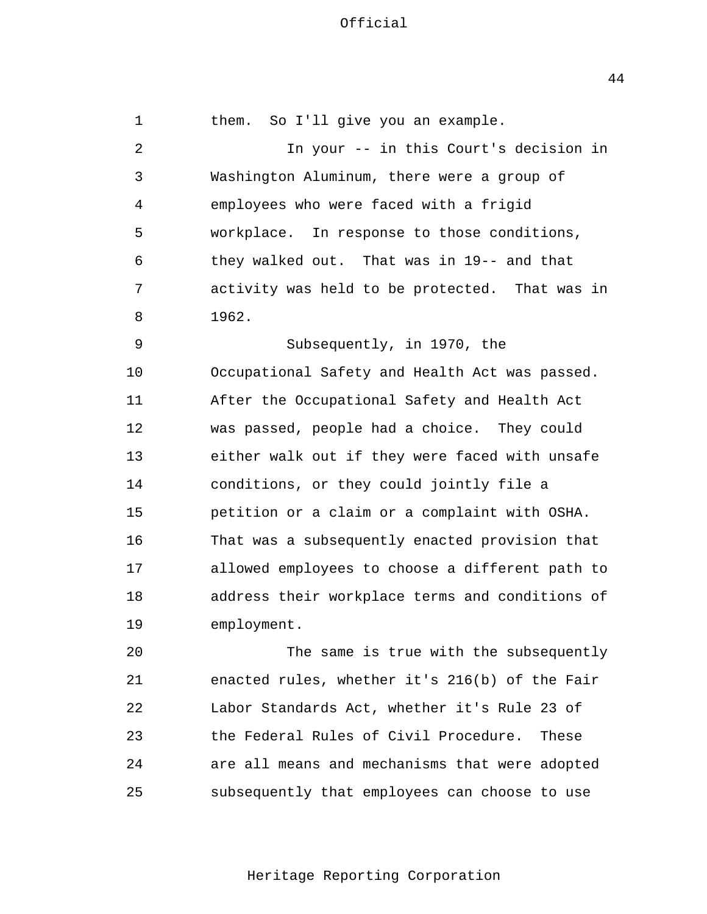them. So I'll give you an example.

In your -- in this Court's decision in Washington Aluminum, there were a group of employees who were faced with a frigid workplace. In response to those conditions, they walked out. That was in 19-- and that activity was held to be protected. That was in 1962.

Subsequently, in 1970, the Occupational Safety and Health Act was passed. After the Occupational Safety and Health Act was passed, people had a choice. They could either walk out if they were faced with unsafe conditions, or they could jointly file a petition or a claim or a complaint with OSHA. That was a subsequently enacted provision that allowed employees to choose a different path to address their workplace terms and conditions of employment.

The same is true with the subsequently enacted rules, whether it's 216(b) of the Fair Labor Standards Act, whether it's Rule 23 of the Federal Rules of Civil Procedure. These are all means and mechanisms that were adopted subsequently that employees can choose to use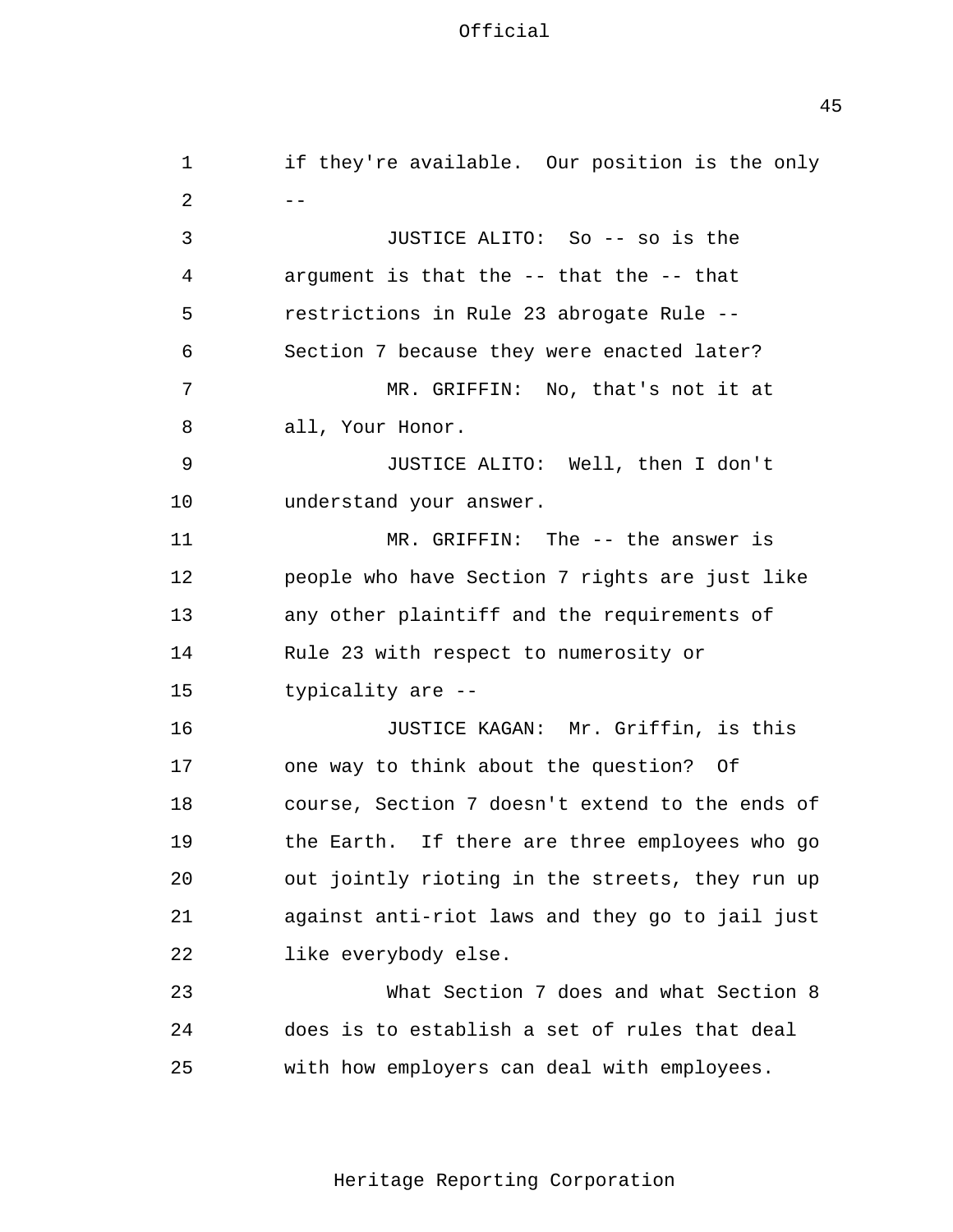if they're available. Our position is the only --

JUSTICE ALITO: So -- so is the argument is that the -- that the -- that restrictions in Rule 23 abrogate Rule -- Section 7 because they were enacted later?

MR. GRIFFIN: No, that's not it at all, Your Honor.

JUSTICE ALITO: Well, then I don't understand your answer.

MR. GRIFFIN: The -- the answer is people who have Section 7 rights are just like any other plaintiff and the requirements of Rule 23 with respect to numerosity or typicality are --

JUSTICE KAGAN: Mr. Griffin, is this one way to think about the question? Of course, Section 7 doesn't extend to the ends of the Earth. If there are three employees who go out jointly rioting in the streets, they run up against anti-riot laws and they go to jail just like everybody else.

What Section 7 does and what Section 8 does is to establish a set of rules that deal with how employers can deal with employees.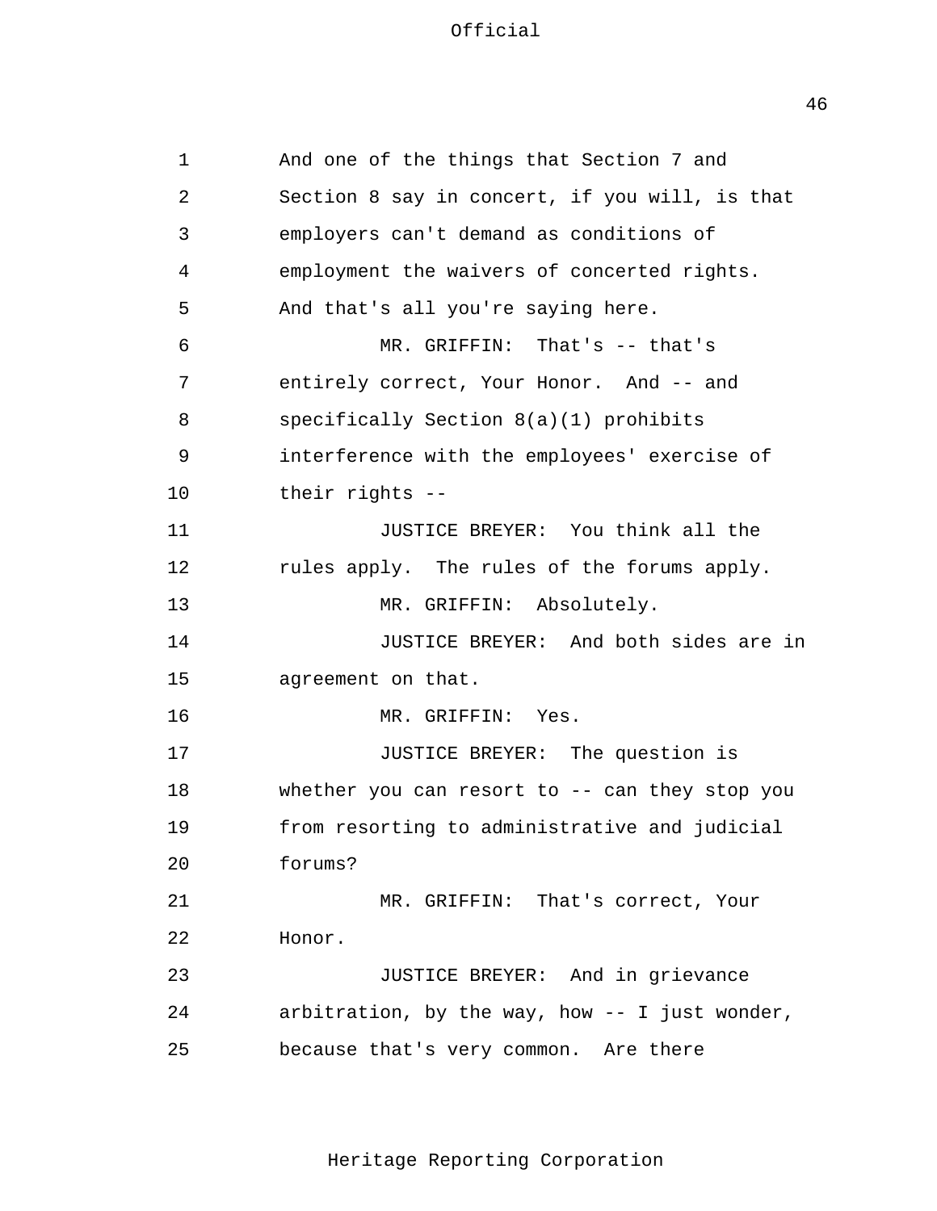And one of the things that Section 7 and Section 8 say in concert, if you will, is that employers can't demand as conditions of employment the waivers of concerted rights. And that's all you're saying here.

MR. GRIFFIN: That's -- that's entirely correct, Your Honor. And -- and specifically Section 8(a)(1) prohibits interference with the employees' exercise of their rights --

JUSTICE BREYER: You think all the rules apply. The rules of the forums apply.

MR. GRIFFIN: Absolutely.

JUSTICE BREYER: And both sides are in agreement on that.

MR. GRIFFIN: Yes.

JUSTICE BREYER: The question is whether you can resort to -- can they stop you from resorting to administrative and judicial forums?

MR. GRIFFIN: That's correct, Your Honor.

JUSTICE BREYER: And in grievance arbitration, by the way, how -- I just wonder, because that's very common. Are there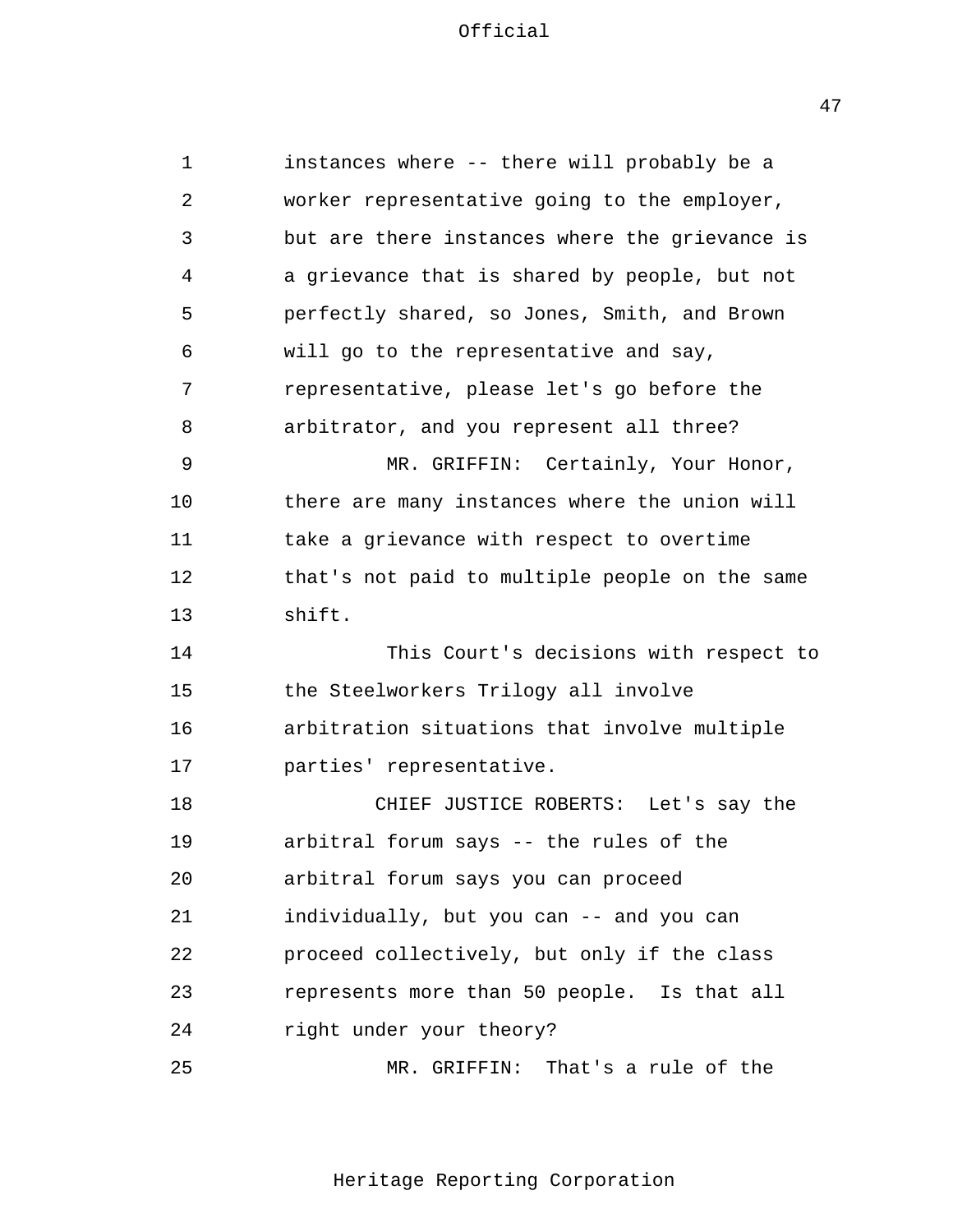instances where -- there will probably be a worker representative going to the employer, but are there instances where the grievance is a grievance that is shared by people, but not perfectly shared, so Jones, Smith, and Brown will go to the representative and say, representative, please let's go before the arbitrator, and you represent all three?

MR. GRIFFIN: Certainly, Your Honor, there are many instances where the union will take a grievance with respect to overtime that's not paid to multiple people on the same shift.

This Court's decisions with respect to the Steelworkers Trilogy all involve arbitration situations that involve multiple parties' representative.

CHIEF JUSTICE ROBERTS: Let's say the arbitral forum says -- the rules of the arbitral forum says you can proceed individually, but you can -- and you can proceed collectively, but only if the class represents more than 50 people. Is that all right under your theory?

MR. GRIFFIN: That's a rule of the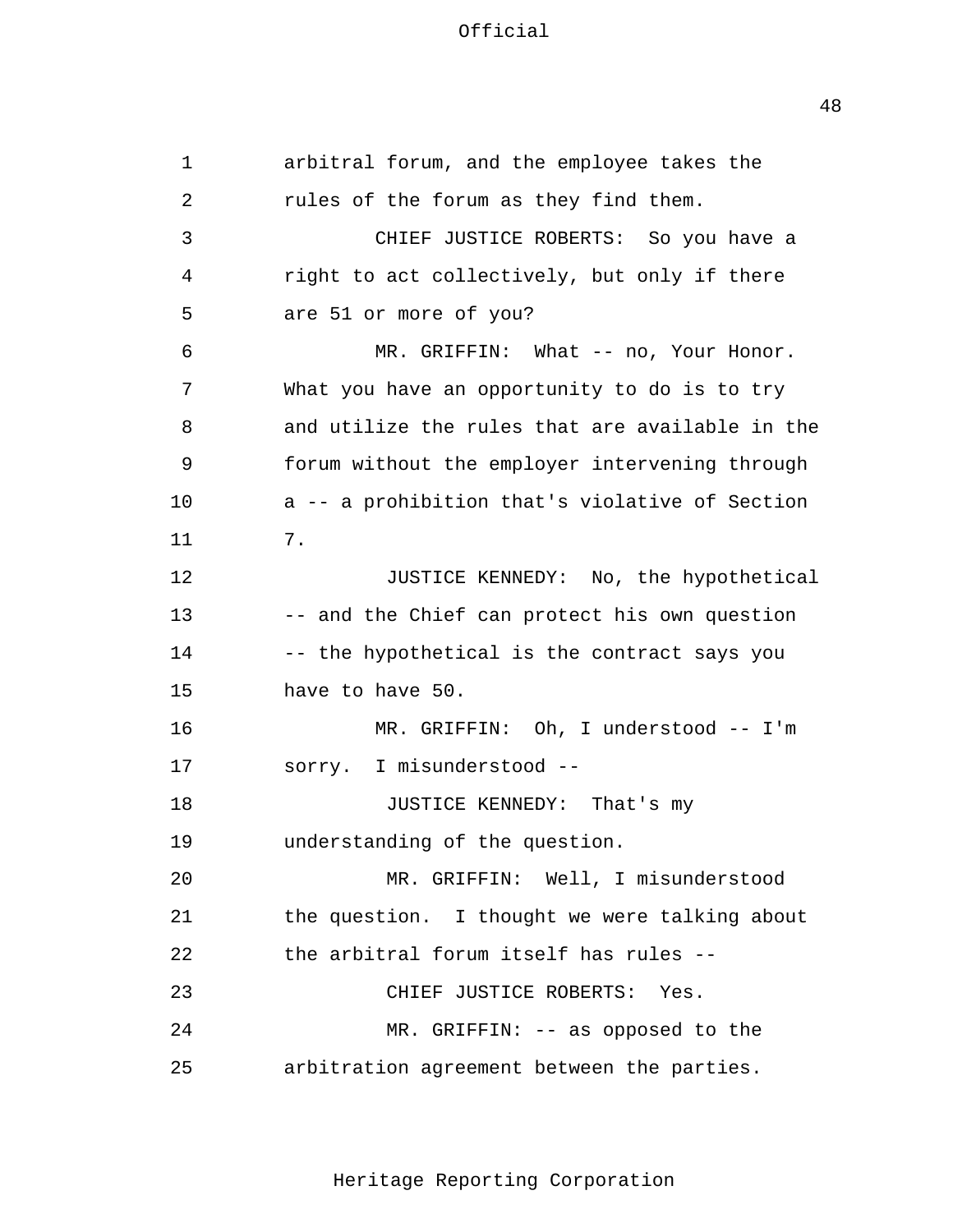arbitral forum, and the employee takes the rules of the forum as they find them.

CHIEF JUSTICE ROBERTS: So you have a right to act collectively, but only if there are 51 or more of you?

MR. GRIFFIN: What -- no, Your Honor. What you have an opportunity to do is to try and utilize the rules that are available in the forum without the employer intervening through a -- a prohibition that's violative of Section 7.

JUSTICE KENNEDY: No, the hypothetical -- and the Chief can protect his own question -- the hypothetical is the contract says you have to have 50.

MR. GRIFFIN: Oh, I understood -- I'm sorry. I misunderstood --

JUSTICE KENNEDY: That's my understanding of the question.

MR. GRIFFIN: Well, I misunderstood the question. I thought we were talking about the arbitral forum itself has rules --

CHIEF JUSTICE ROBERTS: Yes.

MR. GRIFFIN: -- as opposed to the arbitration agreement between the parties.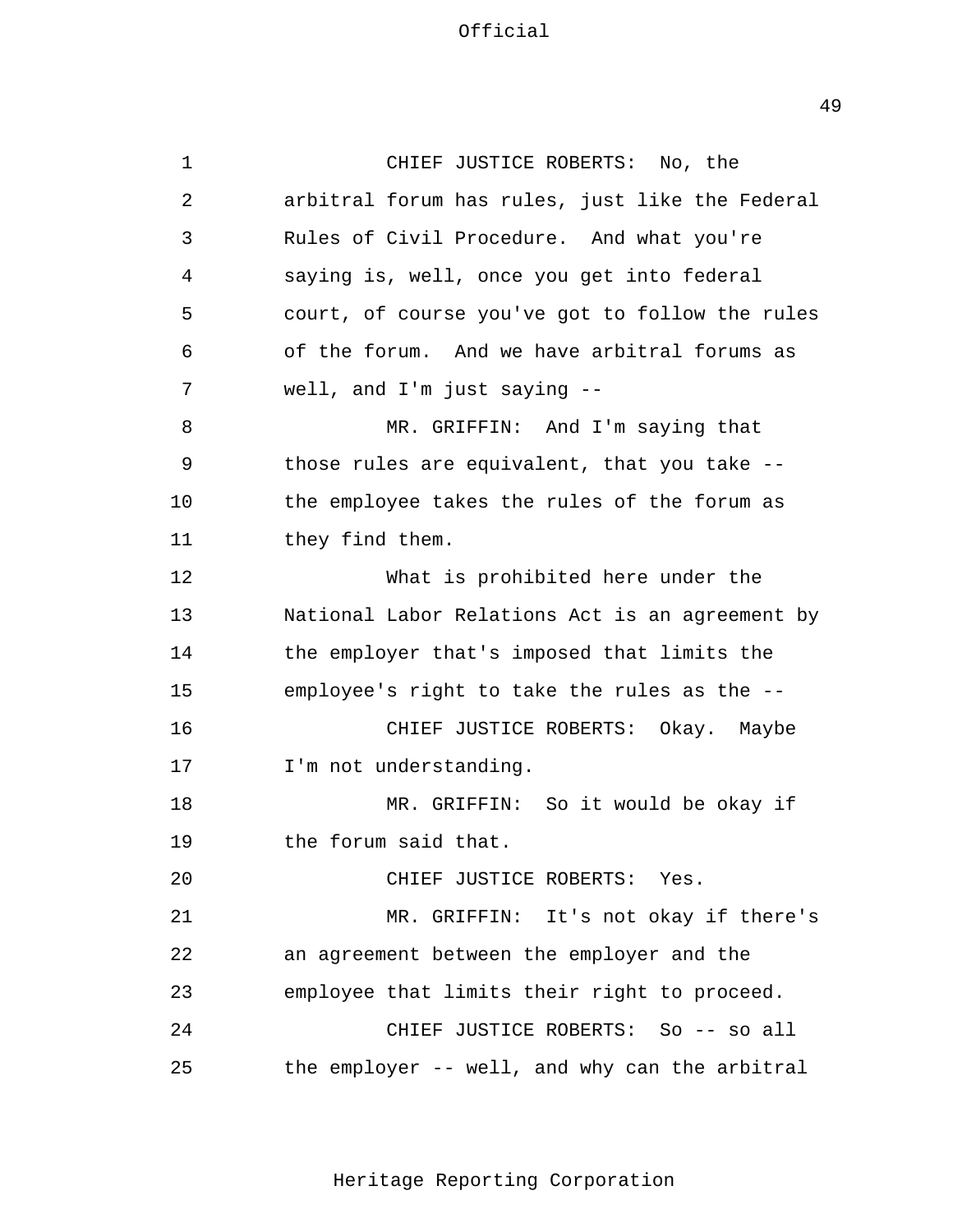CHIEF JUSTICE ROBERTS: No, the arbitral forum has rules, just like the Federal Rules of Civil Procedure. And what you're saying is, well, once you get into federal court, of course you've got to follow the rules of the forum. And we have arbitral forums as well, and I'm just saying --

MR. GRIFFIN: And I'm saying that those rules are equivalent, that you take -- the employee takes the rules of the forum as they find them.

What is prohibited here under the National Labor Relations Act is an agreement by the employer that's imposed that limits the employee's right to take the rules as the --

CHIEF JUSTICE ROBERTS: Okay. Maybe I'm not understanding.

MR. GRIFFIN: So it would be okay if the forum said that.

CHIEF JUSTICE ROBERTS: Yes.

MR. GRIFFIN: It's not okay if there's an agreement between the employer and the employee that limits their right to proceed.

CHIEF JUSTICE ROBERTS: So -- so all the employer -- well, and why can the arbitral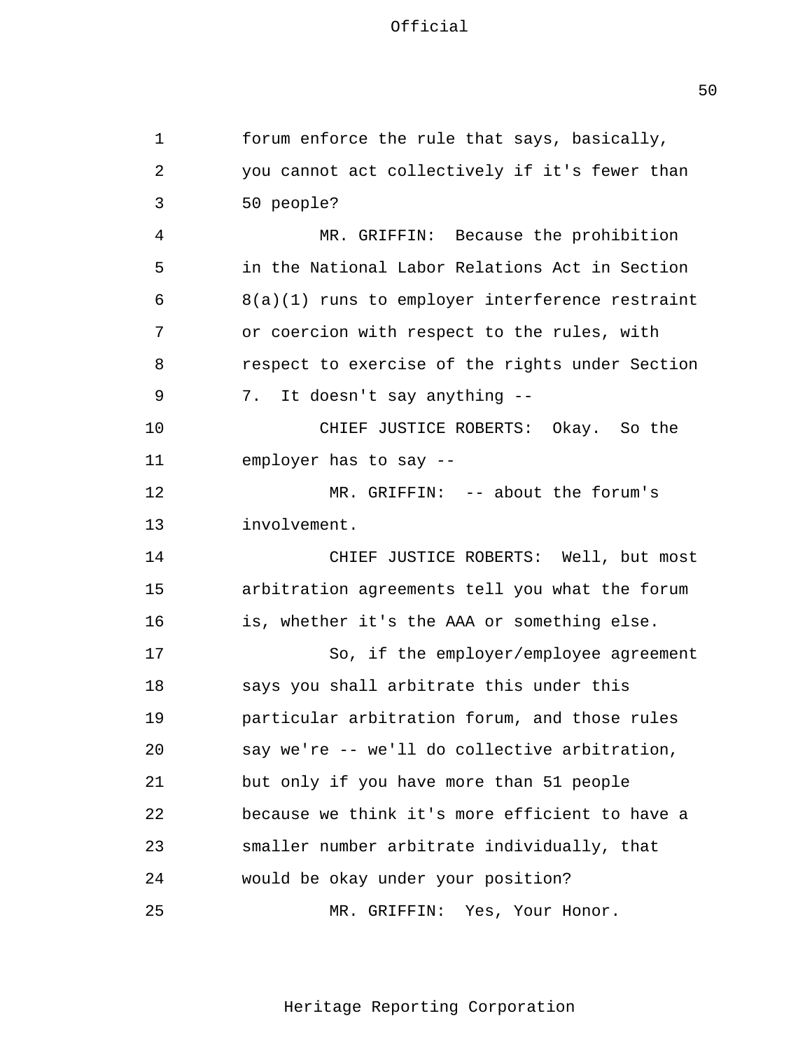forum enforce the rule that says, basically, you cannot act collectively if it's fewer than 50 people?

MR. GRIFFIN: Because the prohibition in the National Labor Relations Act in Section 8(a)(1) runs to employer interference restraint or coercion with respect to the rules, with respect to exercise of the rights under Section 7. It doesn't say anything --

CHIEF JUSTICE ROBERTS: Okay. So the employer has to say --

MR. GRIFFIN: -- about the forum's involvement.

CHIEF JUSTICE ROBERTS: Well, but most arbitration agreements tell you what the forum is, whether it's the AAA or something else.

So, if the employer/employee agreement says you shall arbitrate this under this particular arbitration forum, and those rules say we're -- we'll do collective arbitration, but only if you have more than 51 people because we think it's more efficient to have a smaller number arbitrate individually, that would be okay under your position?

MR. GRIFFIN: Yes, Your Honor.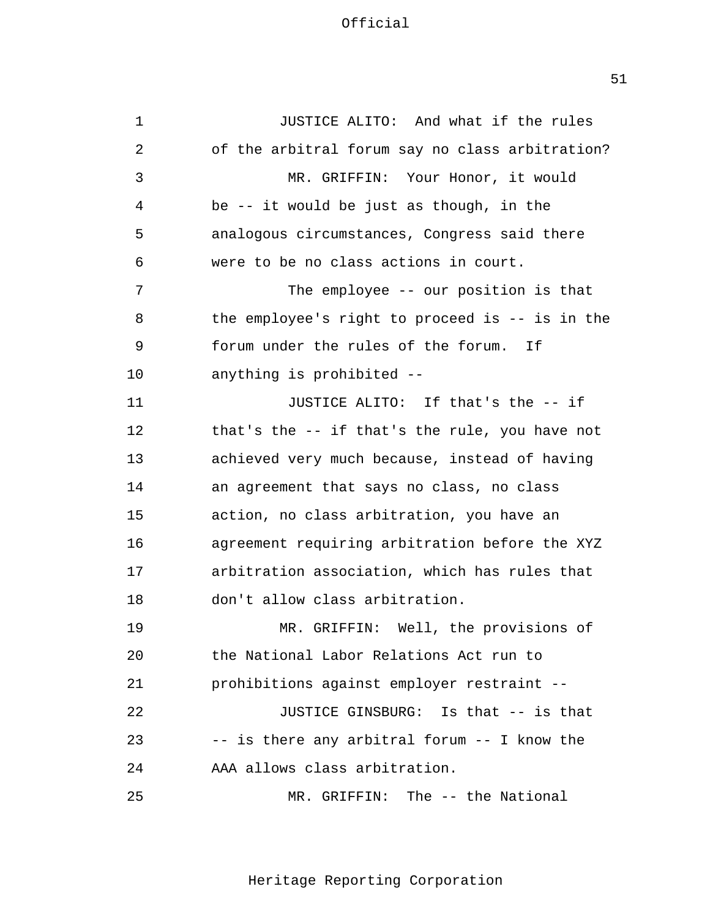JUSTICE ALITO: And what if the rules of the arbitral forum say no class arbitration?

MR. GRIFFIN: Your Honor, it would be -- it would be just as though, in the analogous circumstances, Congress said there were to be no class actions in court.

The employee -- our position is that the employee's right to proceed is -- is in the forum under the rules of the forum. If anything is prohibited --

JUSTICE ALITO: If that's the -- if that's the -- if that's the rule, you have not achieved very much because, instead of having an agreement that says no class, no class action, no class arbitration, you have an agreement requiring arbitration before the XYZ arbitration association, which has rules that don't allow class arbitration.

MR. GRIFFIN: Well, the provisions of the National Labor Relations Act run to prohibitions against employer restraint --

JUSTICE GINSBURG: Is that -- is that -- is there any arbitral forum -- I know the AAA allows class arbitration.

MR. GRIFFIN: The -- the National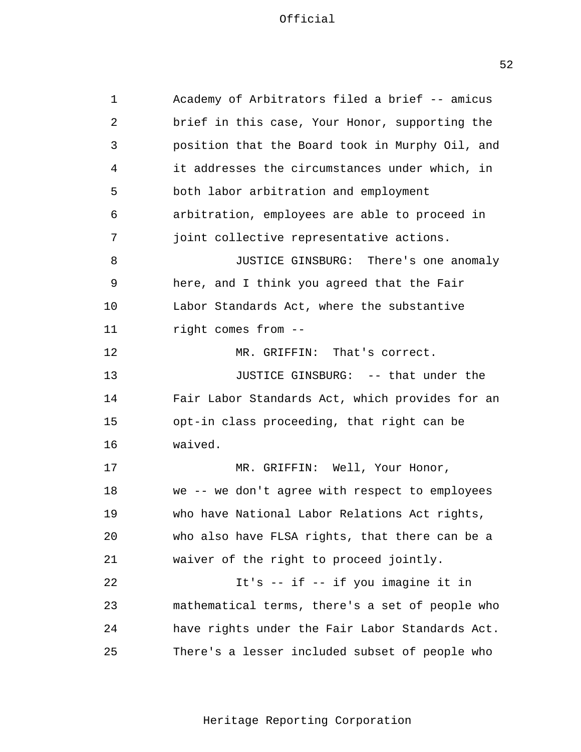Academy of Arbitrators filed a brief -- amicus brief in this case, Your Honor, supporting the position that the Board took in Murphy Oil, and it addresses the circumstances under which, in both labor arbitration and employment arbitration, employees are able to proceed in joint collective representative actions.

JUSTICE GINSBURG: There's one anomaly here, and I think you agreed that the Fair Labor Standards Act, where the substantive right comes from --

MR. GRIFFIN: That's correct.

JUSTICE GINSBURG: -- that under the Fair Labor Standards Act, which provides for an opt-in class proceeding, that right can be waived.

MR. GRIFFIN: Well, Your Honor, we -- we don't agree with respect to employees who have National Labor Relations Act rights, who also have FLSA rights, that there can be a waiver of the right to proceed jointly.

It's -- if -- if you imagine it in mathematical terms, there's a set of people who have rights under the Fair Labor Standards Act. There's a lesser included subset of people who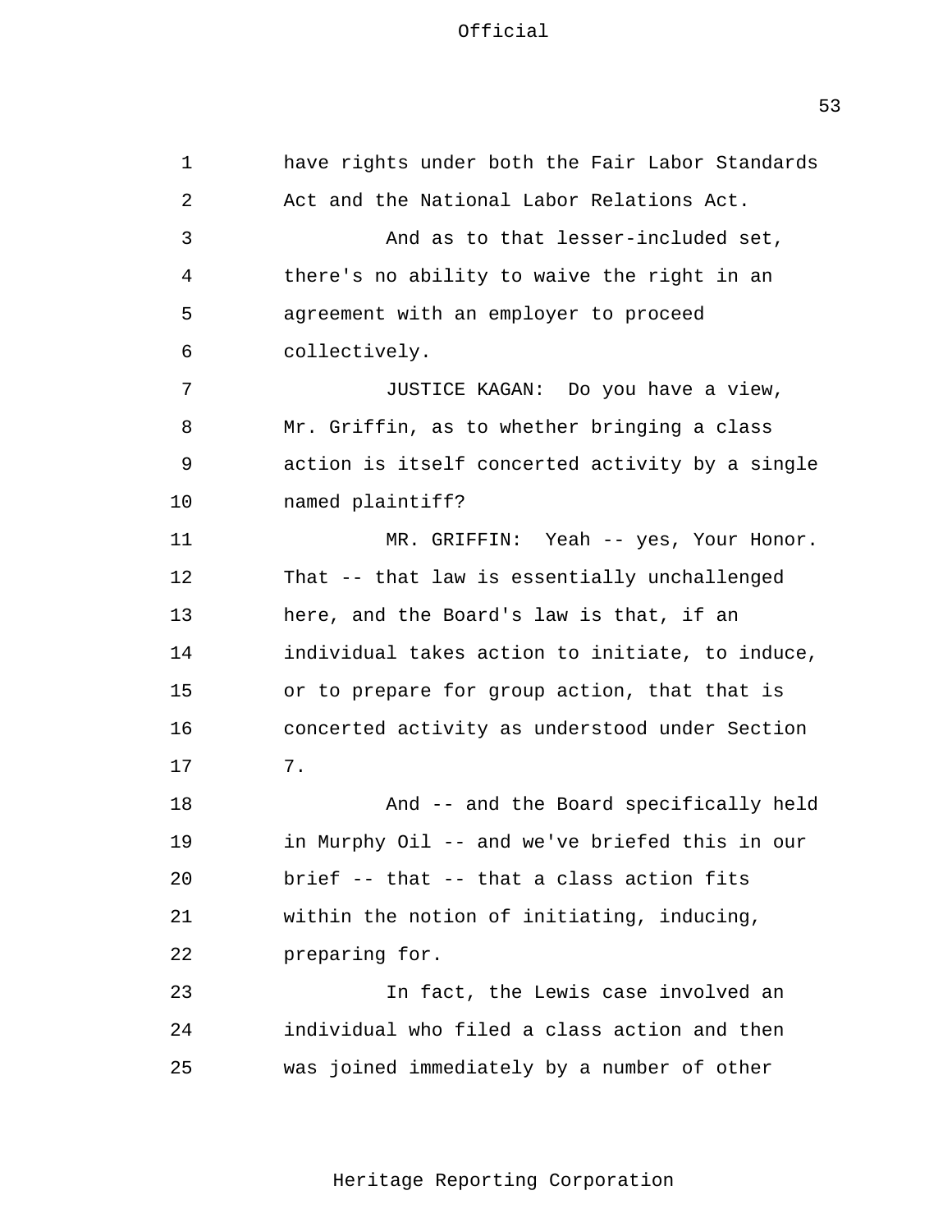have rights under both the Fair Labor Standards Act and the National Labor Relations Act.

And as to that lesser-included set, there's no ability to waive the right in an agreement with an employer to proceed collectively.

JUSTICE KAGAN: Do you have a view, Mr. Griffin, as to whether bringing a class action is itself concerted activity by a single named plaintiff?

MR. GRIFFIN: Yeah -- yes, Your Honor. That -- that law is essentially unchallenged here, and the Board's law is that, if an individual takes action to initiate, to induce, or to prepare for group action, that that is concerted activity as understood under Section 7.

And -- and the Board specifically held in Murphy Oil -- and we've briefed this in our brief -- that -- that a class action fits within the notion of initiating, inducing, preparing for.

In fact, the Lewis case involved an individual who filed a class action and then was joined immediately by a number of other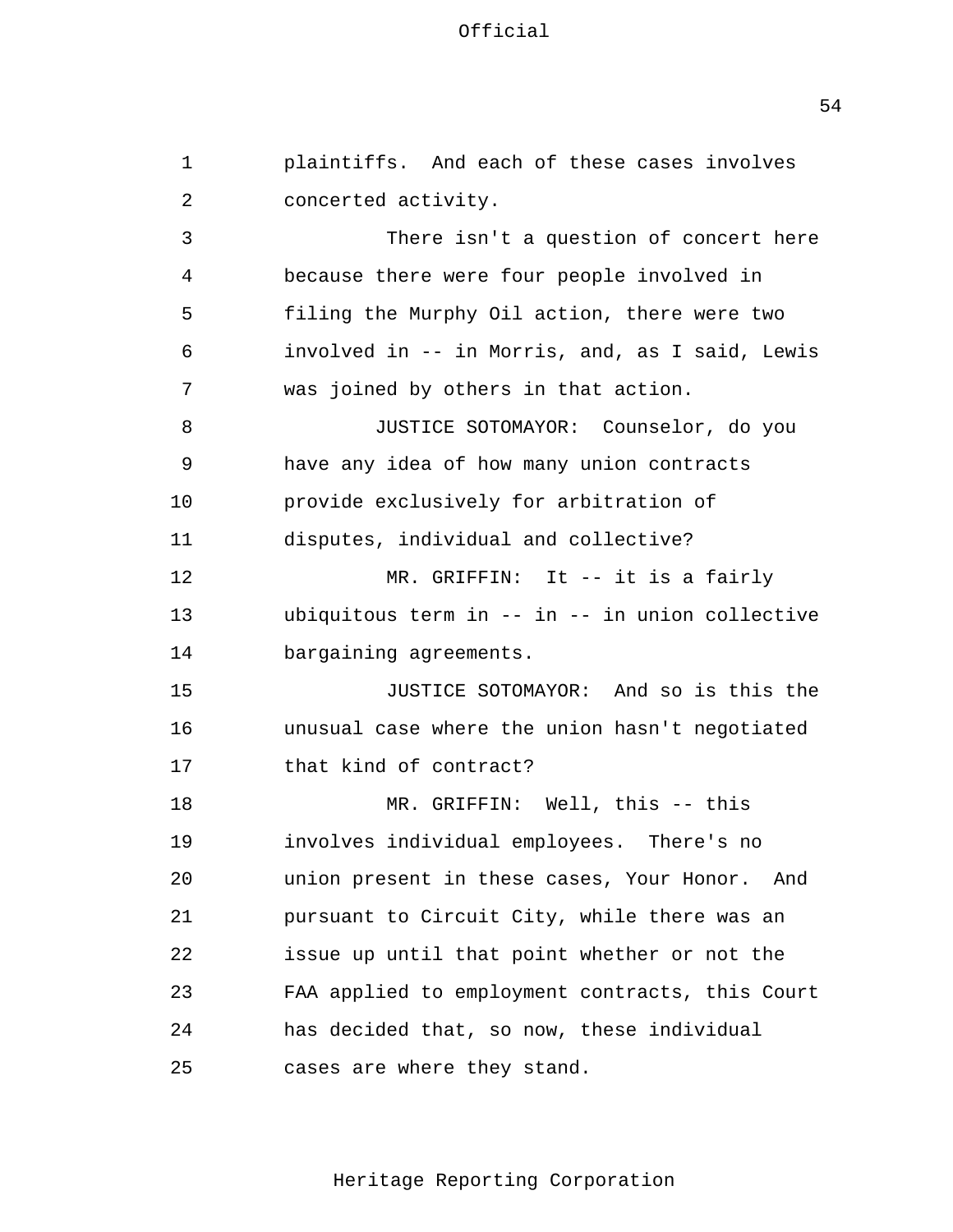plaintiffs. And each of these cases involves concerted activity.

There isn't a question of concert here because there were four people involved in filing the Murphy Oil action, there were two involved in -- in Morris, and, as I said, Lewis was joined by others in that action.

JUSTICE SOTOMAYOR: Counselor, do you have any idea of how many union contracts provide exclusively for arbitration of disputes, individual and collective?

MR. GRIFFIN: It -- it is a fairly ubiquitous term in -- in -- in union collective bargaining agreements.

JUSTICE SOTOMAYOR: And so is this the unusual case where the union hasn't negotiated that kind of contract?

MR. GRIFFIN: Well, this -- this involves individual employees. There's no union present in these cases, Your Honor. And pursuant to Circuit City, while there was an issue up until that point whether or not the FAA applied to employment contracts, this Court has decided that, so now, these individual cases are where they stand.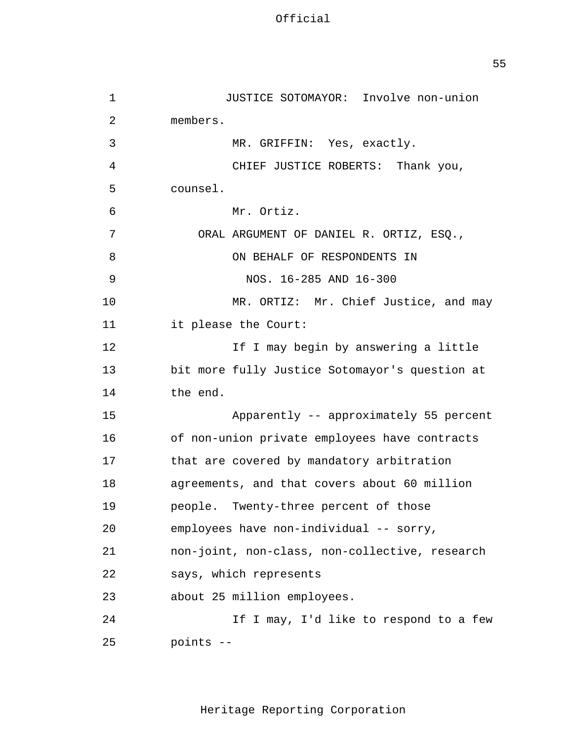JUSTICE SOTOMAYOR: Involve non-union members.

MR. GRIFFIN: Yes, exactly.

CHIEF JUSTICE ROBERTS: Thank you, counsel.

Mr. Ortiz.

ORAL ARGUMENT OF DANIEL R. ORTIZ, ESQ.,
ON BEHALF OF RESPONDENTS IN
NOS. 16-285 AND 16-300

MR. ORTIZ: Mr. Chief Justice, and may it please the Court:

If I may begin by answering a little bit more fully Justice Sotomayor's question at the end.

Apparently -- approximately 55 percent of non-union private employees have contracts that are covered by mandatory arbitration agreements, and that covers about 60 million people. Twenty-three percent of those employees have non-individual -- sorry, non-joint, non-class, non-collective, research says, which represents about 25 million employees.

If I may, I'd like to respond to a few points --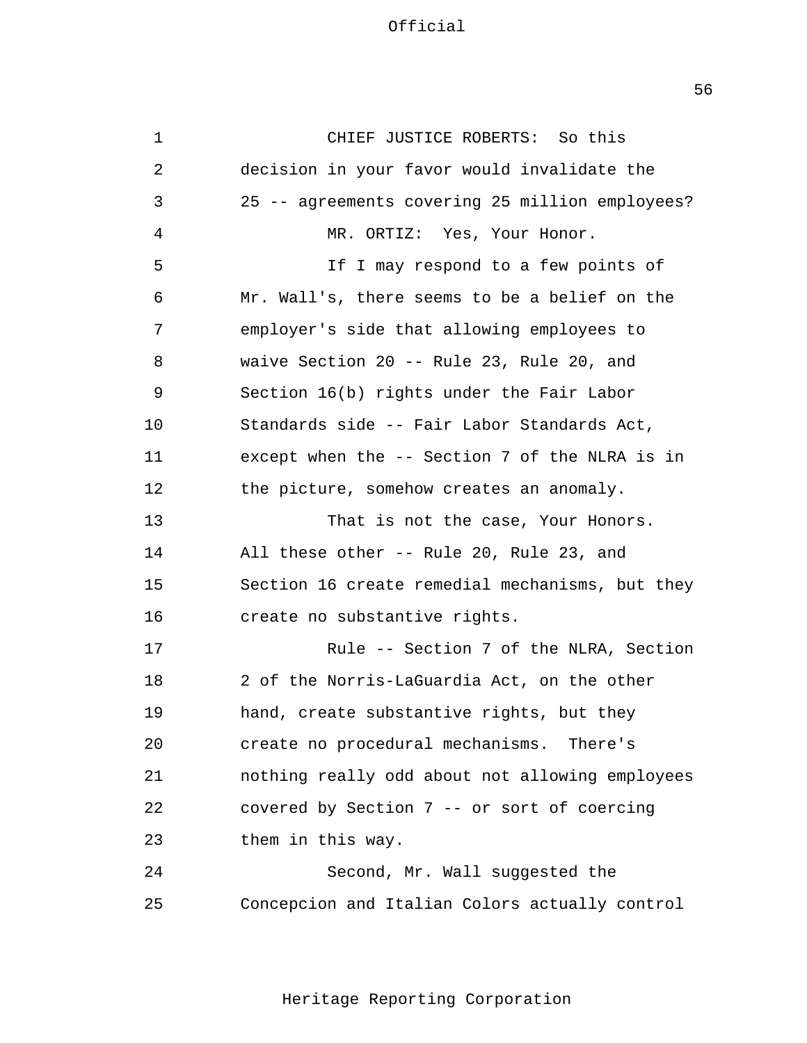CHIEF JUSTICE ROBERTS: So this decision in your favor would invalidate the 25 -- agreements covering 25 million employees?

MR. ORTIZ: Yes, Your Honor.

If I may respond to a few points of Mr. Wall's, there seems to be a belief on the employer's side that allowing employees to waive Section 20 -- Rule 23, Rule 20, and Section 16(b) rights under the Fair Labor Standards side -- Fair Labor Standards Act, except when the -- Section 7 of the NLRA is in the picture, somehow creates an anomaly.

That is not the case, Your Honors. All these other -- Rule 20, Rule 23, and Section 16 create remedial mechanisms, but they create no substantive rights.

Rule -- Section 7 of the NLRA, Section 2 of the Norris-LaGuardia Act, on the other hand, create substantive rights, but they create no procedural mechanisms. There's nothing really odd about not allowing employees covered by Section 7 -- or sort of coercing them in this way.

Second, Mr. Wall suggested the Concepcion and Italian Colors actually control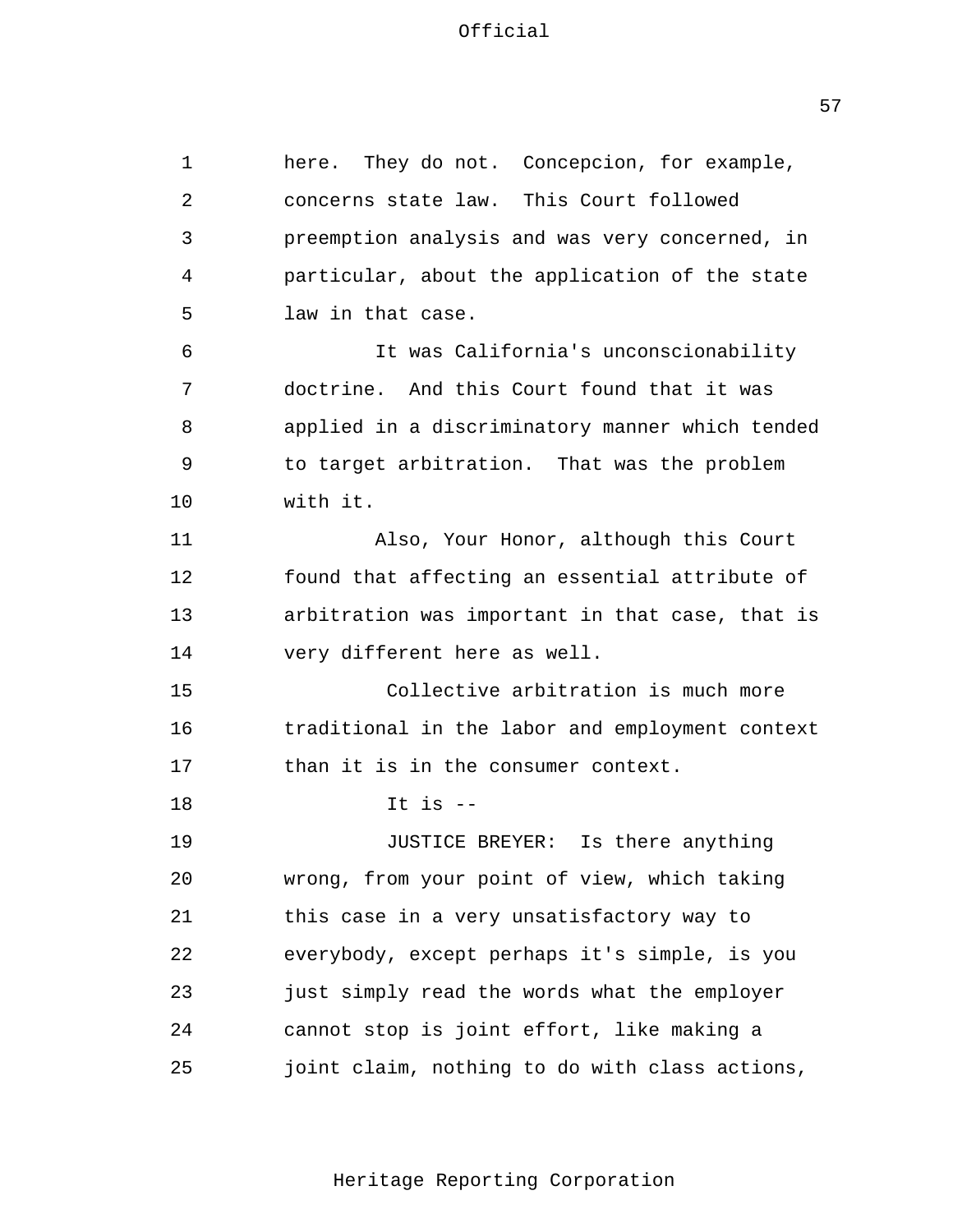here. They do not. Concepcion, for example, concerns state law. This Court followed preemption analysis and was very concerned, in particular, about the application of the state law in that case.

It was California's unconscionability doctrine. And this Court found that it was applied in a discriminatory manner which tended to target arbitration. That was the problem with it.

Also, Your Honor, although this Court found that affecting an essential attribute of arbitration was important in that case, that is very different here as well.

Collective arbitration is much more traditional in the labor and employment context than it is in the consumer context.

It is --

JUSTICE BREYER: Is there anything wrong, from your point of view, which taking this case in a very unsatisfactory way to everybody, except perhaps it's simple, is you just simply read the words what the employer cannot stop is joint effort, like making a joint claim, nothing to do with class actions,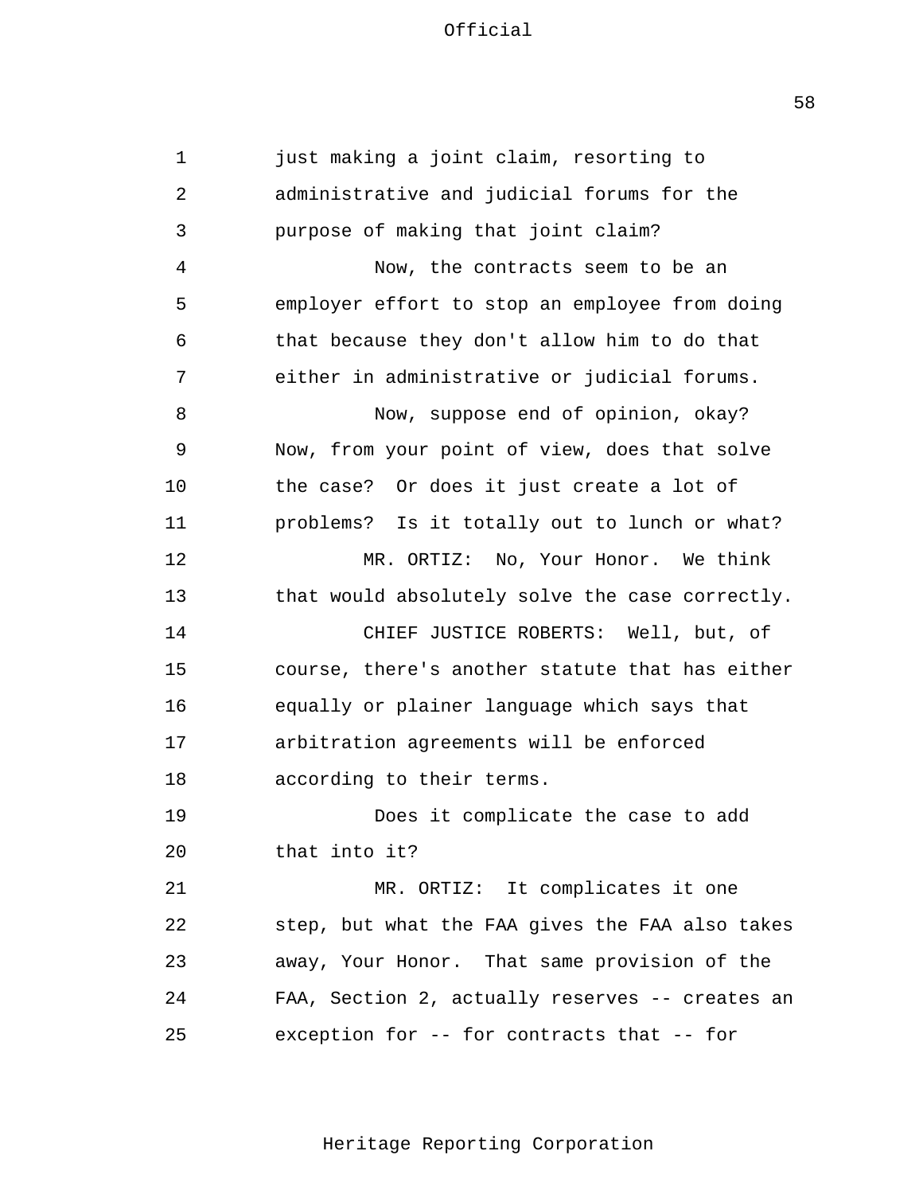just making a joint claim, resorting to administrative and judicial forums for the purpose of making that joint claim?

Now, the contracts seem to be an employer effort to stop an employee from doing that because they don't allow him to do that either in administrative or judicial forums.

Now, suppose end of opinion, okay? Now, from your point of view, does that solve the case? Or does it just create a lot of problems? Is it totally out to lunch or what?

MR. ORTIZ: No, Your Honor. We think that would absolutely solve the case correctly.

CHIEF JUSTICE ROBERTS: Well, but, of course, there's another statute that has either equally or plainer language which says that arbitration agreements will be enforced according to their terms.

Does it complicate the case to add that into it?

MR. ORTIZ: It complicates it one step, but what the FAA gives the FAA also takes away, Your Honor. That same provision of the FAA, Section 2, actually reserves -- creates an exception for -- for contracts that -- for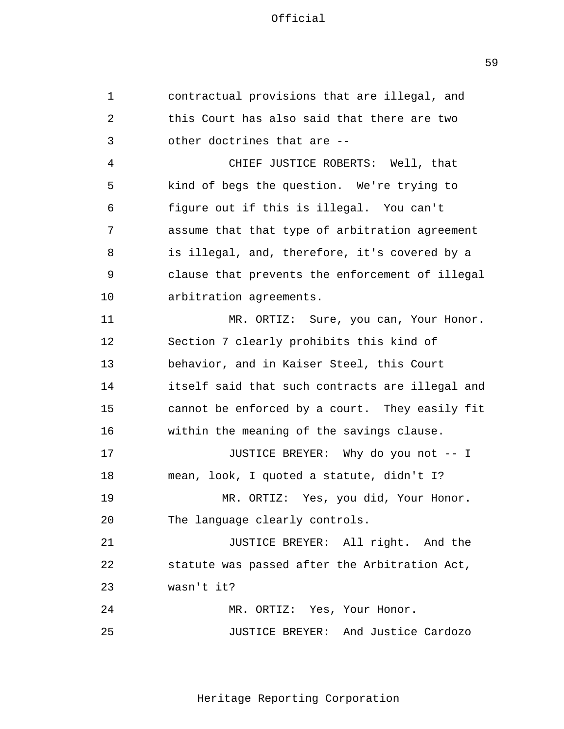contractual provisions that are illegal, and this Court has also said that there are two other doctrines that are --

CHIEF JUSTICE ROBERTS: Well, that kind of begs the question. We're trying to figure out if this is illegal. You can't assume that that type of arbitration agreement is illegal, and, therefore, it's covered by a clause that prevents the enforcement of illegal arbitration agreements.

MR. ORTIZ: Sure, you can, Your Honor. Section 7 clearly prohibits this kind of behavior, and in Kaiser Steel, this Court itself said that such contracts are illegal and cannot be enforced by a court. They easily fit within the meaning of the savings clause.

JUSTICE BREYER: Why do you not -- I mean, look, I quoted a statute, didn't I?

MR. ORTIZ: Yes, you did, Your Honor. The language clearly controls.

JUSTICE BREYER: All right. And the statute was passed after the Arbitration Act, wasn't it?

MR. ORTIZ: Yes, Your Honor.

JUSTICE BREYER: And Justice Cardozo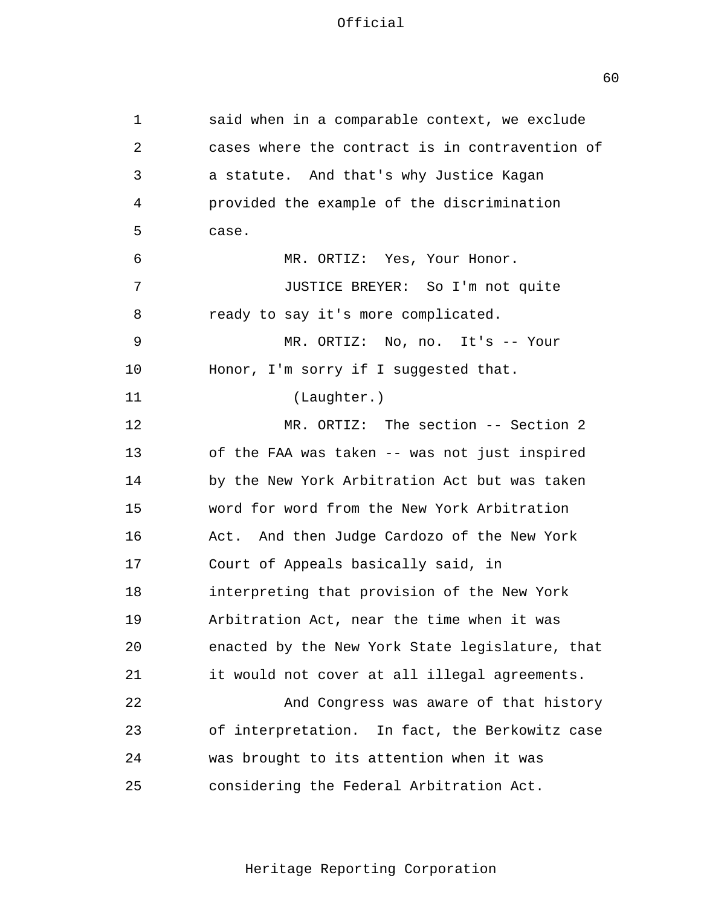said when in a comparable context, we exclude cases where the contract is in contravention of a statute. And that's why Justice Kagan provided the example of the discrimination case.

MR. ORTIZ: Yes, Your Honor.

JUSTICE BREYER: So I'm not quite ready to say it's more complicated.

MR. ORTIZ: No, no. It's -- Your Honor, I'm sorry if I suggested that.

(Laughter.)

MR. ORTIZ: The section -- Section 2 of the FAA was taken -- was not just inspired by the New York Arbitration Act but was taken word for word from the New York Arbitration Act. And then Judge Cardozo of the New York Court of Appeals basically said, in interpreting that provision of the New York Arbitration Act, near the time when it was enacted by the New York State legislature, that it would not cover at all illegal agreements.

And Congress was aware of that history of interpretation. In fact, the Berkowitz case was brought to its attention when it was considering the Federal Arbitration Act.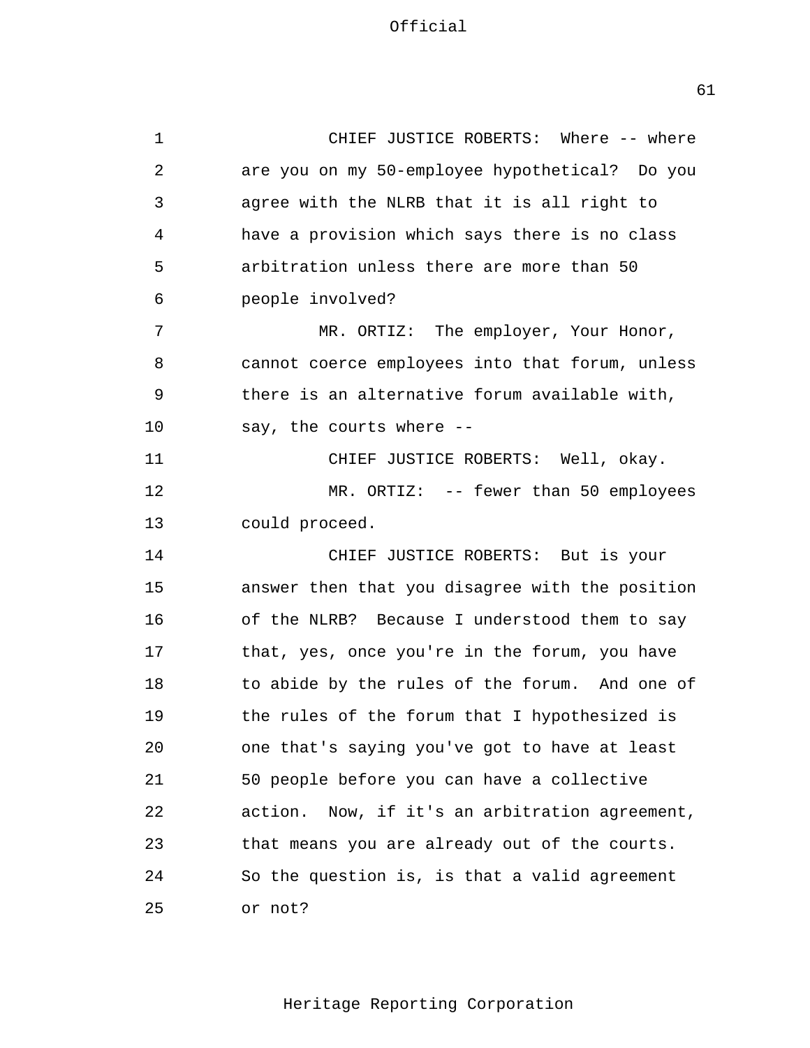CHIEF JUSTICE ROBERTS: Where -- where are you on my 50-employee hypothetical? Do you agree with the NLRB that it is all right to have a provision which says there is no class arbitration unless there are more than 50 people involved?

MR. ORTIZ: The employer, Your Honor, cannot coerce employees into that forum, unless there is an alternative forum available with, say, the courts where --

CHIEF JUSTICE ROBERTS: Well, okay.

MR. ORTIZ: -- fewer than 50 employees could proceed.

CHIEF JUSTICE ROBERTS: But is your answer then that you disagree with the position of the NLRB? Because I understood them to say that, yes, once you're in the forum, you have to abide by the rules of the forum. And one of the rules of the forum that I hypothesized is one that's saying you've got to have at least 50 people before you can have a collective action. Now, if it's an arbitration agreement, that means you are already out of the courts. So the question is, is that a valid agreement or not?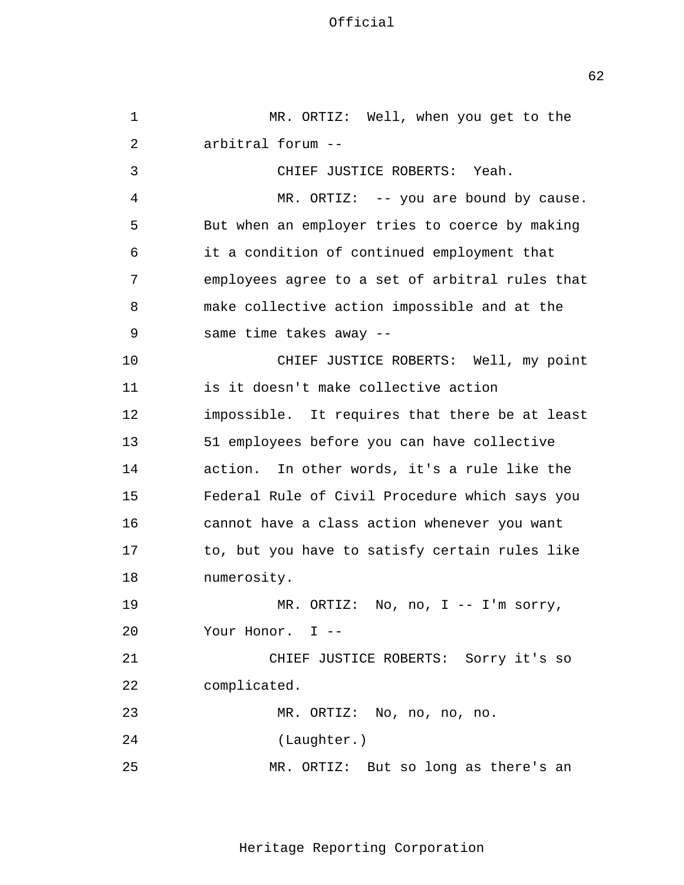MR. ORTIZ: Well, when you get to the arbitral forum --

CHIEF JUSTICE ROBERTS: Yeah.

MR. ORTIZ: -- you are bound by cause. But when an employer tries to coerce by making it a condition of continued employment that employees agree to a set of arbitral rules that make collective action impossible and at the same time takes away --

CHIEF JUSTICE ROBERTS: Well, my point is it doesn't make collective action impossible. It requires that there be at least 51 employees before you can have collective action. In other words, it's a rule like the Federal Rule of Civil Procedure which says you cannot have a class action whenever you want to, but you have to satisfy certain rules like numerosity.

MR. ORTIZ: No, no, I -- I'm sorry, Your Honor. I --

CHIEF JUSTICE ROBERTS: Sorry it's so complicated.

MR. ORTIZ: No, no, no, no.

(Laughter.)

MR. ORTIZ: But so long as there's an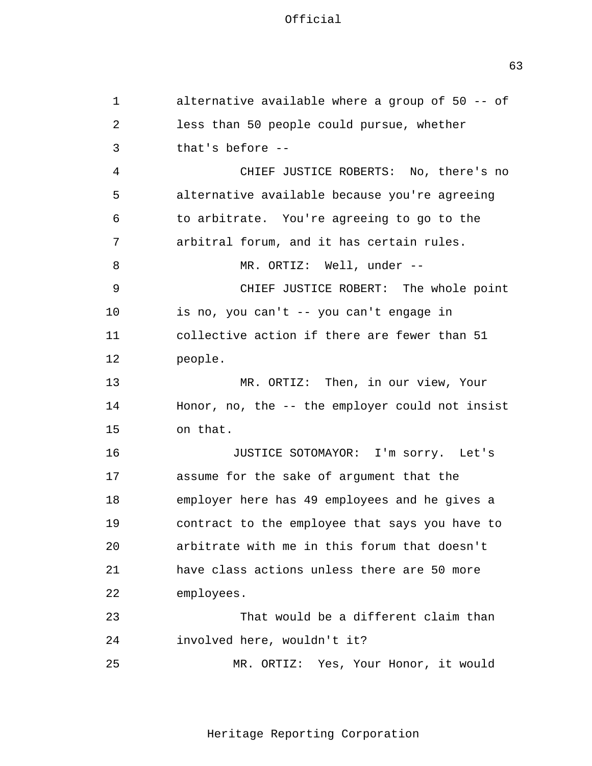alternative available where a group of 50 -- of less than 50 people could pursue, whether that's before --

CHIEF JUSTICE ROBERTS: No, there's no alternative available because you're agreeing to arbitrate. You're agreeing to go to the arbitral forum, and it has certain rules.

MR. ORTIZ: Well, under --

CHIEF JUSTICE ROBERT: The whole point is no, you can't -- you can't engage in collective action if there are fewer than 51 people.

MR. ORTIZ: Then, in our view, Your Honor, no, the -- the employer could not insist on that.

JUSTICE SOTOMAYOR: I'm sorry. Let's assume for the sake of argument that the employer here has 49 employees and he gives a contract to the employee that says you have to arbitrate with me in this forum that doesn't have class actions unless there are 50 more employees.

That would be a different claim than involved here, wouldn't it?

MR. ORTIZ: Yes, Your Honor, it would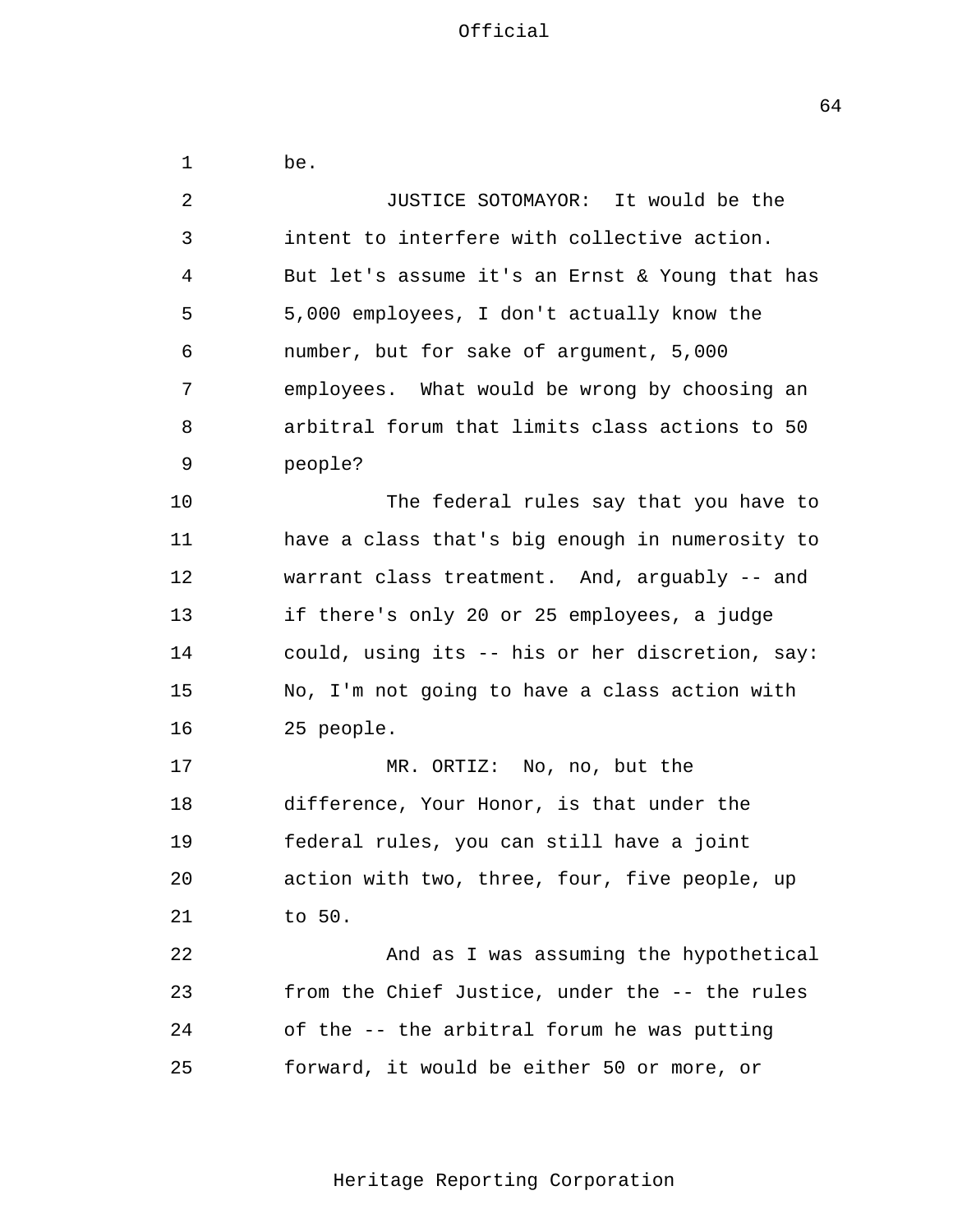be.

JUSTICE SOTOMAYOR: It would be the intent to interfere with collective action. But let's assume it's an Ernst & Young that has 5,000 employees, I don't actually know the number, but for sake of argument, 5,000 employees. What would be wrong by choosing an arbitral forum that limits class actions to 50 people?

The federal rules say that you have to have a class that's big enough in numerosity to warrant class treatment. And, arguably -- and if there's only 20 or 25 employees, a judge could, using its -- his or her discretion, say: No, I'm not going to have a class action with 25 people.

MR. ORTIZ: No, no, but the difference, Your Honor, is that under the federal rules, you can still have a joint action with two, three, four, five people, up to 50.

And as I was assuming the hypothetical from the Chief Justice, under the -- the rules of the -- the arbitral forum he was putting forward, it would be either 50 or more, or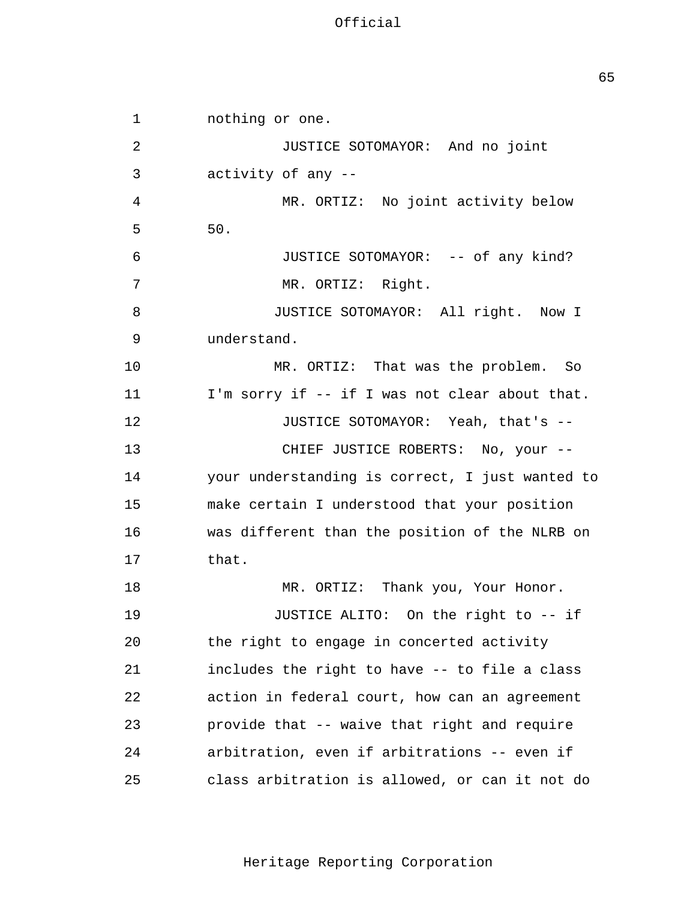nothing or one.

JUSTICE SOTOMAYOR: And no joint activity of any --

MR. ORTIZ: No joint activity below 50.

JUSTICE SOTOMAYOR: -- of any kind?

MR. ORTIZ: Right.

JUSTICE SOTOMAYOR: All right. Now I understand.

MR. ORTIZ: That was the problem. So I'm sorry if -- if I was not clear about that.

JUSTICE SOTOMAYOR: Yeah, that's --

CHIEF JUSTICE ROBERTS: No, your -- your understanding is correct, I just wanted to make certain I understood that your position was different than the position of the NLRB on that.

MR. ORTIZ: Thank you, Your Honor.

JUSTICE ALITO: On the right to -- if the right to engage in concerted activity includes the right to have -- to file a class action in federal court, how can an agreement provide that -- waive that right and require arbitration, even if arbitrations -- even if class arbitration is allowed, or can it not do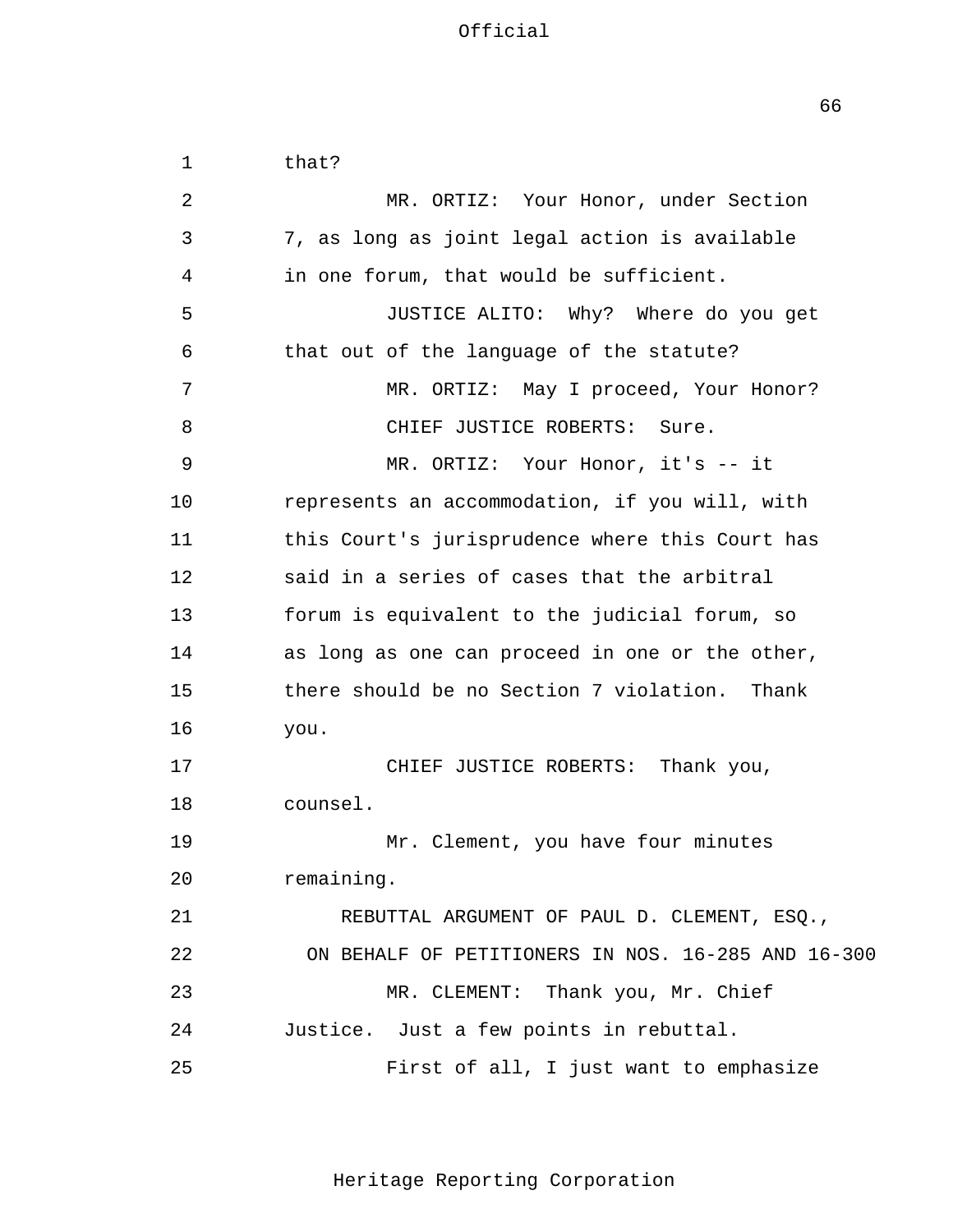that?

MR. ORTIZ: Your Honor, under Section 7, as long as joint legal action is available in one forum, that would be sufficient.

JUSTICE ALITO: Why? Where do you get that out of the language of the statute?

MR. ORTIZ: May I proceed, Your Honor?

CHIEF JUSTICE ROBERTS: Sure.

MR. ORTIZ: Your Honor, it's -- it represents an accommodation, if you will, with this Court's jurisprudence where this Court has said in a series of cases that the arbitral forum is equivalent to the judicial forum, so as long as one can proceed in one or the other, there should be no Section 7 violation. Thank you.

CHIEF JUSTICE ROBERTS: Thank you, counsel.

Mr. Clement, you have four minutes remaining.

REBUTTAL ARGUMENT OF PAUL D. CLEMENT, ESQ., ON BEHALF OF PETITIONERS IN NOS. 16-285 AND 16-300

MR. CLEMENT: Thank you, Mr. Chief Justice. Just a few points in rebuttal.

First of all, I just want to emphasize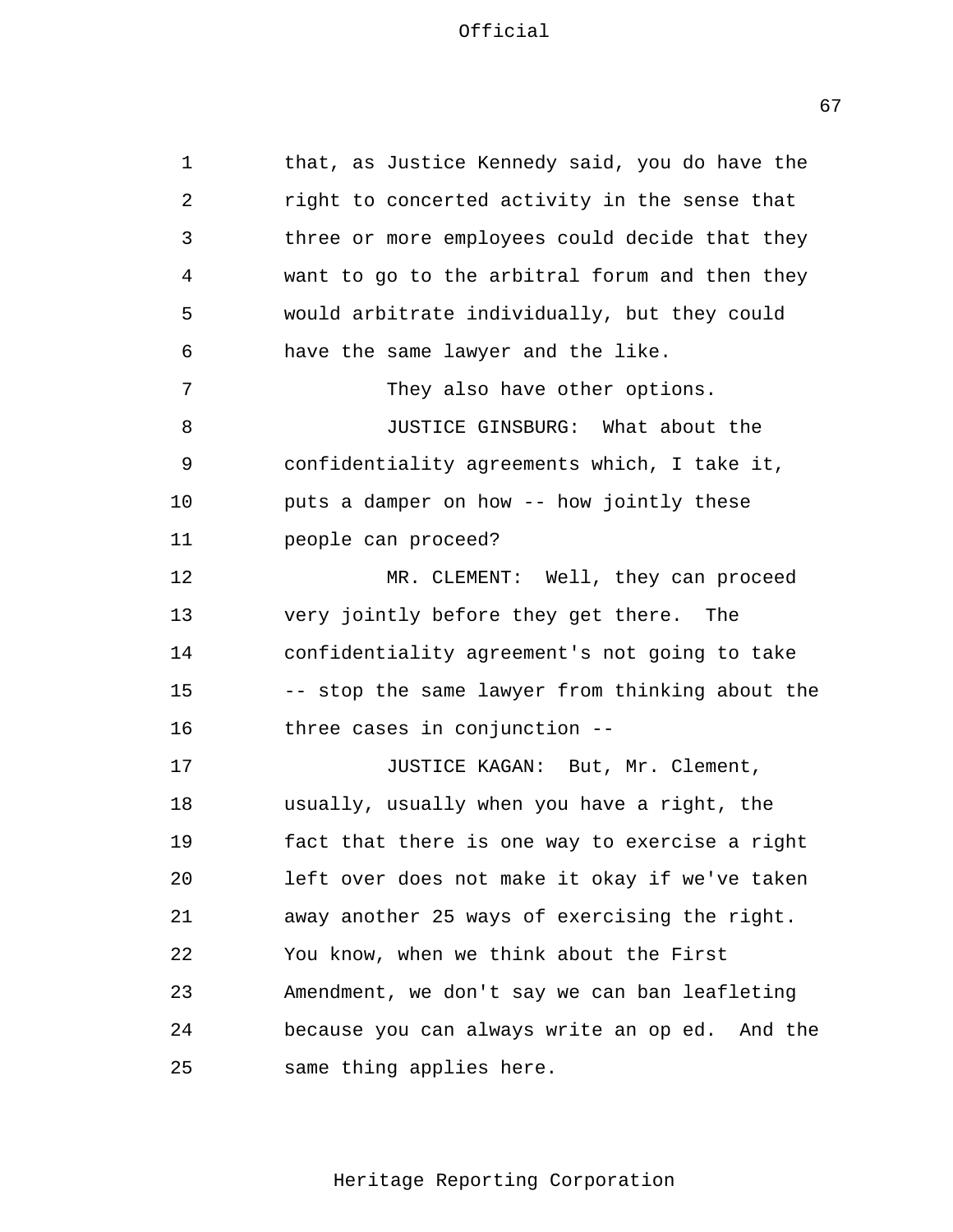that, as Justice Kennedy said, you do have the right to concerted activity in the sense that three or more employees could decide that they want to go to the arbitral forum and then they would arbitrate individually, but they could have the same lawyer and the like.

They also have other options.

JUSTICE GINSBURG: What about the confidentiality agreements which, I take it, puts a damper on how -- how jointly these people can proceed?

MR. CLEMENT: Well, they can proceed very jointly before they get there. The confidentiality agreement's not going to take -- stop the same lawyer from thinking about the three cases in conjunction --

JUSTICE KAGAN: But, Mr. Clement, usually, usually when you have a right, the fact that there is one way to exercise a right left over does not make it okay if we've taken away another 25 ways of exercising the right. You know, when we think about the First Amendment, we don't say we can ban leafleting because you can always write an op ed. And the same thing applies here.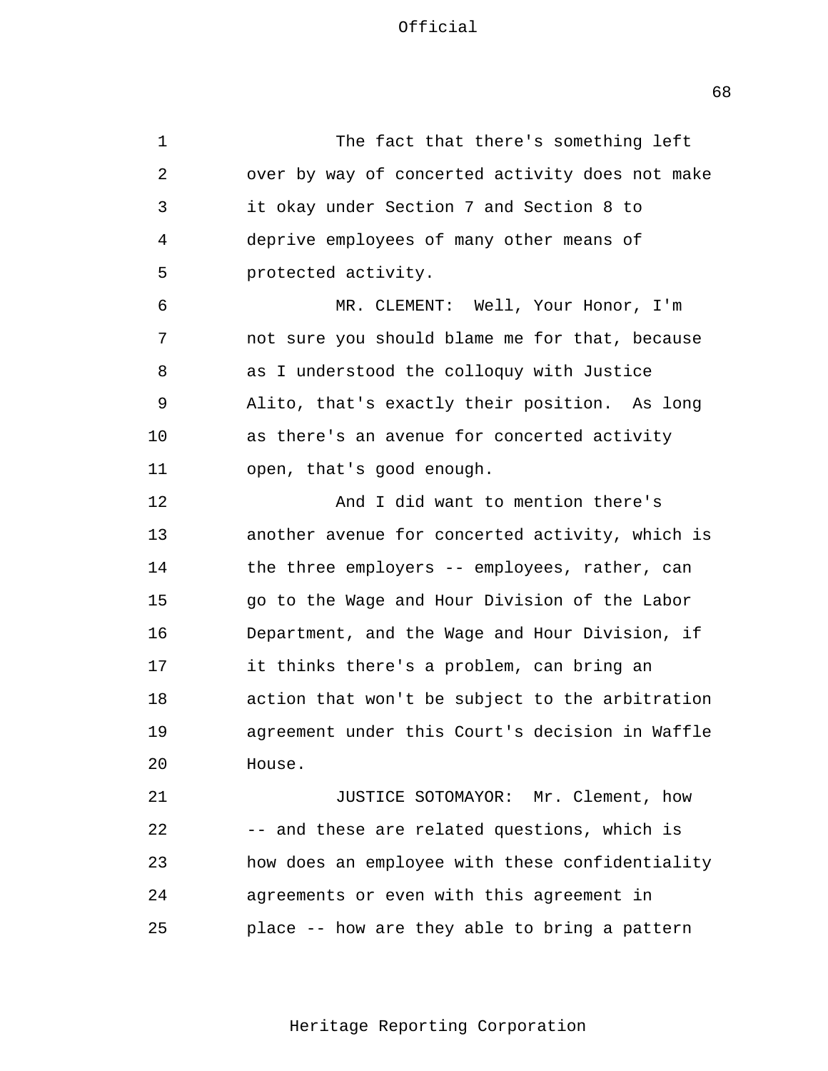The fact that there's something left over by way of concerted activity does not make it okay under Section 7 and Section 8 to deprive employees of many other means of protected activity.

MR. CLEMENT: Well, Your Honor, I'm not sure you should blame me for that, because as I understood the colloquy with Justice Alito, that's exactly their position. As long as there's an avenue for concerted activity open, that's good enough.

And I did want to mention there's another avenue for concerted activity, which is the three employers -- employees, rather, can go to the Wage and Hour Division of the Labor Department, and the Wage and Hour Division, if it thinks there's a problem, can bring an action that won't be subject to the arbitration agreement under this Court's decision in Waffle House.

JUSTICE SOTOMAYOR: Mr. Clement, how -- and these are related questions, which is how does an employee with these confidentiality agreements or even with this agreement in place -- how are they able to bring a pattern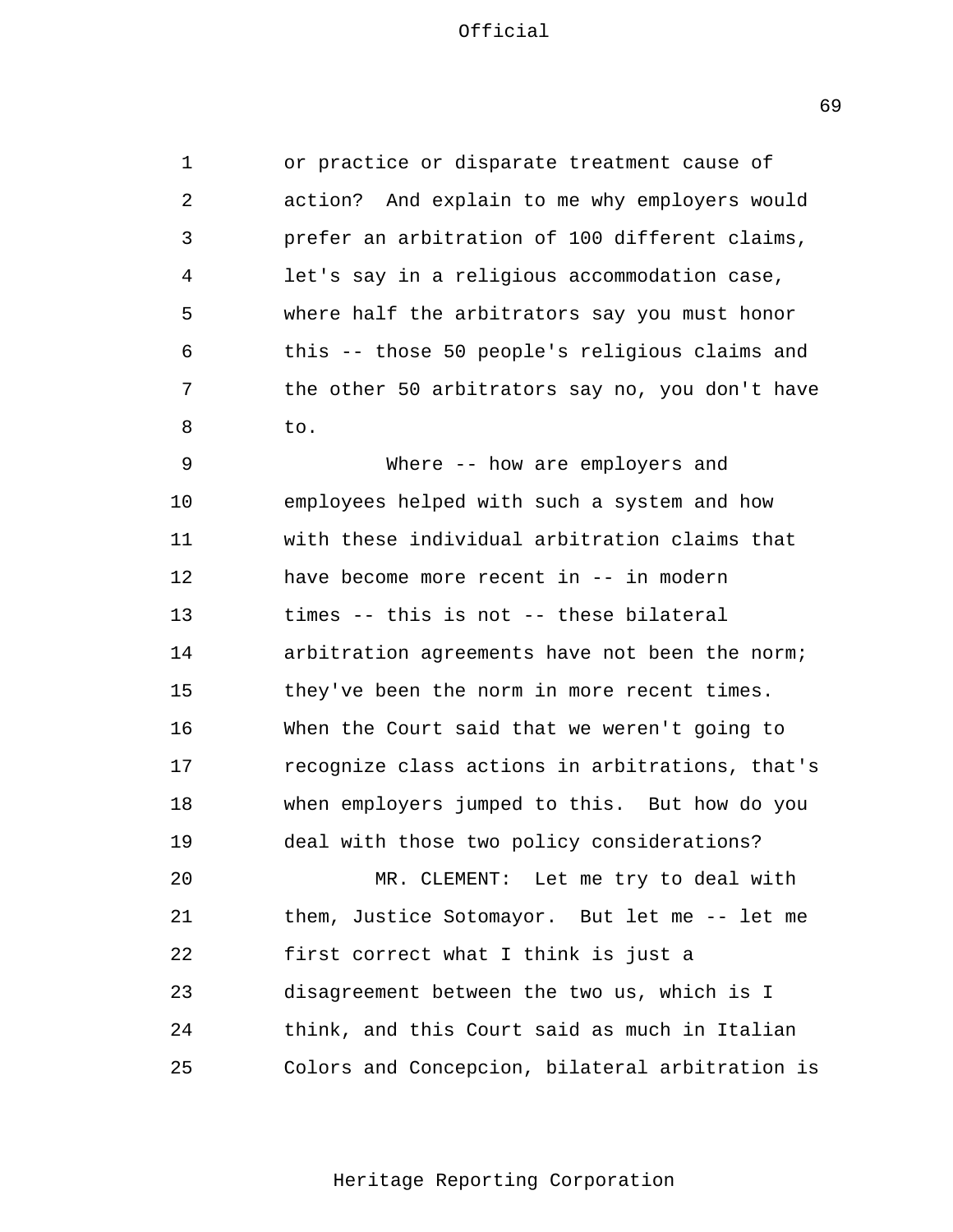or practice or disparate treatment cause of action? And explain to me why employers would prefer an arbitration of 100 different claims, let's say in a religious accommodation case, where half the arbitrators say you must honor this -- those 50 people's religious claims and the other 50 arbitrators say no, you don't have to.

Where -- how are employers and employees helped with such a system and how with these individual arbitration claims that have become more recent in -- in modern times -- this is not -- these bilateral arbitration agreements have not been the norm; they've been the norm in more recent times. When the Court said that we weren't going to recognize class actions in arbitrations, that's when employers jumped to this. But how do you deal with those two policy considerations?

MR. CLEMENT: Let me try to deal with them, Justice Sotomayor. But let me -- let me first correct what I think is just a disagreement between the two us, which is I think, and this Court said as much in Italian Colors and Concepcion, bilateral arbitration is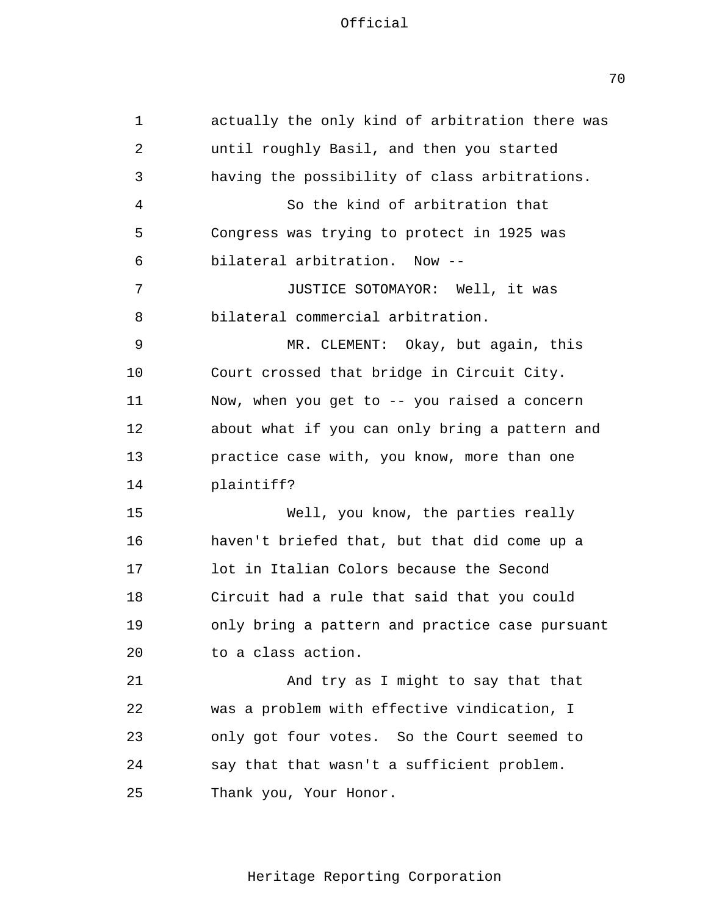actually the only kind of arbitration there was until roughly Basil, and then you started having the possibility of class arbitrations.

So the kind of arbitration that Congress was trying to protect in 1925 was bilateral arbitration. Now --

JUSTICE SOTOMAYOR: Well, it was bilateral commercial arbitration.

MR. CLEMENT: Okay, but again, this Court crossed that bridge in Circuit City. Now, when you get to -- you raised a concern about what if you can only bring a pattern and practice case with, you know, more than one plaintiff?

Well, you know, the parties really haven't briefed that, but that did come up a lot in Italian Colors because the Second Circuit had a rule that said that you could only bring a pattern and practice case pursuant to a class action.

And try as I might to say that that was a problem with effective vindication, I only got four votes. So the Court seemed to say that that wasn't a sufficient problem. Thank you, Your Honor.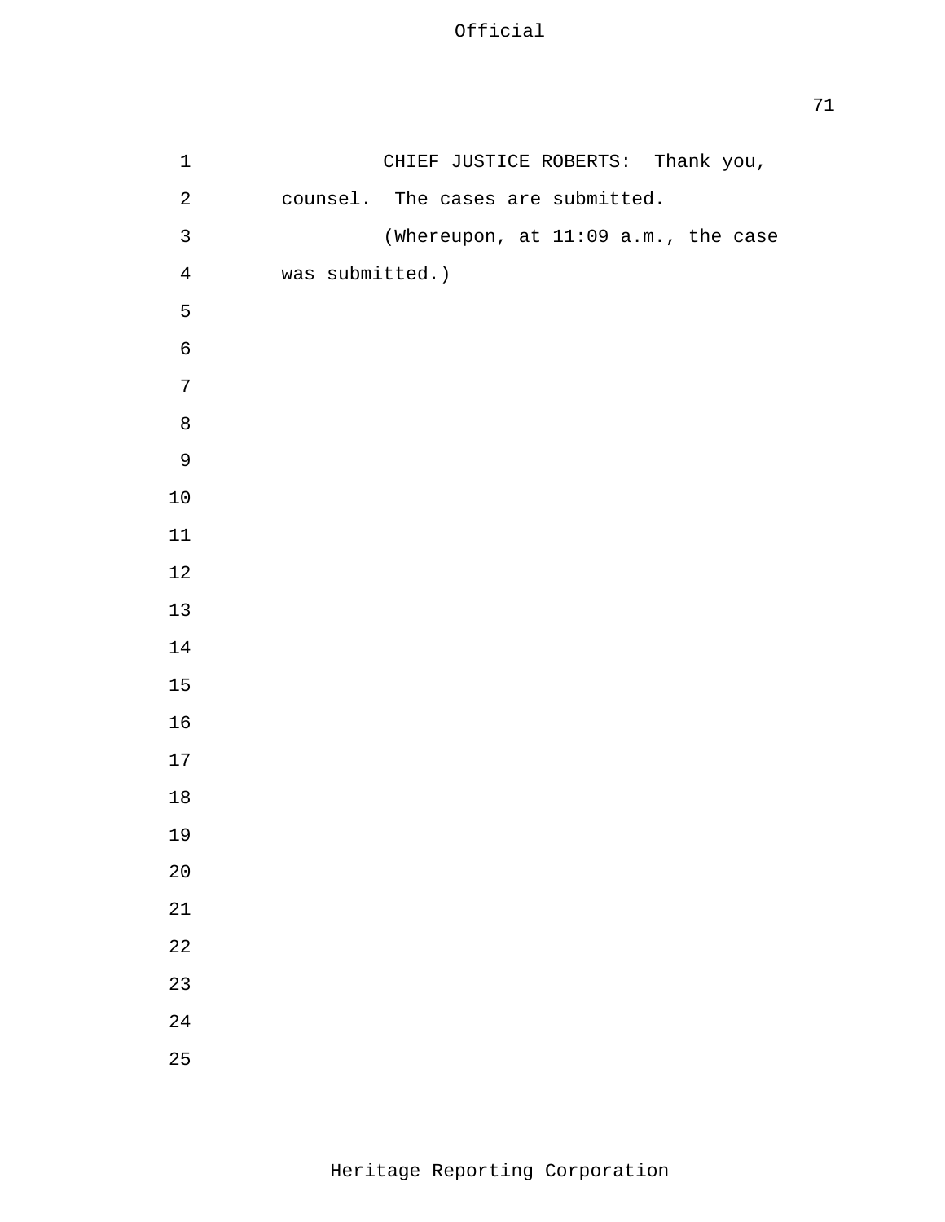CHIEF JUSTICE ROBERTS: Thank you, counsel. The cases are submitted.

(Whereupon, at 11:09 a.m., the case was submitted.)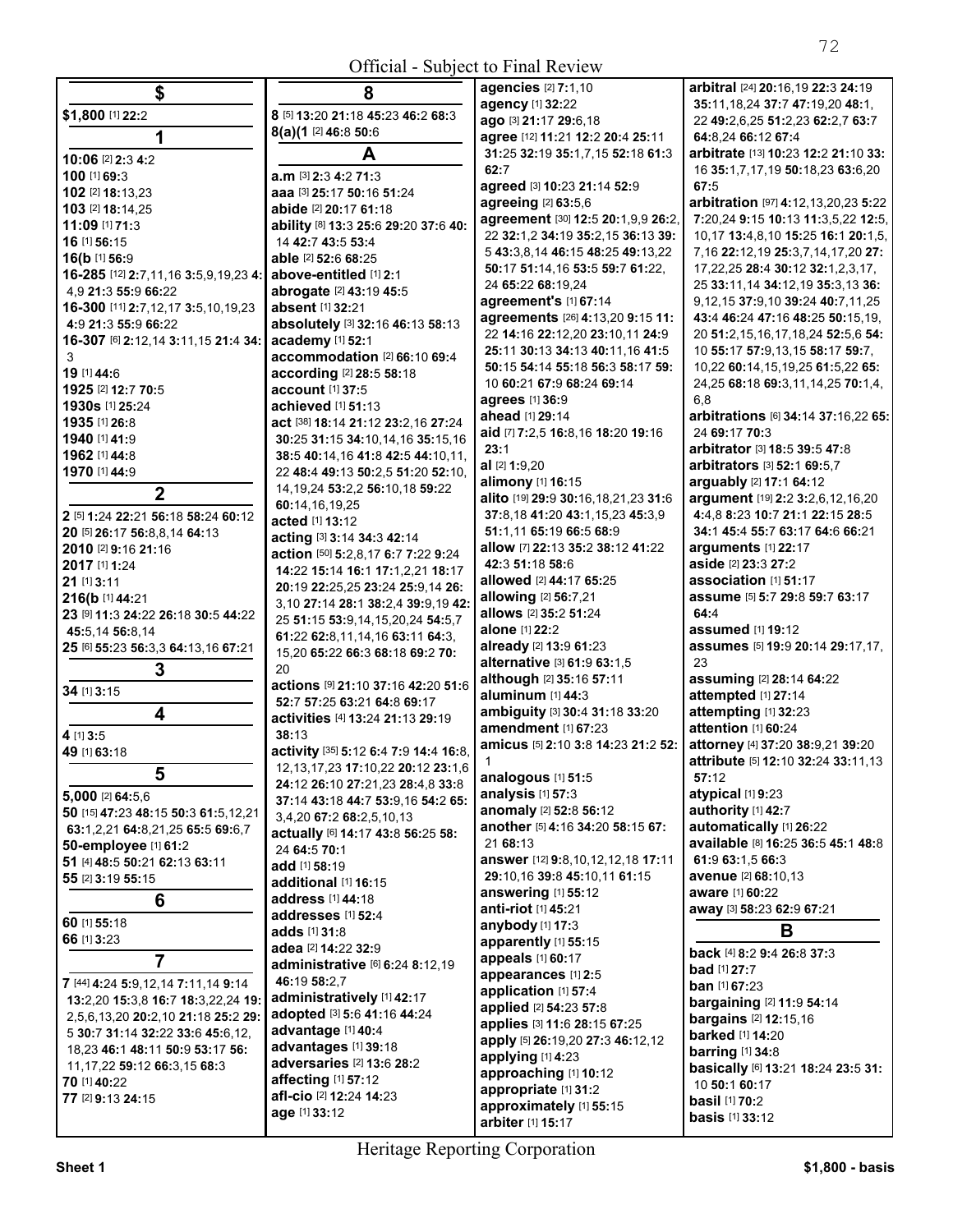Official - Subject to Final Review

## $

**$1,800** [1] **22:**2

## 1

**10:06** [2] **2:**3 **4:**2
**100** [1] **69:**3
**102** [2] **18:**13,23
**103** [2] **18:**14,25
**11:09** [1] **71:**3
**16** [1] **56:**15
**16(b** [1] **56:**9
**16-285** [12] **2:**7,11,16 **3:**5,9,19,23 **4:**4,9 **21:**3 **55:**9 **66:**22
**16-300** [11] **2:**7,12,17 **3:**5,10,19,23 **4:**9 **21:**3 **55:**9 **66:**22
**16-307** [6] **2:**12,14 **3:**11,15 **21:**4 **34:**3
**19** [1] **44:**6
**1925** [2] **12:**7 **70:**5
**1930s** [1] **25:**24
**1935** [1] **26:**8
**1940** [1] **41:**9
**1962** [1] **44:**8
**1970** [1] **44:**9

## 2

**2** [5] **1:**24 **22:**21 **56:**18 **58:**24 **60:**12
**20** [5] **26:**17 **56:**8,8,14 **64:**13
**2010** [2] **9:**16 **21:**16
**2017** [1] **1:**24
**21** [1] **3:**11
**216(b** [1] **44:**21
**23** [9] **11:**3 **24:**22 **26:**18 **30:**5 **44:**22 **45:**5,14 **56:**8,14
**25** [6] **55:**23 **56:**3,3 **64:**13,16 **67:**21

## 3

**34** [1] **3:**15

## 4

**4** [1] **3:**5
**49** [1] **63:**18

## 5

**5,000** [2] **64:**5,6
**50** [15] **47:**23 **48:**15 **50:**3 **61:**5,12,21 **63:**1,2,21 **64:**8,21,25 **65:**5 **69:**6,7
**50-employee** [1] **61:**2
**51** [4] **48:**5 **50:**21 **62:**13 **63:**11
**55** [2] **3:**19 **55:**15

## 6

**60** [1] **55:**18
**66** [1] **3:**23

## 7

**7** [44] **4:**24 **5:**9,12,14 **7:**11,14 **9:**14 **13:**2,20 **15:**3,8 **16:**7 **18:**3,22,24 **19:**2,5,6,13,20 **20:**2,10 **21:**18 **25:**2 **29:**5 **30:**7 **31:**14 **32:**22 **33:**6 **45:**6,12,18,23 **46:**1 **48:**11 **50:**9 **53:**17 **56:**11,17,22 **59:**12 **66:**3,15 **68:**3
**70** [1] **40:**22
**77** [2] **9:**13 **24:**15

## 8

**8** [5] **13:**20 **21:**18 **45:**23 **46:**2 **68:**3
**8(a)(1** [2] **46:**8 **50:**6

## A

**a.m** [3] **2:**3 **4:**2 **71:**3
**aaa** [3] **25:**17 **50:**16 **51:**24
**abide** [2] **20:**17 **61:**18
**ability** [8] **13:**3 **25:**6 **29:**20 **37:**6 **40:**14 **42:**7 **43:**5 **53:**4
**able** [2] **52:**6 **68:**25
**above-entitled** [1] **2:**1
**abrogate** [2] **43:**19 **45:**5
**absent** [1] **32:**21
**absolutely** [3] **32:**16 **46:**13 **58:**13
**academy** [1] **52:**1
**accommodation** [2] **66:**10 **69:**4
**according** [2] **28:**5 **58:**18
**account** [1] **37:**5
**achieved** [1] **51:**13
**act** [38] **18:**14 **21:**12 **23:**2,16 **27:**24 **30:**25 **31:**15 **34:**10,14,16 **35:**15,16 **38:**5 **40:**14,16 **41:**8 **42:**5 **44:**10,11,22 **48:**4 **49:**13 **50:**2,5 **51:**20 **52:**10,14,19,24 **53:**2,2 **56:**10,18 **59:**22 **60:**14,16,19,25
**acted** [1] **13:**12
**acting** [3] **3:**14 **34:**3 **42:**14
**action** [50] **5:**2,8,17 **6:**7 **7:**22 **9:**24 **14:**22 **15:**14 **16:**1 **17:**1,2,21 **18:**17 **20:**19 **22:**25,25 **23:**24 **25:**9,14 **26:**3,10 **27:**14 **28:**1 **38:**2,4 **39:**9,19 **42:**25 **51:**15 **53:**9,14,15,20,24 **54:**5,7 **61:**22 **62:**8,11,14,16 **63:**11 **64:**3,15,20 **65:**22 **66:**3 **68:**18 **69:**2 **70:**20
**actions** [9] **21:**10 **37:**16 **42:**20 **51:**6 **52:**7 **57:**25 **63:**21 **64:**8 **69:**17
**activities** [4] **13:**24 **21:**13 **29:**19 **38:**13
**activity** [35] **5:**12 **6:**4 **7:**9 **14:**4 **16:**8,12,13,17,23 **17:**10,22 **20:**12 **23:**1,6 **24:**12 **26:**10 **27:**21,23 **28:**4,8 **33:**8 **37:**14 **43:**18 **44:**7 **53:**9,16 **54:**2 **65:**3,4,20 **67:**2 **68:**2,5,10,13
**actually** [6] **14:**17 **43:**8 **56:**25 **58:**24 **64:**5 **70:**1
**add** [1] **58:**19
**additional** [1] **16:**15
**address** [1] **44:**18
**addresses** [1] **52:**4
**adds** [1] **31:**8
**adea** [2] **14:**22 **32:**9
**administrative** [6] **6:**24 **8:**12,19 **46:**19 **58:**2,7
**administratively** [1] **42:**17
**adopted** [3] **5:**6 **41:**16 **44:**24
**advantage** [1] **40:**4
**advantages** [1] **39:**18
**adversaries** [2] **13:**6 **28:**2
**affecting** [1] **57:**12
**afl-cio** [2] **12:**24 **14:**23
**age** [1] **33:**12
**agencies** [2] **7:**1,10
**agency** [1] **32:**22
**ago** [3] **21:**17 **29:**6,18
**agree** [12] **11:**21 **12:**2 **20:**4 **25:**11 **31:**25 **32:**19 **35:**1,7,15 **52:**18 **61:**3 **62:**7
**agreed** [3] **10:**23 **21:**14 **52:**9
**agreeing** [2] **63:**5,6
**agreement** [30] **12:**5 **20:**1,9,9 **26:**2,22 **32:**1,2 **34:**19 **35:**2,15 **36:**13 **39:**5 **43:**3,8,14 **46:**15 **48:**25 **49:**13,22 **50:**17 **51:**14,16 **53:**5 **59:**7 **61:**22,24 **65:**22 **68:**19,24
**agreement's** [1] **67:**14
**agreements** [26] **4:**13,20 **9:**15 **11:**22 **14:**16 **22:**12,20 **23:**10,11 **24:**9 **25:**11 **30:**13 **34:**13 **40:**11,16 **41:**5 **50:**15 **54:**14 **55:**18 **56:**3 **58:**17 **59:**10 **60:**21 **67:**9 **68:**24 **69:**14
**agrees** [1] **36:**9
**ahead** [1] **29:**14
**aid** [7] **7:**2,5 **16:**8,16 **18:**20 **19:**16 **23:**1
**al** [2] **1:**9,20
**alimony** [1] **16:**15
**alito** [19] **29:**9 **30:**16,18,21,23 **31:**6 **37:**8,18 **41:**20 **43:**1,15,23 **45:**3,9 **51:**1,11 **65:**19 **66:**5 **68:**9
**allow** [7] **22:**13 **35:**2 **38:**12 **41:**22 **42:**3 **51:**18 **58:**6
**allowed** [2] **44:**17 **65:**25
**allowing** [2] **56:**7,21
**allows** [2] **35:**2 **51:**24
**alone** [1] **22:**2
**already** [2] **13:**9 **61:**23
**alternative** [3] **61:**9 **63:**1,5
**although** [2] **35:**16 **57:**11
**aluminum** [1] **44:**3
**ambiguity** [3] **30:**4 **31:**18 **33:**20
**amendment** [1] **67:**23
**amicus** [5] **2:**10 **3:**8 **14:**23 **21:**2 **52:**1
**analogous** [1] **51:**5
**analysis** [1] **57:**3
**anomaly** [2] **52:**8 **56:**12
**another** [5] **4:**16 **34:**20 **58:**15 **67:**21 **68:**13
**answer** [12] **9:**8,10,12,12,18 **17:**11 **29:**10,16 **39:**8 **45:**10,11 **61:**15
**answering** [1] **55:**12
**anti-riot** [1] **45:**21
**anybody** [1] **17:**3
**apparently** [1] **55:**15
**appeals** [1] **60:**17
**appearances** [1] **2:**5
**application** [1] **57:**4
**applied** [2] **54:**23 **57:**8
**applies** [3] **11:**6 **28:**15 **67:**25
**apply** [5] **26:**19,20 **27:**3 **46:**12,12
**applying** [1] **4:**23
**approaching** [1] **10:**12
**appropriate** [1] **31:**2
**approximately** [1] **55:**15
**arbiter** [1] **15:**17
**arbitral** [24] **20:**16,19 **22:**3 **24:**19 **35:**11,18,24 **37:**7 **47:**19,20 **48:**1,22 **49:**2,6,25 **51:**2,23 **62:**2,7 **63:**7 **64:**8,24 **66:**12 **67:**4
**arbitrate** [13] **10:**23 **12:**2 **21:**10 **33:**16 **35:**1,7,17,19 **50:**18,23 **63:**6,20 **67:**5
**arbitration** [97] **4:**12,13,20,23 **5:**22 **7:**20,24 **9:**15 **10:**13 **11:**3,5,22 **12:**5,10,17 **13:**4,8,10 **15:**25 **16:**1 **20:**1,5,7,16 **22:**12,19 **25:**3,7,14,17,20 **27:**17,22,25 **28:**4 **30:**12 **32:**1,2,3,17,25 **33:**11,14 **34:**12,19 **35:**3,13 **36:**9,12,15 **37:**9,10 **39:**24 **40:**7,11,25 **43:**4 **46:**24 **47:**16 **48:**25 **50:**15,19,20 **51:**2,15,16,17,18,24 **52:**5,6 **54:**10 **55:**17 **57:**9,13,15 **58:**17 **59:**7,10,22 **60:**14,15,19,25 **61:**5,22 **65:**24,25 **68:**15 **69:**3,11,14,25 **70:**1,4,6,8
**arbitrations** [6] **34:**14 **37:**16,22 **65:**24 **69:**17 **70:**3
**arbitrator** [3] **18:**5 **39:**5 **47:**8
**arbitrators** [3] **52:**1 **69:**5,7
**arguably** [2] **17:**1 **64:**12
**argument** [19] **2:**2 **3:**2,6,12,16,20 **4:**4,8 **8:**23 **10:**7 **21:**1 **22:**15 **28:**5 **34:**1 **45:**4 **55:**7 **63:**17 **64:**6 **66:**21
**arguments** [1] **22:**17
**aside** [2] **23:**3 **27:**2
**association** [1] **51:**17
**assume** [5] **5:**7 **29:**8 **59:**7 **63:**17 **64:**4
**assumed** [1] **19:**12
**assumes** [5] **19:**9 **20:**14 **29:**17,17,23
**assuming** [2] **28:**14 **64:**22
**attempted** [1] **27:**14
**attempting** [1] **32:**23
**attention** [1] **60:**24
**attorney** [4] **37:**20 **38:**9,21 **39:**20
**attribute** [5] **12:**10 **32:**24 **33:**11,13 **57:**12
**atypical** [1] **9:**23
**authority** [1] **42:**7
**automatically** [1] **26:**22
**available** [8] **16:**25 **36:**5 **45:**1 **48:**8 **61:**9 **63:**1,5 **66:**3
**avenue** [2] **68:**10,13
**aware** [1] **60:**22
**away** [3] **58:**23 **62:**9 **67:**21

## B

**back** [4] **8:**2 **9:**4 **26:**8 **37:**3
**bad** [1] **27:**7
**ban** [1] **67:**23
**bargaining** [2] **11:**9 **54:**14
**bargains** [2] **12:**15,16
**barked** [1] **14:**20
**barring** [1] **34:**8
**basically** [6] **13:**21 **18:**24 **23:**5 **31:**10 **50:**1 **60:**17
**basil** [1] **70:**2
**basis** [1] **33:**12

Heritage Reporting Corporation

Sheet 1 — $1,800 - basis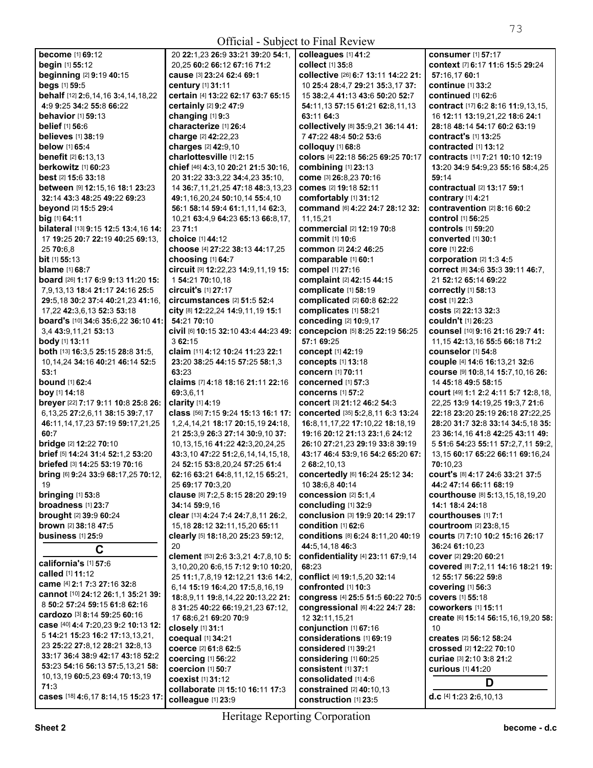Official - Subject to Final Review

**become** [1] **69:**12
**begin** [1] **55:**12
**beginning** [2] **9:**19 **40:**15
**begs** [1] **59:**5
**behalf** [12] **2:**6,14,16 **3:**4,14,18,22 **4:**9 **9:**25 **34:**2 **55:**8 **66:**22
**behavior** [1] **59:**13
**belief** [1] **56:**6
**believes** [1] **38:**19
**below** [1] **65:**4
**benefit** [2] **6:**13,13
**berkowitz** [1] **60:**23
**best** [2] **15:**6 **33:**18
**between** [9] **12:**15,16 **18:**1 **23:**23 **32:**14 **43:**3 **48:**25 **49:**22 **69:**23
**beyond** [2] **15:**5 **29:**4
**big** [1] **64:**11
**bilateral** [13] **9:**15 **12:**5 **13:**4,16 **14:**17 **19:**25 **20:**7 **22:**19 **40:**25 **69:**13, 25 **70:**6,8
**bit** [1] **55:**13
**blame** [1] **68:**7
**board** [26] **1:**17 **6:**9 **9:**13 **11:**20 **15:**7,9,13,13 **18:**4 **21:**17 **24:**16 **25:**5 **29:**5,18 **30:**2 **37:**4 **40:**21,23 **41:**16, 17,22 **42:**3,6,13 **52:**3 **53:**18
**board's** [10] **34:**6 **35:**6,22 **36:**10 **41:**3,4 **43:**9,11,21 **53:**13
**body** [1] **13:**11
**both** [13] **16:**3,5 **25:**15 **28:**8 **31:**5, 10,14,24 **34:**16 **40:**21 **46:**14 **52:**5 **53:**1
**bound** [1] **62:**4
**boy** [1] **14:**18
**breyer** [22] **7:**17 **9:**11 **10:**8 **25:**8 **26:**6,13,25 **27:**2,6,11 **38:**15 **39:**7,17 **46:**11,14,17,23 **57:**19 **59:**17,21,25 **60:**7
**bridge** [2] **12:**22 **70:**10
**brief** [5] **14:**24 **31:**4 **52:**1,2 **53:**20
**briefed** [3] **14:**25 **53:**19 **70:**16
**bring** [6] **9:**24 **33:**9 **68:**17,25 **70:**12, 19
**bringing** [1] **53:**8
**broadness** [1] **23:**7
**brought** [2] **39:**9 **60:**24
**brown** [2] **38:**18 **47:**5
**business** [1] **25:**9

## C

**california's** [1] **57:**6
**called** [1] **11:**12
**came** [4] **2:**1 **7:**3 **27:**16 **32:**8
**cannot** [10] **24:**12 **26:**1,1 **35:**21 **39:**8 **50:**2 **57:**24 **59:**15 **61:**8 **62:**16
**cardozo** [3] **8:**14 **59:**25 **60:**16
**case** [40] **4:**4 **7:**20,23 **9:**2 **10:**13 **12:**5 **14:**21 **15:**23 **16:**2 **17:**13,13,21, 23 **25:**22 **27:**8,12 **28:**21 **32:**8,13 **33:**17 **36:**4 **38:**9 **42:**17 **43:**18 **52:**2 **53:**23 **54:**16 **56:**13 **57:**5,13,21 **58:**10,13,19 **60:**5,23 **69:**4 **70:**13,19 **71:**3
**cases** [18] **4:**6,17 **8:**14,15 **15:**23 **17:**20 **22:**1,23 **26:**9 **33:**21 **39:**20 **54:**1, 20,25 **60:**2 **66:**12 **67:**16 **71:**2
**cause** [3] **23:**24 **62:**4 **69:**1
**century** [1] **31:**11
**certain** [4] **13:**22 **62:**17 **63:**7 **65:**15
**certainly** [2] **9:**2 **47:**9
**changing** [1] **9:**3
**characterize** [1] **26:**4
**charge** [2] **42:**22,23
**charges** [2] **42:**9,10
**charlottesville** [1] **2:**15
**chief** [46] **4:**3,10 **20:**21 **21:**5 **30:**16, 20 **31:**22 **33:**3,22 **34:**4,23 **35:**10, 14 **36:**7,11,21,25 **47:**18 **48:**3,13,23 **49:**1,16,20,24 **50:**10,14 **55:**4,10 **56:**1 **58:**14 **59:**4 **61:**1,11,14 **62:**3, 10,21 **63:**4,9 **64:**23 **65:**13 **66:**8,17, 23 **71:**1
**choice** [1] **44:**12
**choose** [4] **27:**22 **38:**13 **44:**17,25
**choosing** [1] **64:**7
**circuit** [9] **12:**22,23 **14:**9,11,19 **15:**1 **54:**21 **70:**10,18
**circuit's** [1] **27:**17
**circumstances** [2] **51:**5 **52:**4
**city** [8] **12:**22,24 **14:**9,11,19 **15:**1 **54:**21 **70:**10
**civil** [6] **10:**15 **32:**10 **43:**4 **44:**23 **49:**3 **62:**15
**claim** [11] **4:**12 **10:**24 **11:**23 **22:**1 **23:**20 **38:**25 **44:**15 **57:**25 **58:**1,3 **63:**23
**claims** [7] **4:**18 **18:**16 **21:**11 **22:**16 **69:**3,6,11
**clarity** [1] **4:**19
**class** [56] **7:**15 **9:**24 **15:**13 **16:**1 **17:**1,2,4,14,21 **18:**17 **20:**15,19 **24:**18, 21 **25:**3,9 **26:**3 **27:**14 **30:**9,10 **37:**10,13,15,16 **41:**22 **42:**3,20,24,25 **43:**3,10 **47:**22 **51:**2,6,14,14,15,18, 24 **52:**15 **53:**8,20,24 **57:**25 **61:**4 **62:**16 **63:**21 **64:**8,11,12,15 **65:**21, 25 **69:**17 **70:**3,20
**clause** [8] **7:**2,5 **8:**15 **28:**20 **29:**19 **34:**14 **59:**9,16
**clear** [13] **4:**24 **7:**4 **24:**7,8,11 **26:**2, 15,18 **28:**12 **32:**11,15,20 **65:**11
**clearly** [5] **18:**18,20 **25:**23 **59:**12, 20
**clement** [53] **2:**6 **3:**3,21 **4:**7,8,10 **5:**3,10,20,20 **6:**6,15 **7:**12 **9:**10 **10:**20, 25 **11:**1,7,8,19 **12:**12,21 **13:**6 **14:**2, 6,14 **15:**19 **16:**4,20 **17:**5,8,16,19 **18:**8,9,11 **19:**8,14,22 **20:**13,22 **21:**8 **31:**25 **40:**22 **66:**19,21,23 **67:**12, 17 **68:**6,21 **69:**20 **70:**9
**closely** [1] **31:**1
**coequal** [1] **34:**21
**coerce** [2] **61:**8 **62:**5
**coercing** [1] **56:**22
**coercion** [1] **50:**7
**coexist** [1] **31:**12
**collaborate** [3] **15:**10 **16:**11 **17:**3
**colleague** [1] **23:**9
**colleagues** [1] **41:**2
**collect** [1] **35:**8
**collective** [26] **6:**7 **13:**11 **14:**22 **21:**10 **25:**4 **28:**4,7 **29:**21 **35:**3,17 **37:**15 **38:**2,4 **41:**13 **43:**6 **50:**20 **52:**7 **54:**11,13 **57:**15 **61:**21 **62:**8,11,13 **63:**11 **64:**3
**collectively** [8] **35:**9,21 **36:**14 **41:**7 **47:**22 **48:**4 **50:**2 **53:**6
**colloquy** [1] **68:**8
**colors** [4] **22:**18 **56:**25 **69:**25 **70:**17
**combining** [1] **23:**13
**come** [3] **26:**8,23 **70:**16
**comes** [2] **19:**18 **52:**11
**comfortably** [1] **31:**12
**command** [6] **4:**22 **24:**7 **28:**12 **32:**11,15,21
**commercial** [2] **12:**19 **70:**8
**commit** [1] **10:**6
**common** [2] **24:**2 **46:**25
**comparable** [1] **60:**1
**compel** [1] **27:**16
**complaint** [2] **42:**15 **44:**15
**complicate** [1] **58:**19
**complicated** [2] **60:**8 **62:**22
**complicates** [1] **58:**21
**conceding** [2] **10:**9,17
**concepcion** [5] **8:**25 **22:**19 **56:**25 **57:**1 **69:**25
**concept** [1] **42:**19
**concepts** [1] **13:**18
**concern** [1] **70:**11
**concerned** [1] **57:**3
**concerns** [1] **57:**2
**concert** [3] **21:**12 **46:**2 **54:**3
**concerted** [35] **5:**2,8,11 **6:**3 **13:**24 **16:**8,11,17,22 **17:**10,22 **18:**18,19 **19:**16 **20:**12 **21:**13 **23:**1,6 **24:**12 **26:**10 **27:**21,23 **29:**19 **33:**8 **39:**19 **43:**17 **46:**4 **53:**9,16 **54:**2 **65:**20 **67:**2 **68:**2,10,13
**concertedly** [6] **16:**24 **25:**12 **34:**10 **38:**6,8 **40:**14
**concession** [2] **5:**1,4
**concluding** [1] **32:**9
**conclusion** [3] **19:**9 **20:**14 **29:**17
**condition** [1] **62:**6
**conditions** [8] **6:**24 **8:**11,20 **40:**19 **44:**5,14,18 **46:**3
**confidentiality** [4] **23:**11 **67:**9,14 **68:**23
**conflict** [4] **19:**1,5,20 **32:**14
**confronted** [1] **10:**3
**congress** [4] **25:**5 **51:**5 **60:**22 **70:**5
**congressional** [6] **4:**22 **24:**7 **28:**12 **32:**11,15,21
**conjunction** [1] **67:**16
**considerations** [1] **69:**19
**considered** [1] **39:**21
**considering** [1] **60:**25
**consistent** [1] **37:**1
**consolidated** [1] **4:**6
**constrained** [2] **40:**10,13
**construction** [1] **23:**5
**consumer** [1] **57:**17
**context** [7] **6:**17 **11:**6 **15:**5 **29:**24 **57:**16,17 **60:**1
**continue** [1] **33:**2
**continued** [1] **62:**6
**contract** [17] **6:**2 **8:**16 **11:**9,13,15, 16 **12:**11 **13:**19,21,22 **18:**6 **24:**1 **28:**18 **48:**14 **54:**17 **60:**2 **63:**19
**contract's** [1] **13:**25
**contracted** [1] **13:**12
**contracts** [11] **7:**21 **10:**10 **12:**19 **13:**20 **34:**9 **54:**9,23 **55:**16 **58:**4,25 **59:**14
**contractual** [2] **13:**17 **59:**1
**contrary** [1] **4:**21
**contravention** [2] **8:**16 **60:**2
**control** [1] **56:**25
**controls** [1] **59:**20
**converted** [1] **30:**1
**core** [1] **22:**6
**corporation** [2] **1:**3 **4:**5
**correct** [8] **34:**6 **35:**3 **39:**11 **46:**7, 21 **52:**12 **65:**14 **69:**22
**correctly** [1] **58:**13
**cost** [1] **22:**3
**costs** [2] **22:**13 **32:**3
**couldn't** [1] **26:**23
**counsel** [10] **9:**16 **21:**16 **29:**7 **41:**11,15 **42:**13,16 **55:**5 **66:**18 **71:**2
**counselor** [1] **54:**8
**couple** [4] **14:**6 **16:**13,21 **32:**6
**course** [9] **10:**8,14 **15:**7,10,16 **26:**14 **45:**18 **49:**5 **58:**15
**court** [49] **1:**1 **2:**2 **4:**11 **5:**7 **12:**8,18, 22,25 **13:**9 **14:**19,25 **19:**3,7 **21:**6 **22:**18 **23:**20 **25:**19 **26:**18 **27:**22,25 **28:**20 **31:**7 **32:**8 **33:**14 **34:**5,18 **35:**5 **36:**14,16 **41:**8 **42:**25 **43:**11 **49:**23 **51:**6 **54:**23 **55:**11 **57:**2,7,11 **59:**2, 13,15 **60:**17 **65:**22 **66:**11 **69:**16,24 **70:**10,23
**court's** [8] **4:**17 **24:**6 **33:**21 **37:**5 **44:**2 **47:**14 **66:**11 **68:**19
**courthouse** [8] **5:**13,15,18,19,20 **14:**1 **18:**4 **24:**18
**courthouses** [1] **7:**1
**courtroom** [2] **23:**8,15
**courts** [7] **7:**10 **10:**2 **15:**16 **26:**17 **36:**24 **61:**10,23
**cover** [2] **29:**20 **60:**21
**covered** [8] **7:**2,11 **14:**16 **18:**21 **19:**12 **55:**17 **56:**22 **59:**8
**covering** [1] **56:**3
**covers** [1] **55:**18
**coworkers** [1] **15:**11
**create** [6] **15:**14 **56:**15,16,19,20 **58:**10
**creates** [2] **56:**12 **58:**24
**crossed** [2] **12:**22 **70:**10
**curiae** [3] **2:**10 **3:**8 **21:**2
**curious** [1] **41:**20

## D

**d.c** [4] **1:**23 **2:**6,10,13

Heritage Reporting Corporation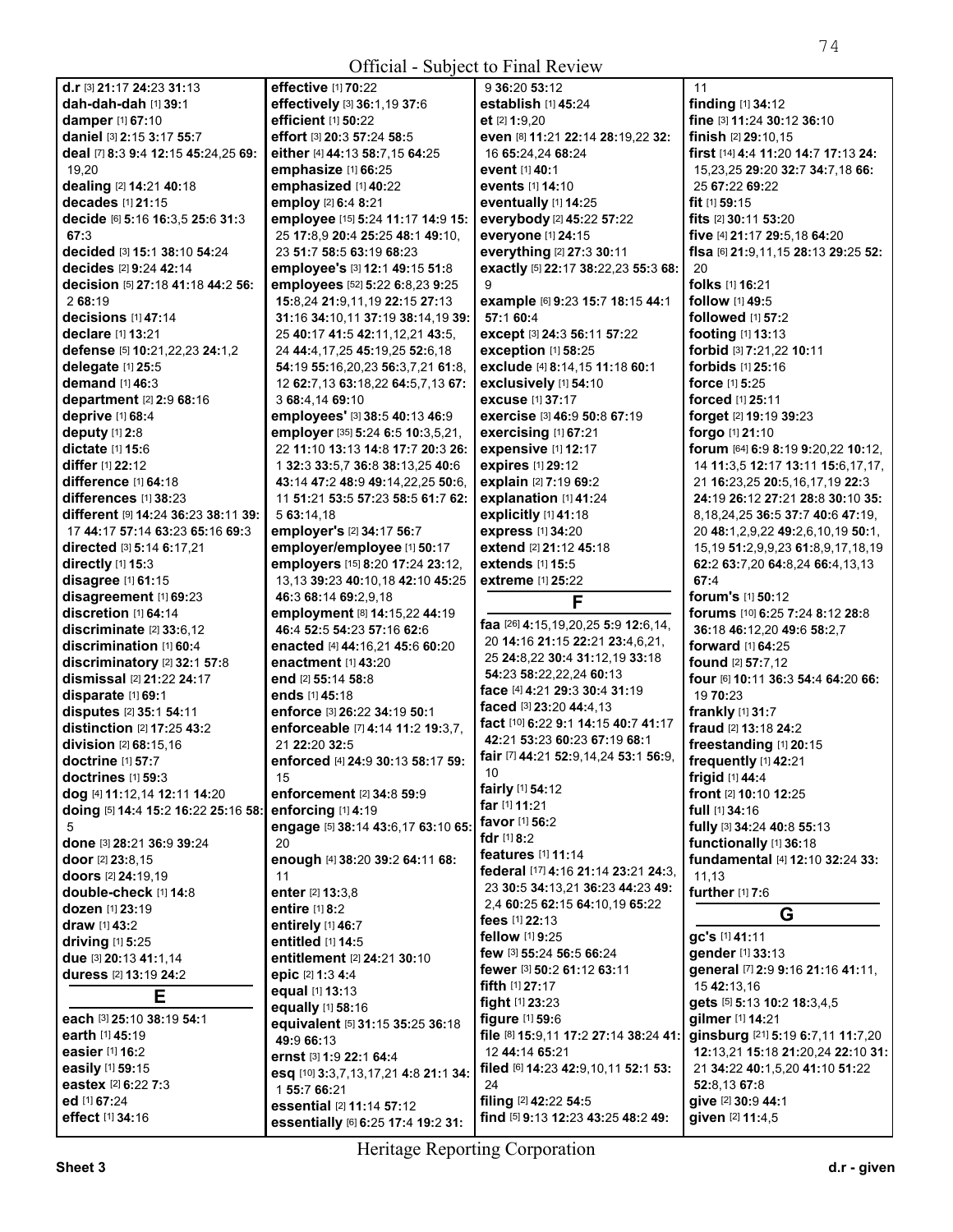Official - Subject to Final Review

**d.r** [3] **21:**17 **24:**23 **31:**13
**dah-dah-dah** [1] **39:**1
**damper** [1] **67:**10
**daniel** [3] **2:**15 **3:**17 **55:**7
**deal** [7] **8:**3 **9:**4 **12:**15 **45:**24,25 **69:** 19,20
**dealing** [2] **14:**21 **40:**18
**decades** [1] **21:**15
**decide** [6] **5:**16 **16:**3,5 **25:**6 **31:**3 **67:**3
**decided** [3] **15:**1 **38:**10 **54:**24
**decides** [2] **9:**24 **42:**14
**decision** [5] **27:**18 **41:**18 **44:**2 **56:** 2 **68:**19
**decisions** [1] **47:**14
**declare** [1] **13:**21
**defense** [5] **10:**21,22,23 **24:**1,2
**delegate** [1] **25:**5
**demand** [1] **46:**3
**department** [2] **2:**9 **68:**16
**deprive** [1] **68:**4
**deputy** [1] **2:**8
**dictate** [1] **15:**6
**differ** [1] **22:**12
**difference** [1] **64:**18
**differences** [1] **38:**23
**different** [9] **14:**24 **36:**23 **38:**11 **39:** 17 **44:**17 **57:**14 **63:**23 **65:**16 **69:**3
**directed** [3] **5:**14 **6:**17,21
**directly** [1] **15:**3
**disagree** [1] **61:**15
**disagreement** [1] **69:**23
**discretion** [1] **64:**14
**discriminate** [2] **33:**6,12
**discrimination** [1] **60:**4
**discriminatory** [2] **32:**1 **57:**8
**dismissal** [2] **21:**22 **24:**17
**disparate** [1] **69:**1
**disputes** [2] **35:**1 **54:**11
**distinction** [2] **17:**25 **43:**2
**division** [2] **68:**15,16
**doctrine** [1] **57:**7
**doctrines** [1] **59:**3
**dog** [4] **11:**12,14 **12:**11 **14:**20
**doing** [5] **14:**4 **15:**2 **16:**22 **25:**16 **58:** 5
**done** [3] **28:**21 **36:**9 **39:**24
**door** [2] **23:**8,15
**doors** [2] **24:**19,19
**double-check** [1] **14:**8
**dozen** [1] **23:**19
**draw** [1] **43:**2
**driving** [1] **5:**25
**due** [3] **20:**13 **41:**1,14
**duress** [2] **13:**19 **24:**2

## E

**each** [3] **25:**10 **38:**19 **54:**1
**earth** [1] **45:**19
**easier** [1] **16:**2
**easily** [1] **59:**15
**eastex** [2] **6:**22 **7:**3
**ed** [1] **67:**24
**effect** [1] **34:**16
**effective** [1] **70:**22
**effectively** [3] **36:**1,19 **37:**6
**efficient** [1] **50:**22
**effort** [3] **20:**3 **57:**24 **58:**5
**either** [4] **44:**13 **58:**7,15 **64:**25
**emphasize** [1] **66:**25
**emphasized** [1] **40:**22
**employ** [2] **6:**4 **8:**21
**employee** [15] **5:**24 **11:**17 **14:**9 **15:** 25 **17:**8,9 **20:**4 **25:**25 **48:**1 **49:**10, 23 **51:**7 **58:**5 **63:**19 **68:**23
**employee's** [3] **12:**1 **49:**15 **51:**8
**employees** [52] **5:**22 **6:**8,23 **9:**25 **15:**8,24 **21:**9,11,19 **22:**15 **27:**13 **31:**16 **34:**10,11 **37:**19 **38:**14,19 **39:** 25 **40:**17 **41:**5 **42:**11,12,21 **43:**5, 24 **44:**4,17,25 **45:**19,25 **52:**6,18 **54:**19 **55:**16,20,23 **56:**3,7,21 **61:**8, 12 **62:**7,13 **63:**18,22 **64:**5,7,13 **67:** 3 **68:**4,14 **69:**10
**employees'** [3] **38:**5 **40:**13 **46:**9
**employer** [35] **5:**24 **6:**5 **10:**3,5,21, 22 **11:**10 **13:**13 **14:**8 **17:**7 **20:**3 **26:** 1 **32:**3 **33:**5,7 **36:**8 **38:**13,25 **40:**6 **43:**14 **47:**2 **48:**9 **49:**14,22,25 **50:**6, 11 **51:**21 **53:**5 **57:**23 **58:**5 **61:**7 **62:** 5 **63:**14,18
**employer's** [2] **34:**17 **56:**7
**employer/employee** [1] **50:**17
**employers** [15] **8:**20 **17:**24 **23:**12, 13,13 **39:**23 **40:**10,18 **42:**10 **45:**25 **46:**3 **68:**14 **69:**2,9,18
**employment** [8] **14:**15,22 **44:**19 **46:**4 **52:**5 **54:**23 **57:**16 **62:**6
**enacted** [4] **44:**16,21 **45:**6 **60:**20
**enactment** [1] **43:**20
**end** [2] **55:**14 **58:**8
**ends** [1] **45:**18
**enforce** [3] **26:**22 **34:**19 **50:**1
**enforceable** [7] **4:**14 **11:**2 **19:**3,7, 21 **22:**20 **32:**5
**enforced** [4] **24:**9 **30:**13 **58:**17 **59:** 15
**enforcement** [2] **34:**8 **59:**9
**enforcing** [1] **4:**19
**engage** [5] **38:**14 **43:**6,17 **63:**10 **65:** 20
**enough** [4] **38:**20 **39:**2 **64:**11 **68:** 11
**enter** [2] **13:**3,8
**entire** [1] **8:**2
**entirely** [1] **46:**7
**entitled** [1] **14:**5
**entitlement** [2] **24:**21 **30:**10
**epic** [2] **1:**3 **4:**4
**equal** [1] **13:**13
**equally** [1] **58:**16
**equivalent** [5] **31:**15 **35:**25 **36:**18 **49:**9 **66:**13
**ernst** [3] **1:**9 **22:**1 **64:**4
**esq** [10] **3:**3,7,13,17,21 **4:**8 **21:**1 **34:** 1 **55:**7 **66:**21
**essential** [2] **11:**14 **57:**12
**essentially** [6] **6:**25 **17:**4 **19:**2 **31:** 9 **36:**20 **53:**12
**establish** [1] **45:**24
**et** [2] **1:**9,20
**even** [8] **11:**21 **22:**14 **28:**19,22 **32:** 16 **65:**24,24 **68:**24
**event** [1] **40:**1
**events** [1] **14:**10
**eventually** [1] **14:**25
**everybody** [2] **45:**22 **57:**22
**everyone** [1] **24:**15
**everything** [2] **27:**3 **30:**11
**exactly** [5] **22:**17 **38:**22,23 **55:**3 **68:** 9
**example** [6] **9:**23 **15:**7 **18:**15 **44:**1 **57:**1 **60:**4
**except** [3] **24:**3 **56:**11 **57:**22
**exception** [1] **58:**25
**exclude** [4] **8:**14,15 **11:**18 **60:**1
**exclusively** [1] **54:**10
**excuse** [1] **37:**17
**exercise** [3] **46:**9 **50:**8 **67:**19
**exercising** [1] **67:**21
**expensive** [1] **12:**17
**expires** [1] **29:**12
**explain** [2] **7:**19 **69:**2
**explanation** [1] **41:**24
**explicitly** [1] **41:**18
**express** [1] **34:**20
**extend** [2] **21:**12 **45:**18
**extends** [1] **15:**5
**extreme** [1] **25:**22

## F

**faa** [26] **4:**15,19,20,25 **5:**9 **12:**6,14, 20 **14:**16 **21:**15 **22:**21 **23:**4,6,21, 25 **24:**8,22 **30:**4 **31:**12,19 **33:**18 **54:**23 **58:**22,22,24 **60:**13
**face** [4] **4:**21 **29:**3 **30:**4 **31:**19
**faced** [3] **23:**20 **44:**4,13
**fact** [10] **6:**22 **9:**1 **14:**15 **40:**7 **41:**17 **42:**21 **53:**21 **60:**23 **67:**19 **68:**1
**fair** [7] **44:**21 **52:**9,14,24 **53:**1 **56:**9, 10
**fairly** [1] **54:**12
**far** [1] **11:**21
**favor** [1] **56:**2
**fdr** [1] **8:**2
**features** [1] **11:**14
**federal** [17] **4:**16 **21:**14 **23:**21 **24:**3, 23 **30:**5 **34:**13,21 **36:**23 **44:**23 **49:** 2,4 **60:**25 **62:**15 **64:**10,19 **65:**22
**fees** [1] **22:**13
**fellow** [1] **9:**25
**few** [3] **55:**24 **56:**5 **66:**24
**fewer** [3] **50:**2 **61:**12 **63:**11
**fifth** [1] **27:**17
**fight** [1] **23:**23
**figure** [1] **59:**6
**file** [8] **15:**9,11 **17:**2 **27:**14 **38:**24 **41:** 12 **44:**14 **65:**21
**filed** [6] **14:**23 **42:**9,10,11 **52:**1 **53:** 24
**filing** [2] **42:**22 **54:**5
**find** [5] **9:**13 **12:**23 **43:**25 **48:**2 **49:** 11
**finding** [1] **34:**12
**fine** [3] **11:**24 **30:**12 **36:**10
**finish** [2] **29:**10,15
**first** [14] **4:**4 **11:**20 **14:**7 **17:**13 **24:** 15,23,25 **29:**20 **32:**7 **34:**7,18 **66:** 25 **67:**22 **69:**22
**fit** [1] **59:**15
**fits** [2] **30:**11 **53:**20
**five** [4] **21:**17 **29:**5,18 **64:**20
**flsa** [6] **21:**9,11,15 **28:**13 **29:**25 **52:** 20
**folks** [1] **16:**21
**follow** [1] **49:**5
**followed** [1] **57:**2
**footing** [1] **13:**13
**forbid** [3] **7:**21,22 **10:**11
**forbids** [1] **25:**16
**force** [1] **5:**25
**forced** [1] **25:**11
**forget** [2] **19:**19 **39:**23
**forgo** [1] **21:**10
**forum** [64] **6:**9 **8:**19 **9:**20,22 **10:**12, 14 **11:**3,5 **12:**17 **13:**11 **15:**6,17,17, 21 **16:**23,25 **20:**5,16,17,19 **22:**3 **24:**19 **26:**12 **27:**21 **28:**8 **30:**10 **35:** 8,18,24,25 **36:**5 **37:**7 **40:**6 **47:**19, 20 **48:**1,2,9,22 **49:**2,6,10,19 **50:**1, 15,19 **51:**2,9,9,23 **61:**8,9,17,18,19 **62:**2 **63:**7,20 **64:**8,24 **66:**4,13,13 **67:**4
**forum's** [1] **50:**12
**forums** [10] **6:**25 **7:**24 **8:**12 **28:**8 **36:**18 **46:**12,20 **49:**6 **58:**2,7
**forward** [1] **64:**25
**found** [2] **57:**7,12
**four** [6] **10:**11 **36:**3 **54:**4 **64:**20 **66:** 19 **70:**23
**frankly** [1] **31:**7
**fraud** [2] **13:**18 **24:**2
**freestanding** [1] **20:**15
**frequently** [1] **42:**21
**frigid** [1] **44:**4
**front** [2] **10:**10 **12:**25
**full** [1] **34:**16
**fully** [3] **34:**24 **40:**8 **55:**13
**functionally** [1] **36:**18
**fundamental** [4] **12:**10 **32:**24 **33:** 11,13
**further** [1] **7:**6

## G

**gc's** [1] **41:**11
**gender** [1] **33:**13
**general** [7] **2:**9 **9:**16 **21:**16 **41:**11, 15 **42:**13,16
**gets** [5] **5:**13 **10:**2 **18:**3,4,5
**gilmer** [1] **14:**21
**ginsburg** [21] **5:**19 **6:**7,11 **11:**7,20 **12:**13,21 **15:**18 **21:**20,24 **22:**10 **31:** 21 **34:**22 **40:**1,5,20 **41:**10 **51:**22 **52:**8,13 **67:**8
**give** [2] **30:**9 **44:**1
**given** [2] **11:**4,5

Heritage Reporting Corporation

Sheet 3 d.r - given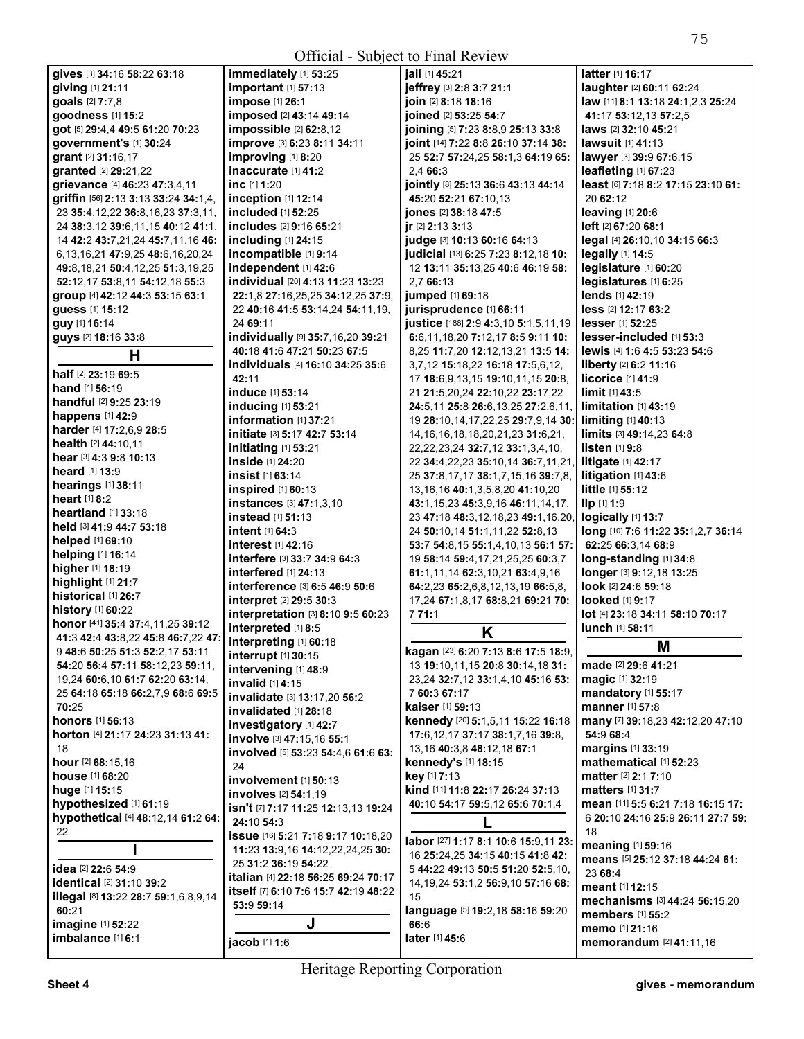Official - Subject to Final Review

**gives** [3] **34:**16 **58:**22 **63:**18
**giving** [1] **21:**11
**goals** [2] **7:**7,8
**goodness** [1] **15:**2
**got** [5] **29:**4,4 **49:**5 **61:**20 **70:**23
**government's** [1] **30:**24
**grant** [2] **31:**16,17
**granted** [2] **29:**21,22
**grievance** [4] **46:**23 **47:**3,4,11
**griffin** [56] **2:**13 **3:**13 **33:**24 **34:**1,4, 23 **35:**4,12,22 **36:**8,16,23 **37:**3,11, 24 **38:**3,12 **39:**6,11,15 **40:**12 **41:**1, 14 **42:**2 **43:**7,21,24 **45:**7,11,16 **46:** 6,13,16,21 **47:**9,25 **48:**6,16,20,24 **49:**8,18,21 **50:**4,12,25 **51:**3,19,25 **52:**12,17 **53:**8,11 **54:**12,18 **55:**3
**group** [4] **42:**12 **44:**3 **53:**15 **63:**1
**guess** [1] **15:**12
**guy** [1] **16:**14
**guys** [2] **18:**16 **33:**8

## H

**half** [2] **23:**19 **69:**5
**hand** [1] **56:**19
**handful** [2] **9:**25 **23:**19
**happens** [1] **42:**9
**harder** [4] **17:**2,6,9 **28:**5
**health** [2] **44:**10,11
**hear** [3] **4:**3 **9:**8 **10:**13
**heard** [1] **13:**9
**hearings** [1] **38:**11
**heart** [1] **8:**2
**heartland** [1] **33:**18
**held** [3] **41:**9 **44:**7 **53:**18
**helped** [1] **69:**10
**helping** [1] **16:**14
**higher** [1] **18:**19
**highlight** [1] **21:**7
**historical** [1] **26:**7
**history** [1] **60:**22
**honor** [41] **35:**4 **37:**4,11,25 **39:**12 **41:**3 **42:**4 **43:**8,22 **45:**8 **46:**7,22 **47:** 9 **48:**6 **50:**25 **51:**3 **52:**2,17 **53:**11 **54:**20 **56:**4 **57:**11 **58:**12,23 **59:**11, 19,24 **60:**6,10 **61:**7 **62:**20 **63:**14, 25 **64:**18 **65:**18 **66:**2,7,9 **68:**6 **69:**5 **70:**25
**honors** [1] **56:**13
**horton** [4] **21:**17 **24:**23 **31:**13 **41:** 18
**hour** [2] **68:**15,16
**house** [1] **68:**20
**huge** [1] **15:**15
**hypothesized** [1] **61:**19
**hypothetical** [4] **48:**12,14 **61:**2 **64:** 22

## I

**idea** [2] **22:**6 **54:**9
**identical** [2] **31:**10 **39:**2
**illegal** [8] **13:**22 **28:**7 **59:**1,6,8,9,14 **60:**21
**imagine** [1] **52:**22
**imbalance** [1] **6:**1
**immediately** [1] **53:**25
**important** [1] **57:**13
**impose** [1] **26:**1
**imposed** [2] **43:**14 **49:**14
**impossible** [2] **62:**8,12
**improve** [3] **6:**23 **8:**11 **34:**11
**improving** [1] **8:**20
**inaccurate** [1] **41:**2
**inc** [1] **1:**20
**inception** [1] **12:**14
**included** [1] **52:**25
**includes** [2] **9:**16 **65:**21
**including** [1] **24:**15
**incompatible** [1] **9:**14
**independent** [1] **42:**6
**individual** [20] **4:**13 **11:**23 **13:**23 **22:**1,8 **27:**16,25,25 **34:**12,25 **37:**9, 22 **40:**16 **41:**5 **53:**14,24 **54:**11,19, 24 **69:**11
**individually** [9] **35:**7,16,20 **39:**21 **40:**18 **41:**6 **47:**21 **50:**23 **67:**5
**individuals** [4] **16:**10 **34:**25 **35:**6 **42:**11
**induce** [1] **53:**14
**inducing** [1] **53:**21
**information** [1] **37:**21
**initiate** [3] **5:**17 **42:**7 **53:**14
**initiating** [1] **53:**21
**inside** [1] **24:**20
**insist** [1] **63:**14
**inspired** [1] **60:**13
**instances** [3] **47:**1,3,10
**instead** [1] **51:**13
**intent** [1] **64:**3
**interest** [1] **42:**16
**interfere** [3] **33:**7 **34:**9 **64:**3
**interfered** [1] **24:**13
**interference** [3] **6:**5 **46:**9 **50:**6
**interpret** [2] **29:**5 **30:**3
**interpretation** [3] **8:**10 **9:**5 **60:**23
**interpreted** [1] **8:**5
**interpreting** [1] **60:**18
**interrupt** [1] **30:**15
**intervening** [1] **48:**9
**invalid** [1] **4:**15
**invalidate** [3] **13:**17,20 **56:**2
**invalidated** [1] **28:**18
**investigatory** [1] **42:**7
**involve** [3] **47:**15,16 **55:**1
**involved** [5] **53:**23 **54:**4,6 **61:**6 **63:** 24
**involvement** [1] **50:**13
**involves** [2] **54:**1,19
**isn't** [7] **7:**17 **11:**25 **12:**13,13 **19:**24 **24:**10 **54:**3
**issue** [16] **5:**21 **7:**18 **9:**17 **10:**18,20 **11:**23 **13:**9,16 **14:**12,22,24,25 **30:** 25 **31:**2 **36:**19 **54:**22
**italian** [4] **22:**18 **56:**25 **69:**24 **70:**17
**itself** [7] **6:**10 **7:**6 **15:**7 **42:**19 **48:**22 **53:**9 **59:**14

## J

**jacob** [1] **1:**6
**jail** [1] **45:**21
**jeffrey** [3] **2:**8 **3:**7 **21:**1
**join** [2] **8:**18 **18:**16
**joined** [2] **53:**25 **54:**7
**joining** [5] **7:**23 **8:**8,9 **25:**13 **33:**8
**joint** [14] **7:**22 **8:**8 **26:**10 **37:**14 **38:** 25 **52:**7 **57:**24,25 **58:**1,3 **64:**19 **65:** 2,4 **66:**3
**jointly** [8] **25:**13 **36:**6 **43:**13 **44:**14 **45:**20 **52:**21 **67:**10,13
**jones** [2] **38:**18 **47:**5
**jr** [2] **2:**13 **3:**13
**judge** [3] **10:**13 **60:**16 **64:**13
**judicial** [13] **6:**25 **7:**23 **8:**12,18 **10:** 12 **13:**11 **35:**13,25 **40:**6 **46:**19 **58:** 2,7 **66:**13
**jumped** [1] **69:**18
**jurisprudence** [1] **66:**11
**justice** [188] **2:**9 **4:**3,10 **5:**1,5,11,19 **6:**6,11,18,20 **7:**2,12,17 **8:**5 **9:**11 **10:** 8,25 **11:**7,20 **12:**12,13,21 **13:**5 **14:** 3,7,12 **15:**18,22 **16:**18 **17:**5,6,12, 17 **18:**6,9,13,15 **19:**10,11,15 **20:**8, 21 **21:**5,20,24 **22:**10,22 **23:**17,22 **24:**5,11 **25:**8 **26:**6,13,25 **27:**2,6,11, 19 **28:**10,14,17,22,25 **29:**7,9,14 **30:** 14,16,16,18,18,20,21,23 **31:**6,21, 22,22,23,24 **32:**7,12 **33:**1,3,4,10, 22 **34:**4,22,23 **35:**10,14 **36:**7,11,21, 25 **37:**8,17,17 **38:**1,7,15,16 **39:**7,8, 13,16,16 **40:**1,3,5,8,20 **41:**10,20 **43:**1,15,23 **45:**3,9,16 **46:**11,14,17, 23 **47:**18 **48:**3,12,18,23 **49:**1,16,20, 24 **50:**10,14 **51:**1,11,22 **52:**8,13 **53:**7 **54:**8,15 **55:**1,4,10,13 **56:**1 **57:** 19 **58:**14 **59:**4,17,21,25,25 **60:**3,7 **61:**1,11,14 **62:**3,10,21 **63:**4,9,16 **64:**2,23 **65:**2,6,8,12,13,19 **66:**5,8, 17,24 **67:**1,8,17 **68:**8,21 **69:**21 **70:** 7 **71:**1

## K

**kagan** [23] **6:**20 **7:**13 **8:**6 **17:**5 **18:**9, 13 **19:**10,11,15 **20:**8 **30:**14,18 **31:** 23,24 **32:**7,12 **33:**1,4,10 **45:**16 **53:** 7 **60:**3 **67:**17
**kaiser** [1] **59:**13
**kennedy** [20] **5:**1,5,11 **15:**22 **16:**18 **17:**6,12,17 **37:**17 **38:**1,7,16 **39:**8, 13,16 **40:**3,8 **48:**12,18 **67:**1
**kennedy's** [1] **18:**15
**key** [1] **7:**13
**kind** [11] **11:**8 **22:**17 **26:**24 **37:**13 **40:**10 **54:**17 **59:**5,12 **65:**6 **70:**1,4

## L

**labor** [27] **1:**17 **8:**1 **10:**6 **15:**9,11 **23:** 16 **25:**24,25 **34:**15 **40:**15 **41:**8 **42:** 5 **44:**22 **49:**13 **50:**5 **51:**20 **52:**5,10, 14,19,24 **53:**1,2 **56:**9,10 **57:**16 **68:** 15
**language** [5] **19:**2,18 **58:**16 **59:**20 **66:**6
**later** [1] **45:**6
**latter** [1] **16:**17
**laughter** [2] **60:**11 **62:**24
**law** [11] **8:**1 **13:**18 **24:**1,2,3 **25:**24 **41:**17 **53:**12,13 **57:**2,5
**laws** [2] **32:**10 **45:**21
**lawsuit** [1] **41:**13
**lawyer** [3] **39:**9 **67:**6,15
**leafleting** [1] **67:**23
**least** [6] **7:**18 **8:**2 **17:**15 **23:**10 **61:** 20 **62:**12
**leaving** [1] **20:**6
**left** [2] **67:**20 **68:**1
**legal** [4] **26:**10,10 **34:**15 **66:**3
**legally** [1] **14:**5
**legislature** [1] **60:**20
**legislatures** [1] **6:**25
**lends** [1] **42:**19
**less** [2] **12:**17 **63:**2
**lesser** [1] **52:**25
**lesser-included** [1] **53:**3
**lewis** [4] **1:**6 **4:**5 **53:**23 **54:**6
**liberty** [2] **6:**2 **11:**16
**licorice** [1] **41:**9
**limit** [1] **43:**5
**limitation** [1] **43:**19
**limiting** [1] **40:**13
**limits** [3] **49:**14,23 **64:**8
**listen** [1] **9:**8
**litigate** [1] **42:**17
**litigation** [1] **43:**6
**little** [1] **55:**12
**llp** [1] **1:**9
**logically** [1] **13:**7
**long** [10] **7:**6 **11:**22 **35:**1,2,7 **36:**14 **62:**25 **66:**3,14 **68:**9
**long-standing** [1] **34:**8
**longer** [3] **9:**12,18 **13:**25
**look** [2] **24:**6 **59:**18
**looked** [1] **9:**17
**lot** [4] **23:**18 **34:**11 **58:**10 **70:**17
**lunch** [1] **58:**11

## M

**made** [2] **29:**6 **41:**21
**magic** [1] **32:**19
**mandatory** [1] **55:**17
**manner** [1] **57:**8
**many** [7] **39:**18,23 **42:**12,20 **47:**10 **54:**9 **68:**4
**margins** [1] **33:**19
**mathematical** [1] **52:**23
**matter** [2] **2:**1 **7:**10
**matters** [1] **31:**7
**mean** [11] **5:**5 **6:**21 **7:**18 **16:**15 **17:** 6 **20:**10 **24:**16 **25:**9 **26:**11 **27:**7 **59:** 18
**meaning** [1] **59:**16
**means** [5] **25:**12 **37:**18 **44:**24 **61:** 23 **68:**4
**meant** [1] **12:**15
**mechanisms** [3] **44:**24 **56:**15,20
**members** [1] **55:**2
**memo** [1] **21:**16
**memorandum** [2] **41:**11,16

Heritage Reporting Corporation

Sheet 4 gives - memorandum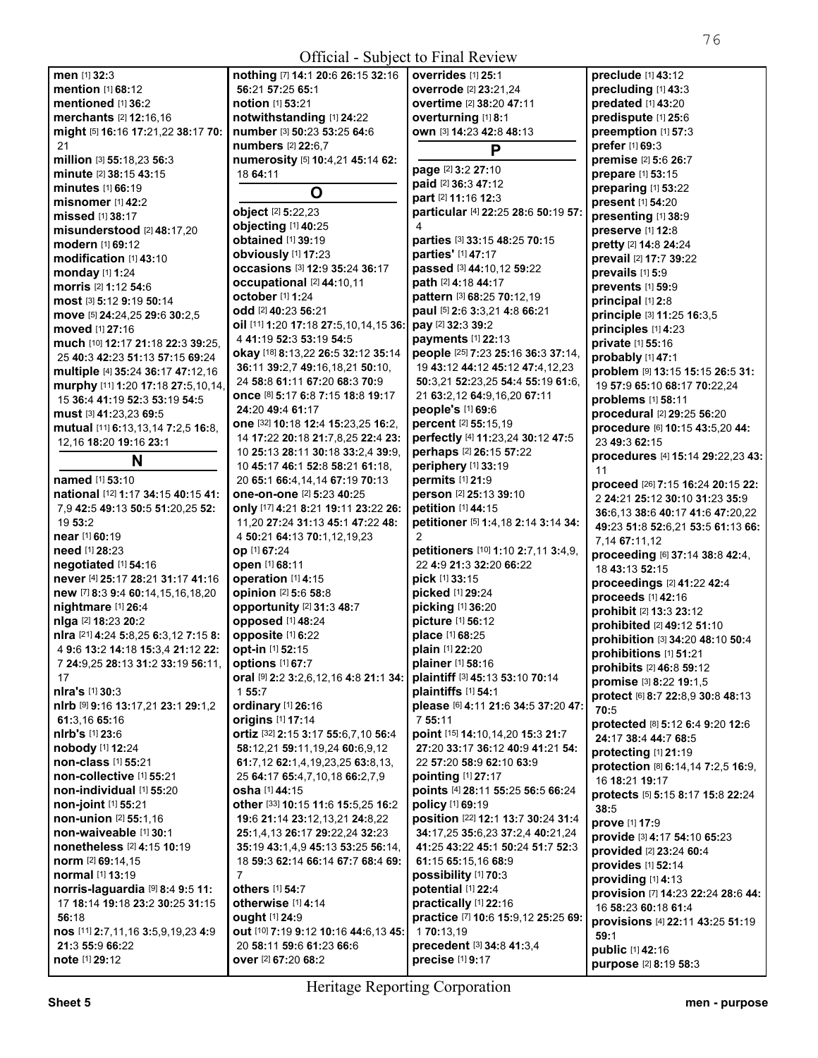Official - Subject to Final Review

**men** [1] **32:**3
**mention** [1] **68:**12
**mentioned** [1] **36:**2
**merchants** [2] **12:**16,16
**might** [5] **16:**16 **17:**21,22 **38:**17 **70:** 21
**million** [3] **55:**18,23 **56:**3
**minute** [2] **38:**15 **43:**15
**minutes** [1] **66:**19
**misnomer** [1] **42:**2
**missed** [1] **38:**17
**misunderstood** [2] **48:**17,20
**modern** [1] **69:**12
**modification** [1] **43:**10
**monday** [1] **1:**24
**morris** [2] **1:**12 **54:**6
**most** [3] **5:**12 **9:**19 **50:**14
**move** [5] **24:**24,25 **29:**6 **30:**2,5
**moved** [1] **27:**16
**much** [10] **12:**17 **21:**18 **22:**3 **39:**25, 25 **40:**3 **42:**23 **51:**13 **57:**15 **69:**24
**multiple** [4] **35:**24 **36:**17 **47:**12,16
**murphy** [11] **1:**20 **17:**18 **27:**5,10,14, 15 **36:**4 **41:**19 **52:**3 **53:**19 **54:**5
**must** [3] **41:**23,23 **69:**5
**mutual** [11] **6:**13,13,14 **7:**2,5 **16:**8, 12,16 **18:**20 **19:**16 **23:**1

## N

**named** [1] **53:**10
**national** [12] **1:**17 **34:**15 **40:**15 **41:** 7,9 **42:**5 **49:**13 **50:**5 **51:**20,25 **52:** 19 **53:**2
**near** [1] **60:**19
**need** [1] **28:**23
**negotiated** [1] **54:**16
**never** [4] **25:**17 **28:**21 **31:**17 **41:**16
**new** [7] **8:**3 **9:**4 **60:**14,15,16,18,20
**nightmare** [1] **26:**4
**nlga** [2] **18:**23 **20:**2
**nlra** [21] **4:**24 **5:**8,25 **6:**3,12 **7:**15 **8:** 4 **9:**6 **13:**2 **14:**18 **15:**3,4 **21:**12 **22:** 7 **24:**9,25 **28:**13 **31:**2 **33:**19 **56:**11, 17
**nlra's** [1] **30:**3
**nlrb** [9] **9:**16 **13:**17,21 **23:**1 **29:**1,2 **61:**3,16 **65:**16
**nlrb's** [1] **23:**6
**nobody** [1] **12:**24
**non-class** [1] **55:**21
**non-collective** [1] **55:**21
**non-individual** [1] **55:**20
**non-joint** [1] **55:**21
**non-union** [2] **55:**1,16
**non-waiveable** [1] **30:**1
**nonetheless** [2] **4:**15 **10:**19
**norm** [2] **69:**14,15
**normal** [1] **13:**19
**norris-laguardia** [9] **8:**4 **9:**5 **11:** 17 **18:**14 **19:**18 **23:**2 **30:**25 **31:**15 **56:**18
**nos** [11] **2:**7,11,16 **3:**5,9,19,23 **4:**9 **21:**3 **55:**9 **66:**22
**note** [1] **29:**12
**nothing** [7] **14:**1 **20:**6 **26:**15 **32:**16 **56:**21 **57:**25 **65:**1
**notion** [1] **53:**21
**notwithstanding** [1] **24:**22
**number** [3] **50:**23 **53:**25 **64:**6
**numbers** [2] **22:**6,7
**numerosity** [5] **10:**4,21 **45:**14 **62:** 18 **64:**11

## O

**object** [2] **5:**22,23
**objecting** [1] **40:**25
**obtained** [1] **39:**19
**obviously** [1] **17:**23
**occasions** [3] **12:**9 **35:**24 **36:**17
**occupational** [2] **44:**10,11
**october** [1] **1:**24
**odd** [2] **40:**23 **56:**21
**oil** [11] **1:**20 **17:**18 **27:**5,10,14,15 **36:** 4 **41:**19 **52:**3 **53:**19 **54:**5
**okay** [18] **8:**13,22 **26:**5 **32:**12 **35:**14 **36:**11 **39:**2,7 **49:**16,18,21 **50:**10, 24 **58:**8 **61:**11 **67:**20 **68:**3 **70:**9
**once** [8] **5:**17 **6:**8 **7:**15 **18:**8 **19:**17 **24:**20 **49:**4 **61:**17
**one** [32] **10:**18 **12:**4 **15:**23,25 **16:**2, 14 **17:**22 **20:**18 **21:**7,8,25 **22:**4 **23:** 10 **25:**13 **28:**11 **30:**18 **33:**2,4 **39:**9, 10 **45:**17 **46:**1 **52:**8 **58:**21 **61:**18, 20 **65:**1 **66:**4,14,14 **67:**19 **70:**13
**one-on-one** [2] **5:**23 **40:**25
**only** [17] **4:**21 **8:**21 **19:**11 **23:**22 **26:** 11,20 **27:**24 **31:**13 **45:**1 **47:**22 **48:** 4 **50:**21 **64:**13 **70:**1,12,19,23
**op** [1] **67:**24
**open** [1] **68:**11
**operation** [1] **4:**15
**opinion** [2] **5:**6 **58:**8
**opportunity** [2] **31:**3 **48:**7
**opposed** [1] **48:**24
**opposite** [1] **6:**22
**opt-in** [1] **52:**15
**options** [1] **67:**7
**oral** [9] **2:**2 **3:**2,6,12,16 **4:**8 **21:**1 **34:** 1 **55:**7
**ordinary** [1] **26:**16
**origins** [1] **17:**14
**ortiz** [32] **2:**15 **3:**17 **55:**6,7,10 **56:**4 **58:**12,21 **59:**11,19,24 **60:**6,9,12 **61:**7,12 **62:**1,4,19,23,25 **63:**8,13, 25 **64:**17 **65:**4,7,10,18 **66:**2,7,9
**osha** [1] **44:**15
**other** [33] **10:**15 **11:**6 **15:**5,25 **16:**2 **19:**6 **21:**14 **23:**12,13,21 **24:**8,22 **25:**1,4,13 **26:**17 **29:**22,24 **32:**23 **35:**19 **43:**1,4,9 **45:**13 **53:**25 **56:**14, 18 **59:**3 **62:**14 **66:**14 **67:**7 **68:**4 **69:** 7
**others** [1] **54:**7
**otherwise** [1] **4:**14
**ought** [1] **24:**9
**out** [10] **7:**19 **9:**12 **10:**16 **44:**6,13 **45:** 20 **58:**11 **59:**6 **61:**23 **66:**6
**over** [2] **67:**20 **68:**2
**overrides** [1] **25:**1
**overrode** [2] **23:**21,24
**overtime** [2] **38:**20 **47:**11
**overturning** [1] **8:**1
**own** [3] **14:**23 **42:**8 **48:**13

## P

**page** [2] **3:**2 **27:**10
**paid** [2] **36:**3 **47:**12
**part** [2] **11:**16 **12:**3
**particular** [4] **22:**25 **28:**6 **50:**19 **57:** 4
**parties** [3] **33:**15 **48:**25 **70:**15
**parties'** [1] **47:**17
**passed** [3] **44:**10,12 **59:**22
**path** [2] **4:**18 **44:**17
**pattern** [3] **68:**25 **70:**12,19
**paul** [5] **2:**6 **3:**3,21 **4:**8 **66:**21
**pay** [2] **32:**3 **39:**2
**payments** [1] **22:**13
**people** [25] **7:**23 **25:**16 **36:**3 **37:**14, 19 **43:**12 **44:**12 **45:**12 **47:**4,12,23 **50:**3,21 **52:**23,25 **54:**4 **55:**19 **61:**6, 21 **63:**2,12 **64:**9,16,20 **67:**11
**people's** [1] **69:**6
**percent** [2] **55:**15,19
**perfectly** [4] **11:**23,24 **30:**12 **47:**5
**perhaps** [2] **26:**15 **57:**22
**periphery** [1] **33:**19
**permits** [1] **21:**9
**person** [2] **25:**13 **39:**10
**petition** [1] **44:**15
**petitioner** [5] **1:**4,18 **2:**14 **3:**14 **34:** 2
**petitioners** [10] **1:**10 **2:**7,11 **3:**4,9, 22 **4:**9 **21:**3 **32:**20 **66:**22
**pick** [1] **33:**15
**picked** [1] **29:**24
**picking** [1] **36:**20
**picture** [1] **56:**12
**place** [1] **68:**25
**plain** [1] **22:**20
**plainer** [1] **58:**16
**plaintiff** [3] **45:**13 **53:**10 **70:**14
**plaintiffs** [1] **54:**1
**please** [6] **4:**11 **21:**6 **34:**5 **37:**20 **47:** 7 **55:**11
**point** [15] **14:**10,14,20 **15:**3 **21:**7 **27:**20 **33:**17 **36:**12 **40:**9 **41:**21 **54:** 22 **57:**20 **58:**9 **62:**10 **63:**9
**pointing** [1] **27:**17
**points** [4] **28:**11 **55:**25 **56:**5 **66:**24
**policy** [1] **69:**19
**position** [22] **12:**1 **13:**7 **30:**24 **31:**4 **34:**17,25 **35:**6,23 **37:**2,4 **40:**21,24 **41:**25 **43:**22 **45:**1 **50:**24 **51:**7 **52:**3 **61:**15 **65:**15,16 **68:**9
**possibility** [1] **70:**3
**potential** [1] **22:**4
**practically** [1] **22:**16
**practice** [7] **10:**6 **15:**9,12 **25:**25 **69:** 1 **70:**13,19
**precedent** [3] **34:**8 **41:**3,4
**precise** [1] **9:**17
**preclude** [1] **43:**12
**precluding** [1] **43:**3
**predated** [1] **43:**20
**predispute** [1] **25:**6
**preemption** [1] **57:**3
**prefer** [1] **69:**3
**premise** [2] **5:**6 **26:**7
**prepare** [1] **53:**15
**preparing** [1] **53:**22
**present** [1] **54:**20
**presenting** [1] **38:**9
**preserve** [1] **12:**8
**pretty** [2] **14:**8 **24:**24
**prevail** [2] **17:**7 **39:**22
**prevails** [1] **5:**9
**prevents** [1] **59:**9
**principal** [1] **2:**8
**principle** [3] **11:**25 **16:**3,5
**principles** [1] **4:**23
**private** [1] **55:**16
**probably** [1] **47:**1
**problem** [9] **13:**15 **15:**15 **26:**5 **31:** 19 **57:**9 **65:**10 **68:**17 **70:**22,24
**problems** [1] **58:**11
**procedural** [2] **29:**25 **56:**20
**procedure** [6] **10:**15 **43:**5,20 **44:** 23 **49:**3 **62:**15
**procedures** [4] **15:**14 **29:**22,23 **43:** 11
**proceed** [26] **7:**15 **16:**24 **20:**15 **22:** 2 **24:**21 **25:**12 **30:**10 **31:**23 **35:**9 **36:**6,13 **38:**6 **40:**17 **41:**6 **47:**20,22 **49:**23 **51:**8 **52:**6,21 **53:**5 **61:**13 **66:** 7,14 **67:**11,12
**proceeding** [6] **37:**14 **38:**8 **42:**4, 18 **43:**13 **52:**15
**proceedings** [2] **41:**22 **42:**4
**proceeds** [1] **42:**16
**prohibit** [2] **13:**3 **23:**12
**prohibited** [2] **49:**12 **51:**10
**prohibition** [3] **34:**20 **48:**10 **50:**4
**prohibitions** [1] **51:**21
**prohibits** [2] **46:**8 **59:**12
**promise** [3] **8:**22 **19:**1,5
**protect** [6] **8:**7 **22:**8,9 **30:**8 **48:**13 **70:**5
**protected** [8] **5:**12 **6:**4 **9:**20 **12:**6 **24:**17 **38:**4 **44:**7 **68:**5
**protecting** [1] **21:**19
**protection** [8] **6:**14,14 **7:**2,5 **16:**9, 16 **18:**21 **19:**17
**protects** [5] **5:**15 **8:**17 **15:**8 **22:**24 **38:**5
**prove** [1] **17:**9
**provide** [3] **4:**17 **54:**10 **65:**23
**provided** [2] **23:**24 **60:**4
**provides** [1] **52:**14
**providing** [1] **4:**13
**provision** [7] **14:**23 **22:**24 **28:**6 **44:** 16 **58:**23 **60:**18 **61:**4
**provisions** [4] **22:**11 **43:**25 **51:**19 **59:**1
**public** [1] **42:**16
**purpose** [2] **8:**19 **58:**3

Heritage Reporting Corporation

Sheet 5 men - purpose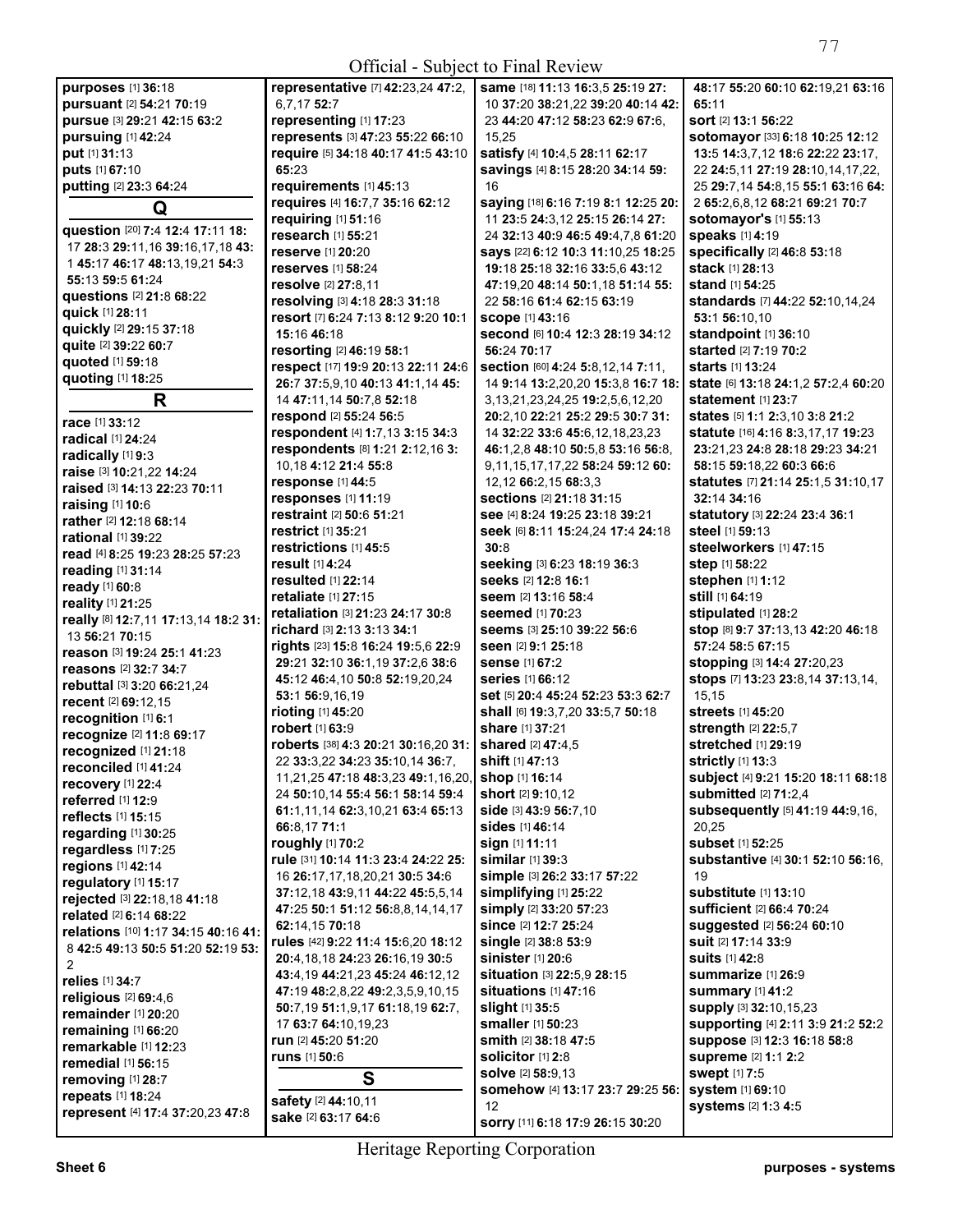**purposes** [1] **36:**18
**pursuant** [2] **54:**21 **70:**19
**pursue** [3] **29:**21 **42:**15 **63:**2
**pursuing** [1] **42:**24
**put** [1] **31:**13
**puts** [1] **67:**10
**putting** [2] **23:**3 **64:**24

## Q

**question** [20] **7:**4 **12:**4 **17:**11 **18:** 17 **28:**3 **29:**11,16 **39:**16,17,18 **43:** 1 **45:**17 **46:**17 **48:**13,19,21 **54:**3 **55:**13 **59:**5 **61:**24
**questions** [2] **21:**8 **68:**22
**quick** [1] **28:**11
**quickly** [2] **29:**15 **37:**18
**quite** [2] **39:**22 **60:**7
**quoted** [1] **59:**18
**quoting** [1] **18:**25

## R

**race** [1] **33:**12
**radical** [1] **24:**24
**radically** [1] **9:**3
**raise** [3] **10:**21,22 **14:**24
**raised** [3] **14:**13 **22:**23 **70:**11
**raising** [1] **10:**6
**rather** [2] **12:**18 **68:**14
**rational** [1] **39:**22
**read** [4] **8:**25 **19:**23 **28:**25 **57:**23
**reading** [1] **31:**14
**ready** [1] **60:**8
**reality** [1] **21:**25
**really** [8] **12:**7,11 **17:**13,14 **18:**2 **31:** 13 **56:**21 **70:**15
**reason** [3] **19:**24 **25:**1 **41:**23
**reasons** [2] **32:**7 **34:**7
**rebuttal** [3] **3:**20 **66:**21,24
**recent** [2] **69:**12,15
**recognition** [1] **6:**1
**recognize** [2] **11:**8 **69:**17
**recognized** [1] **21:**18
**reconciled** [1] **41:**24
**recovery** [1] **22:**4
**referred** [1] **12:**9
**reflects** [1] **15:**15
**regarding** [1] **30:**25
**regardless** [1] **7:**25
**regions** [1] **42:**14
**regulatory** [1] **15:**17
**rejected** [3] **22:**18,18 **41:**18
**related** [2] **6:**14 **68:**22
**relations** [10] **1:**17 **34:**15 **40:**16 **41:** 8 **42:**5 **49:**13 **50:**5 **51:**20 **52:**19 **53:** 2
**relies** [1] **34:**7
**religious** [2] **69:**4,6
**remainder** [1] **20:**20
**remaining** [1] **66:**20
**remarkable** [1] **12:**23
**remedial** [1] **56:**15
**removing** [1] **28:**7
**repeats** [1] **18:**24
**represent** [4] **17:**4 **37:**20,23 **47:**8
**representative** [7] **42:**23,24 **47:**2, 6,7,17 **52:**7
**representing** [1] **17:**23
**represents** [3] **47:**23 **55:**22 **66:**10
**require** [5] **34:**18 **40:**17 **41:**5 **43:**10 **65:**23
**requirements** [1] **45:**13
**requires** [4] **16:**7,7 **35:**16 **62:**12
**requiring** [1] **51:**16
**research** [1] **55:**21
**reserve** [1] **20:**20
**reserves** [1] **58:**24
**resolve** [2] **27:**8,11
**resolving** [3] **4:**18 **28:**3 **31:**18
**resort** [7] **6:**24 **7:**13 **8:**12 **9:**20 **10:**1 **15:**16 **46:**18
**resorting** [2] **46:**19 **58:**1
**respect** [17] **19:**9 **20:**13 **22:**11 **24:**6 **26:**7 **37:**5,9,10 **40:**13 **41:**1,14 **45:** 14 **47:**11,14 **50:**7,8 **52:**18
**respond** [2] **55:**24 **56:**5
**respondent** [4] **1:**7,13 **3:**15 **34:**3
**respondents** [8] **1:**21 **2:**12,16 **3:** 10,18 **4:**12 **21:**4 **55:**8
**response** [1] **44:**5
**responses** [1] **11:**19
**restraint** [2] **50:**6 **51:**21
**restrict** [1] **35:**21
**restrictions** [1] **45:**5
**result** [1] **4:**24
**resulted** [1] **22:**14
**retaliate** [1] **27:**15
**retaliation** [3] **21:**23 **24:**17 **30:**8
**richard** [3] **2:**13 **3:**13 **34:**1
**rights** [23] **15:**8 **16:**24 **19:**5,6 **22:**9 **29:**21 **32:**10 **36:**1,19 **37:**2,6 **38:**6 **45:**12 **46:**4,10 **50:**8 **52:**19,20,24 **53:**1 **56:**9,16,19
**rioting** [1] **45:**20
**robert** [1] **63:**9
**roberts** [38] **4:**3 **20:**21 **30:**16,20 **31:** 22 **33:**3,22 **34:**23 **35:**10,14 **36:**7, 11,21,25 **47:**18 **48:**3,23 **49:**1,16,20, 24 **50:**10,14 **55:**4 **56:**1 **58:**14 **59:**4 **61:**1,11,14 **62:**3,10,21 **63:**4 **65:**13 **66:**8,17 **71:**1
**roughly** [1] **70:**2
**rule** [31] **10:**14 **11:**3 **23:**4 **24:**22 **25:** 16 **26:**17,17,18,20,21 **30:**5 **34:**6 **37:**12,18 **43:**9,11 **44:**22 **45:**5,5,14 **47:**25 **50:**1 **51:**12 **56:**8,8,14,14,17 **62:**14,15 **70:**18
**rules** [42] **9:**22 **11:**4 **15:**6,20 **18:**12 **20:**4,18,18 **24:**23 **26:**16,19 **30:**5 **43:**4,19 **44:**21,23 **45:**24 **46:**12,12 **47:**19 **48:**2,8,22 **49:**2,3,5,9,10,15 **50:**7,19 **51:**1,9,17 **61:**18,19 **62:**7, 17 **63:**7 **64:**10,19,23
**run** [2] **45:**20 **51:**20
**runs** [1] **50:**6

## S

**safety** [2] **44:**10,11
**sake** [2] **63:**17 **64:**6
**same** [18] **11:**13 **16:**3,5 **25:**19 **27:** 10 **37:**20 **38:**21,22 **39:**20 **40:**14 **42:** 23 **44:**20 **47:**12 **58:**23 **62:**9 **67:**6, 15,25
**satisfy** [4] **10:**4,5 **28:**11 **62:**17
**savings** [4] **8:**15 **28:**20 **34:**14 **59:** 16
**saying** [18] **6:**16 **7:**19 **8:**1 **12:**25 **20:** 11 **23:**5 **24:**3,12 **25:**15 **26:**14 **27:** 24 **32:**13 **40:**9 **46:**5 **49:**4,7,8 **61:**20
**says** [22] **6:**12 **10:**3 **11:**10,25 **18:**25 **19:**18 **25:**18 **32:**16 **33:**5,6 **43:**12 **47:**19,20 **48:**14 **50:**1,18 **51:**14 **55:** 22 **58:**16 **61:**4 **62:**15 **63:**19
**scope** [1] **43:**16
**second** [6] **10:**4 **12:**3 **28:**19 **34:**12 **56:**24 **70:**17
**section** [60] **4:**24 **5:**8,12,14 **7:**11, 14 **9:**14 **13:**2,20,20 **15:**3,8 **16:**7 **18:** 3,13,21,23,24,25 **19:**2,5,6,12,20 **20:**2,10 **22:**21 **25:**2 **29:**5 **30:**7 **31:** 14 **32:**22 **33:**6 **45:**6,12,18,23,23 **46:**1,2,8 **48:**10 **50:**5,8 **53:**16 **56:**8, 9,11,15,17,17,22 **58:**24 **59:**12 **60:** 12,12 **66:**2,15 **68:**3,3
**sections** [2] **21:**18 **31:**15
**see** [4] **8:**24 **19:**25 **23:**18 **39:**21
**seek** [6] **8:**11 **15:**24,24 **17:**4 **24:**18 **30:**8
**seeking** [3] **6:**23 **18:**19 **36:**3
**seeks** [2] **12:**8 **16:**1
**seem** [2] **13:**16 **58:**4
**seemed** [1] **70:**23
**seems** [3] **25:**10 **39:**22 **56:**6
**seen** [2] **9:**1 **25:**18
**sense** [1] **67:**2
**series** [1] **66:**12
**set** [5] **20:**4 **45:**24 **52:**23 **53:**3 **62:**7
**shall** [6] **19:**3,7,20 **33:**5,7 **50:**18
**share** [1] **37:**21
**shared** [2] **47:**4,5
**shift** [1] **47:**13
**shop** [1] **16:**14
**short** [2] **9:**10,12
**side** [3] **43:**9 **56:**7,10
**sides** [1] **46:**14
**sign** [1] **11:**11
**similar** [1] **39:**3
**simple** [3] **26:**2 **33:**17 **57:**22
**simplifying** [1] **25:**22
**simply** [2] **33:**20 **57:**23
**since** [2] **12:**7 **25:**24
**single** [2] **38:**8 **53:**9
**sinister** [1] **20:**6
**situation** [3] **22:**5,9 **28:**15
**situations** [1] **47:**16
**slight** [1] **35:**5
**smaller** [1] **50:**23
**smith** [2] **38:**18 **47:**5
**solicitor** [1] **2:**8
**solve** [2] **58:**9,13
**somehow** [4] **13:**17 **23:**7 **29:**25 **56:** 12
**sorry** [11] **6:**18 **17:**9 **26:**15 **30:**20 **48:**17 **55:**20 **60:**10 **62:**19,21 **63:**16 **65:**11
**sort** [2] **13:**1 **56:**22
**sotomayor** [33] **6:**18 **10:**25 **12:**12 **13:**5 **14:**3,7,12 **18:**6 **22:**22 **23:**17, 22 **24:**5,11 **27:**19 **28:**10,14,17,22, 25 **29:**7,14 **54:**8,15 **55:**1 **63:**16 **64:** 2 **65:**2,6,8,12 **68:**21 **69:**21 **70:**7
**sotomayor's** [1] **55:**13
**speaks** [1] **4:**19
**specifically** [2] **46:**8 **53:**18
**stack** [1] **28:**13
**stand** [1] **54:**25
**standards** [7] **44:**22 **52:**10,14,24 **53:**1 **56:**10,10
**standpoint** [1] **36:**10
**started** [2] **7:**19 **70:**2
**starts** [1] **13:**24
**state** [6] **13:**18 **24:**1,2 **57:**2,4 **60:**20
**statement** [1] **23:**7
**states** [5] **1:**1 **2:**3,10 **3:**8 **21:**2
**statute** [16] **4:**16 **8:**3,17,17 **19:**23 **23:**21,23 **24:**8 **28:**18 **29:**23 **34:**21 **58:**15 **59:**18,22 **60:**3 **66:**6
**statutes** [7] **21:**14 **25:**1,5 **31:**10,17 **32:**14 **34:**16
**statutory** [3] **22:**24 **23:**4 **36:**1
**steel** [1] **59:**13
**steelworkers** [1] **47:**15
**step** [1] **58:**22
**stephen** [1] **1:**12
**still** [1] **64:**19
**stipulated** [1] **28:**2
**stop** [8] **9:**7 **37:**13,13 **42:**20 **46:**18 **57:**24 **58:**5 **67:**15
**stopping** [3] **14:**4 **27:**20,23
**stops** [7] **13:**23 **23:**8,14 **37:**13,14, 15,15
**streets** [1] **45:**20
**strength** [2] **22:**5,7
**stretched** [1] **29:**19
**strictly** [1] **13:**3
**subject** [4] **9:**21 **15:**20 **18:**11 **68:**18
**submitted** [2] **71:**2,4
**subsequently** [5] **41:**19 **44:**9,16, 20,25
**subset** [1] **52:**25
**substantive** [4] **30:**1 **52:**10 **56:**16, 19
**substitute** [1] **13:**10
**sufficient** [2] **66:**4 **70:**24
**suggested** [2] **56:**24 **60:**10
**suit** [2] **17:**14 **33:**9
**suits** [1] **42:**8
**summarize** [1] **26:**9
**summary** [1] **41:**2
**supply** [3] **32:**10,15,23
**supporting** [4] **2:**11 **3:**9 **21:**2 **52:**2
**suppose** [3] **12:**3 **16:**18 **58:**8
**supreme** [2] **1:**1 **2:**2
**swept** [1] **7:**5
**system** [1] **69:**10
**systems** [2] **1:**3 **4:**5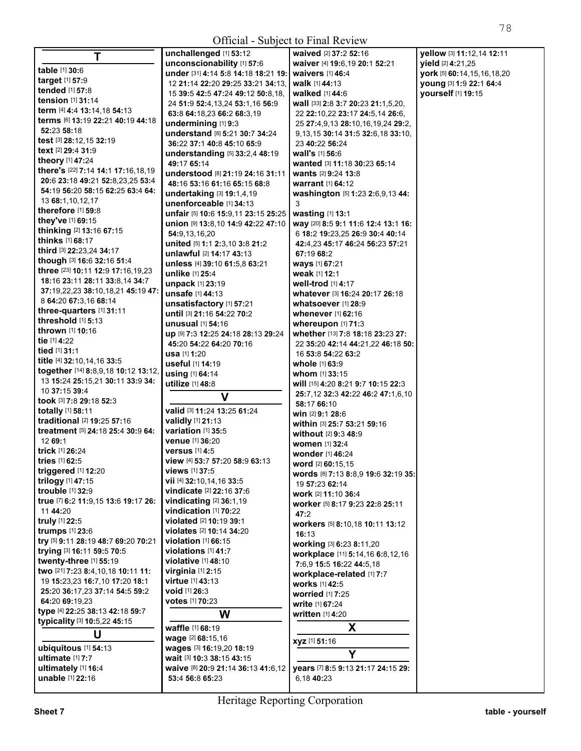Official - Subject to Final Review

## T

**table** [1] **30:**6
**target** [1] **57:**9
**tended** [1] **57:**8
**tension** [1] **31:**14
**term** [4] **4:**4 **13:**14,18 **54:**13
**terms** [6] **13:**19 **22:**21 **40:**19 **44:**18 **52:**23 **58:**18
**test** [3] **28:**12,15 **32:**19
**text** [2] **29:**4 **31:**9
**theory** [1] **47:**24
**there's** [22] **7:**14 **14:**1 **17:**16,18,19 **20:**6 **23:**18 **49:**21 **52:**8,23,25 **53:**4 **54:**19 **56:**20 **58:**15 **62:**25 **63:**4 **64:**13 **68:**1,10,12,17
**therefore** [1] **59:**8
**they've** [1] **69:**15
**thinking** [2] **13:**16 **67:**15
**thinks** [1] **68:**17
**third** [3] **22:**23,24 **34:**17
**though** [3] **16:**6 **32:**16 **51:**4
**three** [23] **10:**11 **12:**9 **17:**16,19,23 **18:**16 **23:**11 **28:**11 **33:**8,14 **34:**7 **37:**19,22,23 **38:**10,18,21 **45:**19 **47:**8 **64:**20 **67:**3,16 **68:**14
**three-quarters** [1] **31:**11
**threshold** [1] **5:**13
**thrown** [1] **10:**16
**tie** [1] **4:**22
**tied** [1] **31:**1
**title** [4] **32:**10,14,16 **33:**5
**together** [14] **8:**8,9,18 **10:**12 **13:**12,13 **15:**24 **25:**15,21 **30:**11 **33:**9 **34:**10 **37:**15 **39:**4
**took** [3] **7:**8 **29:**18 **52:**3
**totally** [1] **58:**11
**traditional** [2] **19:**25 **57:**16
**treatment** [5] **24:**18 **25:**4 **30:**9 **64:**12 **69:**1
**trick** [1] **26:**24
**tries** [1] **62:**5
**triggered** [1] **12:**20
**trilogy** [1] **47:**15
**trouble** [1] **32:**9
**true** [7] **6:**2 **11:**9,15 **13:**6 **19:**17 **26:**11 **44:**20
**truly** [1] **22:**5
**trumps** [1] **23:**6
**try** [5] **9:**11 **28:**19 **48:**7 **69:**20 **70:**21
**trying** [3] **16:**11 **59:**5 **70:**5
**twenty-three** [1] **55:**19
**two** [21] **7:**23 **8:**4,10,18 **10:**11 **11:**19 **15:**23,23 **16:**7,10 **17:**20 **18:**1 **25:**20 **36:**17,23 **37:**14 **54:**5 **59:**2 **64:**20 **69:**19,23
**type** [4] **22:**25 **38:**13 **42:**18 **59:**7
**typicality** [3] **10:**5,22 **45:**15

## U

**ubiquitous** [1] **54:**13
**ultimate** [1] **7:**7
**ultimately** [1] **16:**4
**unable** [1] **22:**16
**unchallenged** [1] **53:**12
**unconscionability** [1] **57:**6
**under** [31] **4:**14 **5:**8 **14:**18 **18:**21 **19:**12 **21:**14 **22:**20 **29:**25 **33:**21 **34:**13,15 **39:**5 **42:**5 **47:**24 **49:**12 **50:**8,18,24 **51:**9 **52:**4,13,24 **53:**1,16 **56:**9 **63:**8 **64:**18,23 **66:**2 **68:**3,19
**undermining** [1] **9:**3
**understand** [8] **5:**21 **30:**7 **34:**24 **36:**22 **37:**1 **40:**8 **45:**10 **65:**9
**understanding** [5] **33:**2,4 **48:**19 **49:**17 **65:**14
**understood** [8] **21:**19 **24:**16 **31:**11 **48:**16 **53:**16 **61:**16 **65:**15 **68:**8
**undertaking** [3] **19:**1,4,19
**unenforceable** [1] **34:**13
**unfair** [5] **10:**6 **15:**9,11 **23:**15 **25:**25
**union** [9] **13:**8,10 **14:**9 **42:**22 **47:**10 **54:**9,13,16,20
**united** [5] **1:**1 **2:**3,10 **3:**8 **21:**2
**unlawful** [2] **14:**17 **43:**13
**unless** [4] **39:**10 **61:**5,8 **63:**21
**unlike** [1] **25:**4
**unpack** [1] **23:**19
**unsafe** [1] **44:**13
**unsatisfactory** [1] **57:**21
**until** [3] **21:**16 **54:**22 **70:**2
**unusual** [1] **54:**16
**up** [9] **7:**3 **12:**25 **24:**18 **28:**13 **29:**24 **45:**20 **54:**22 **64:**20 **70:**16
**usa** [1] **1:**20
**useful** [1] **14:**19
**using** [1] **64:**14
**utilize** [1] **48:**8

## V

**valid** [3] **11:**24 **13:**25 **61:**24
**validly** [1] **21:**13
**variation** [1] **35:**5
**venue** [1] **36:**20
**versus** [1] **4:**5
**view** [4] **53:**7 **57:**20 **58:**9 **63:**13
**views** [1] **37:**5
**vii** [4] **32:**10,14,16 **33:**5
**vindicate** [2] **22:**16 **37:**6
**vindicating** [2] **36:**1,19
**vindication** [1] **70:**22
**violated** [2] **10:**19 **39:**1
**violates** [2] **10:**14 **34:**20
**violation** [1] **66:**15
**violations** [1] **41:**7
**violative** [1] **48:**10
**virginia** [1] **2:**15
**virtue** [1] **43:**13
**void** [1] **26:**3
**votes** [1] **70:**23

## W

**waffle** [1] **68:**19
**wage** [2] **68:**15,16
**wages** [3] **16:**19,20 **18:**19
**wait** [3] **10:**3 **38:**15 **43:**15
**waive** [8] **20:**9 **21:**14 **36:**13 **41:**6,12 **53:**4 **56:**8 **65:**23
**waived** [2] **37:**2 **52:**16
**waiver** [4] **19:**6,19 **20:**1 **52:**21
**waivers** [1] **46:**4
**walk** [1] **44:**13
**walked** [1] **44:**6
**wall** [33] **2:**8 **3:**7 **20:**23 **21:**1,5,20,22 **22:**10,22 **23:**17 **24:**5,14 **26:**6,25 **27:**4,9,13 **28:**10,16,19,24 **29:**2,9,13,15 **30:**14 **31:**5 **32:**6,18 **33:**10,23 **40:**22 **56:**24
**wall's** [1] **56:**6
**wanted** [3] **11:**18 **30:**23 **65:**14
**wants** [2] **9:**24 **13:**8
**warrant** [1] **64:**12
**washington** [5] **1:**23 **2:**6,9,13 **44:**3
**wasting** [1] **13:**1
**way** [20] **8:**5 **9:**1 **11:**6 **12:**4 **13:**1 **16:**6 **18:**2 **19:**23,25 **26:**9 **30:**4 **40:**14 **42:**4,23 **45:**17 **46:**24 **56:**23 **57:**21 **67:**19 **68:**2
**ways** [1] **67:**21
**weak** [1] **12:**1
**well-trod** [1] **4:**17
**whatever** [3] **16:**24 **20:**17 **26:**18
**whatsoever** [1] **28:**9
**whenever** [1] **62:**16
**whereupon** [1] **71:**3
**whether** [13] **7:**8 **18:**18 **23:**23 **27:**22 **35:**20 **42:**14 **44:**21,22 **46:**18 **50:**16 **53:**8 **54:**22 **63:**2
**whole** [1] **63:**9
**whom** [1] **33:**15
**will** [15] **4:**20 **8:**21 **9:**7 **10:**15 **22:**3 **25:**7,12 **32:**3 **42:**22 **46:**2 **47:**1,6,10 **58:**17 **66:**10
**win** [2] **9:**1 **28:**6
**within** [3] **25:**7 **53:**21 **59:**16
**without** [2] **9:**3 **48:**9
**women** [1] **32:**4
**wonder** [1] **46:**24
**word** [2] **60:**15,15
**words** [8] **7:**13 **8:**8,9 **19:**6 **32:**19 **35:**19 **57:**23 **62:**14
**work** [2] **11:**10 **36:**4
**worker** [5] **8:**17 **9:**23 **22:**8 **25:**11 **47:**2
**workers** [5] **8:**10,18 **10:**11 **13:**12 **16:**13
**working** [3] **6:**23 **8:**11,20
**workplace** [11] **5:**14,16 **6:**8,12,16 **7:**6,9 **15:**5 **16:**22 **44:**5,18
**workplace-related** [1] **7:**7
**works** [1] **42:**5
**worried** [1] **7:**25
**write** [1] **67:**24
**written** [1] **4:**20

## X

**xyz** [1] **51:**16

## Y

**years** [7] **8:**5 **9:**13 **21:**17 **24:**15 **29:**6,18 **40:**23
**yellow** [3] **11:**12,14 **12:**11
**yield** [2] **4:**21,25
**york** [5] **60:**14,15,16,18,20
**young** [3] **1:**9 **22:**1 **64:**4
**yourself** [1] **19:**15

Heritage Reporting Corporation

Sheet 7 table - yourself